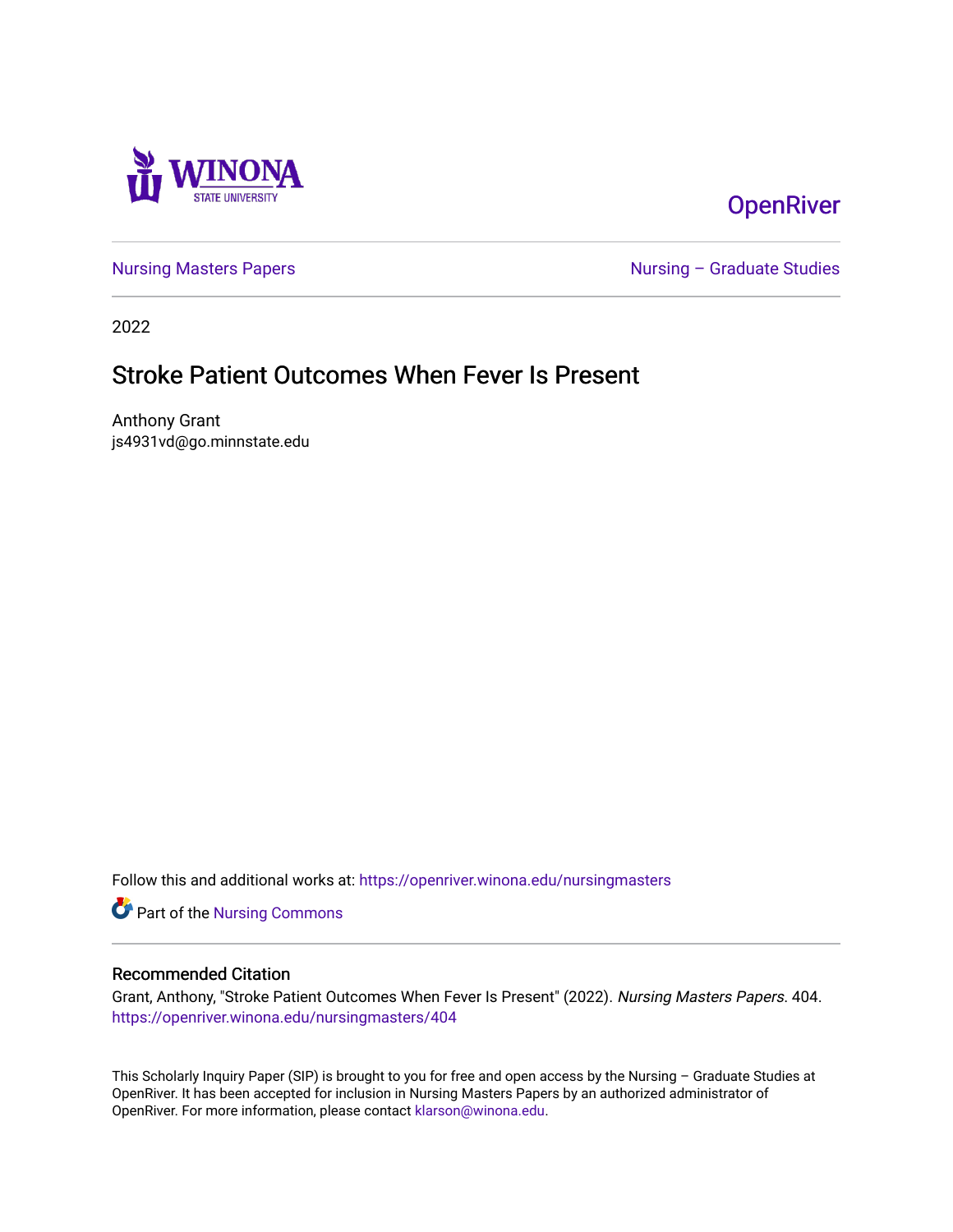Winona State University

OpenRiver

Nursing Masters Papers

Nursing – Graduate Studies

2022

# Stroke Patient Outcomes When Fever Is Present

Anthony Grant
js4931vd@go.minnstate.edu

Follow this and additional works at: https://openriver.winona.edu/nursingmasters

Part of the Nursing Commons

## Recommended Citation

Grant, Anthony, "Stroke Patient Outcomes When Fever Is Present" (2022). *Nursing Masters Papers*. 404.
https://openriver.winona.edu/nursingmasters/404

This Scholarly Inquiry Paper (SIP) is brought to you for free and open access by the Nursing – Graduate Studies at OpenRiver. It has been accepted for inclusion in Nursing Masters Papers by an authorized administrator of OpenRiver. For more information, please contact klarson@winona.edu.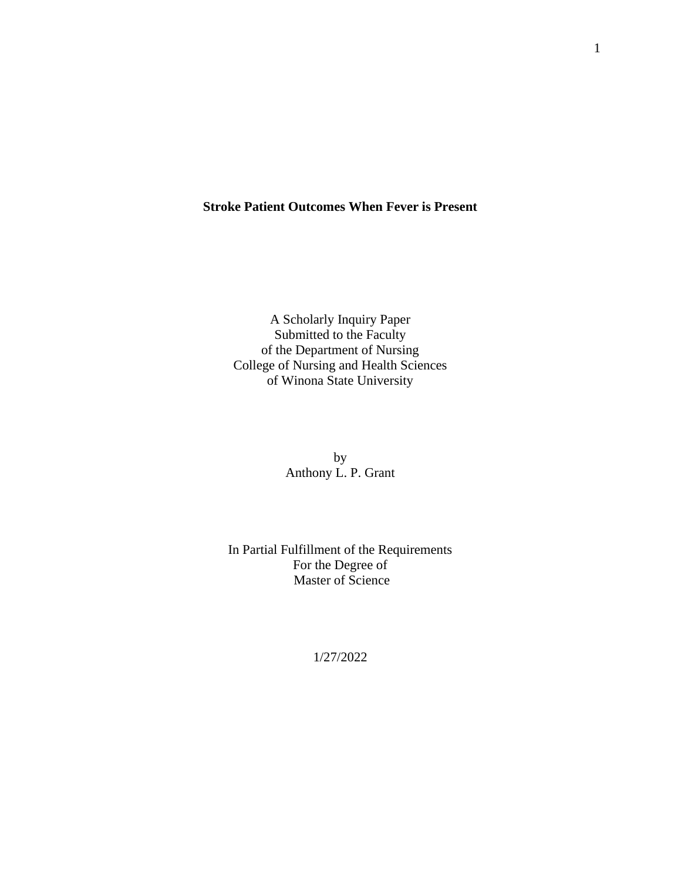# Stroke Patient Outcomes When Fever is Present

A Scholarly Inquiry Paper
Submitted to the Faculty
of the Department of Nursing
College of Nursing and Health Sciences
of Winona State University

by
Anthony L. P. Grant

In Partial Fulfillment of the Requirements
For the Degree of
Master of Science

1/27/2022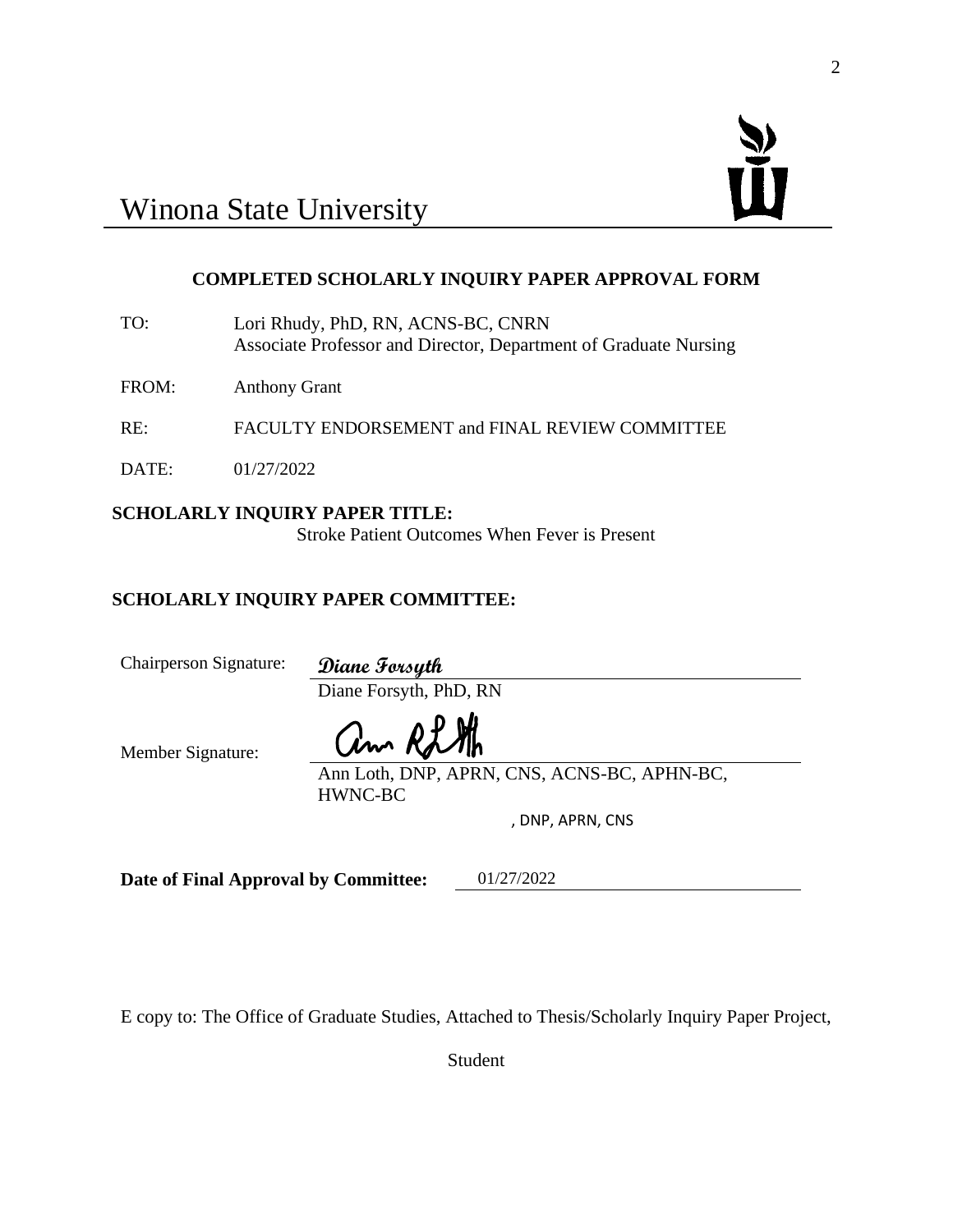# Winona State University

**COMPLETED SCHOLARLY INQUIRY PAPER APPROVAL FORM**

TO: Lori Rhudy, PhD, RN, ACNS-BC, CNRN
Associate Professor and Director, Department of Graduate Nursing

FROM: Anthony Grant

RE: FACULTY ENDORSEMENT and FINAL REVIEW COMMITTEE

DATE: 01/27/2022

**SCHOLARLY INQUIRY PAPER TITLE:**
Stroke Patient Outcomes When Fever is Present

**SCHOLARLY INQUIRY PAPER COMMITTEE:**

Chairperson Signature: *Diane Forsyth*
Diane Forsyth, PhD, RN

Member Signature: Ann R Loth
Ann Loth, DNP, APRN, CNS, ACNS-BC, APHN-BC, HWNC-BC

, DNP, APRN, CNS

**Date of Final Approval by Committee:** 01/27/2022

E copy to: The Office of Graduate Studies, Attached to Thesis/Scholarly Inquiry Paper Project, Student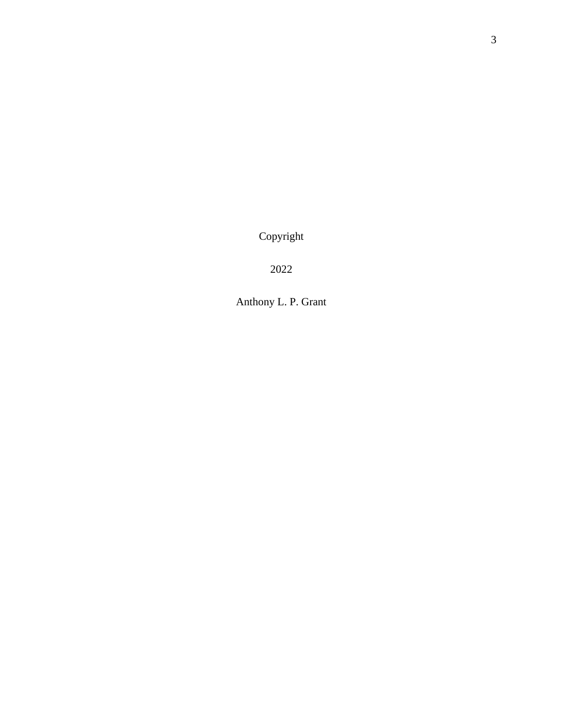Copyright

2022

Anthony L. P. Grant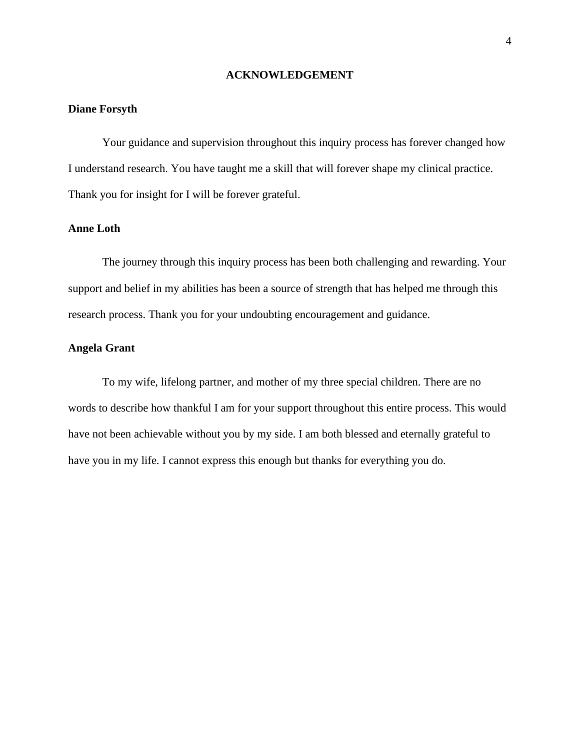# ACKNOWLEDGEMENT

**Diane Forsyth**

Your guidance and supervision throughout this inquiry process has forever changed how I understand research. You have taught me a skill that will forever shape my clinical practice. Thank you for insight for I will be forever grateful.

**Anne Loth**

The journey through this inquiry process has been both challenging and rewarding. Your support and belief in my abilities has been a source of strength that has helped me through this research process. Thank you for your undoubting encouragement and guidance.

**Angela Grant**

To my wife, lifelong partner, and mother of my three special children. There are no words to describe how thankful I am for your support throughout this entire process. This would have not been achievable without you by my side. I am both blessed and eternally grateful to have you in my life. I cannot express this enough but thanks for everything you do.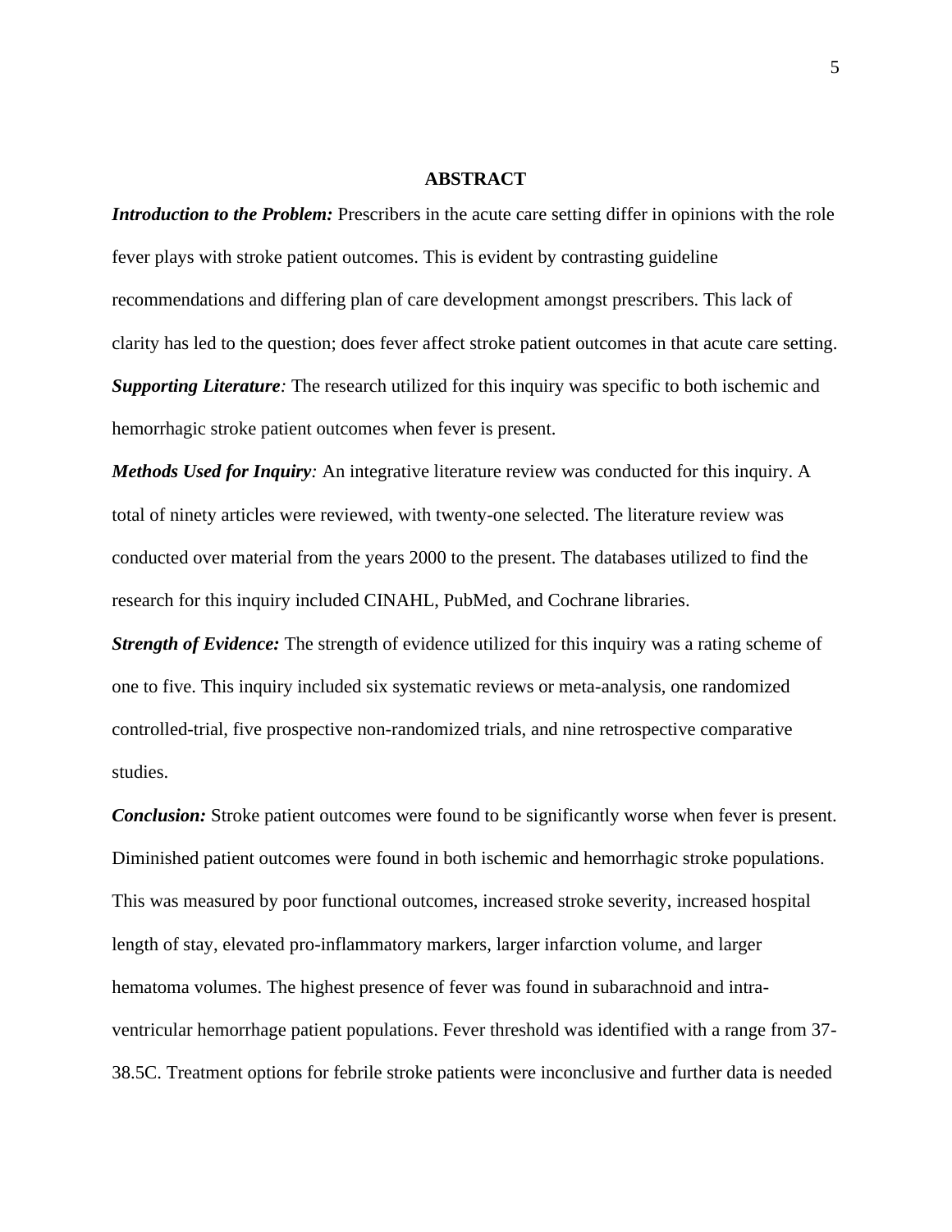# ABSTRACT

***Introduction to the Problem:*** Prescribers in the acute care setting differ in opinions with the role fever plays with stroke patient outcomes. This is evident by contrasting guideline recommendations and differing plan of care development amongst prescribers. This lack of clarity has led to the question; does fever affect stroke patient outcomes in that acute care setting.

***Supporting Literature**:* The research utilized for this inquiry was specific to both ischemic and hemorrhagic stroke patient outcomes when fever is present.

***Methods Used for Inquiry**:* An integrative literature review was conducted for this inquiry. A total of ninety articles were reviewed, with twenty-one selected. The literature review was conducted over material from the years 2000 to the present. The databases utilized to find the research for this inquiry included CINAHL, PubMed, and Cochrane libraries.

***Strength of Evidence:*** The strength of evidence utilized for this inquiry was a rating scheme of one to five. This inquiry included six systematic reviews or meta-analysis, one randomized controlled-trial, five prospective non-randomized trials, and nine retrospective comparative studies.

***Conclusion:*** Stroke patient outcomes were found to be significantly worse when fever is present. Diminished patient outcomes were found in both ischemic and hemorrhagic stroke populations. This was measured by poor functional outcomes, increased stroke severity, increased hospital length of stay, elevated pro-inflammatory markers, larger infarction volume, and larger hematoma volumes. The highest presence of fever was found in subarachnoid and intra-ventricular hemorrhage patient populations. Fever threshold was identified with a range from 37-38.5C. Treatment options for febrile stroke patients were inconclusive and further data is needed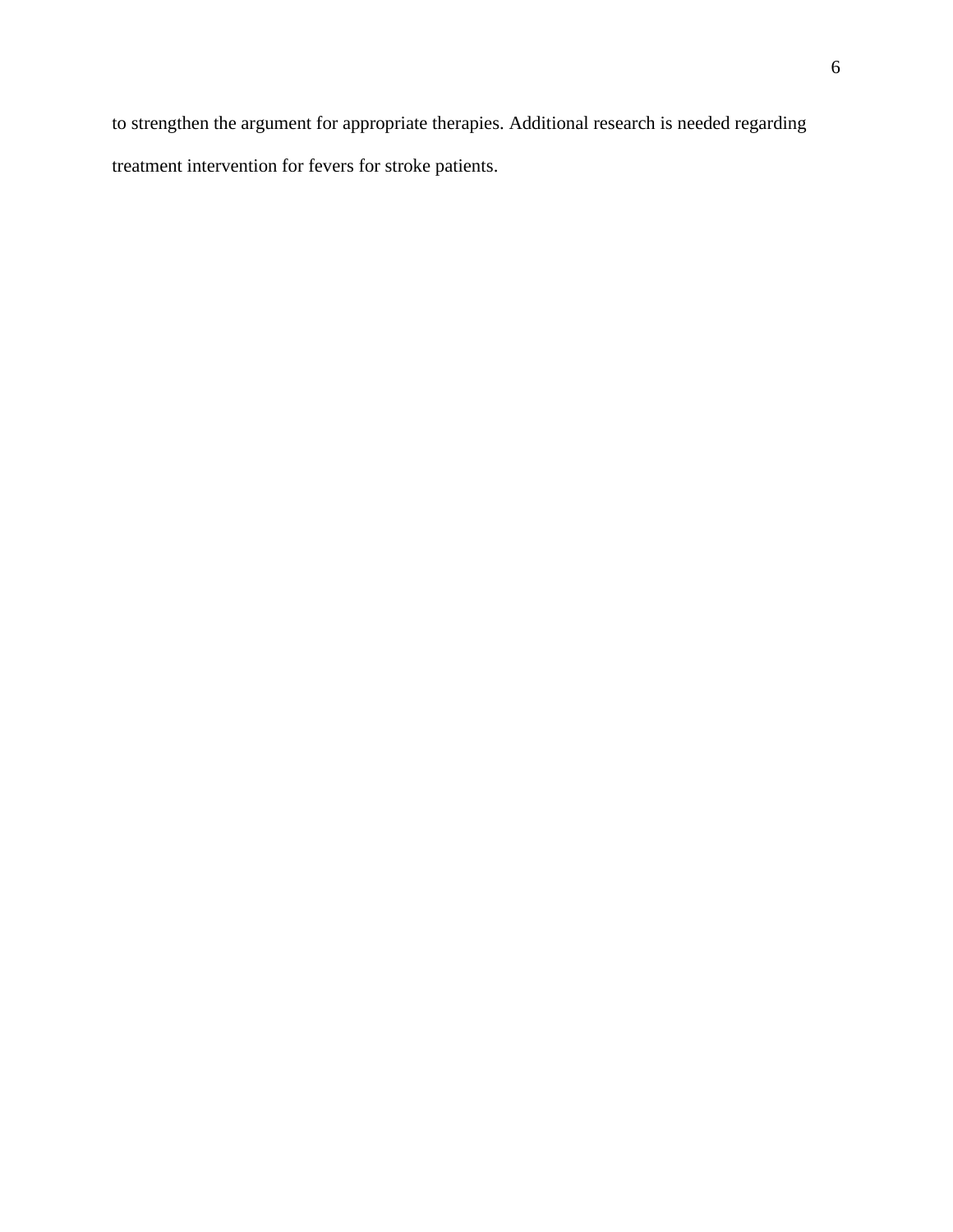to strengthen the argument for appropriate therapies. Additional research is needed regarding treatment intervention for fevers for stroke patients.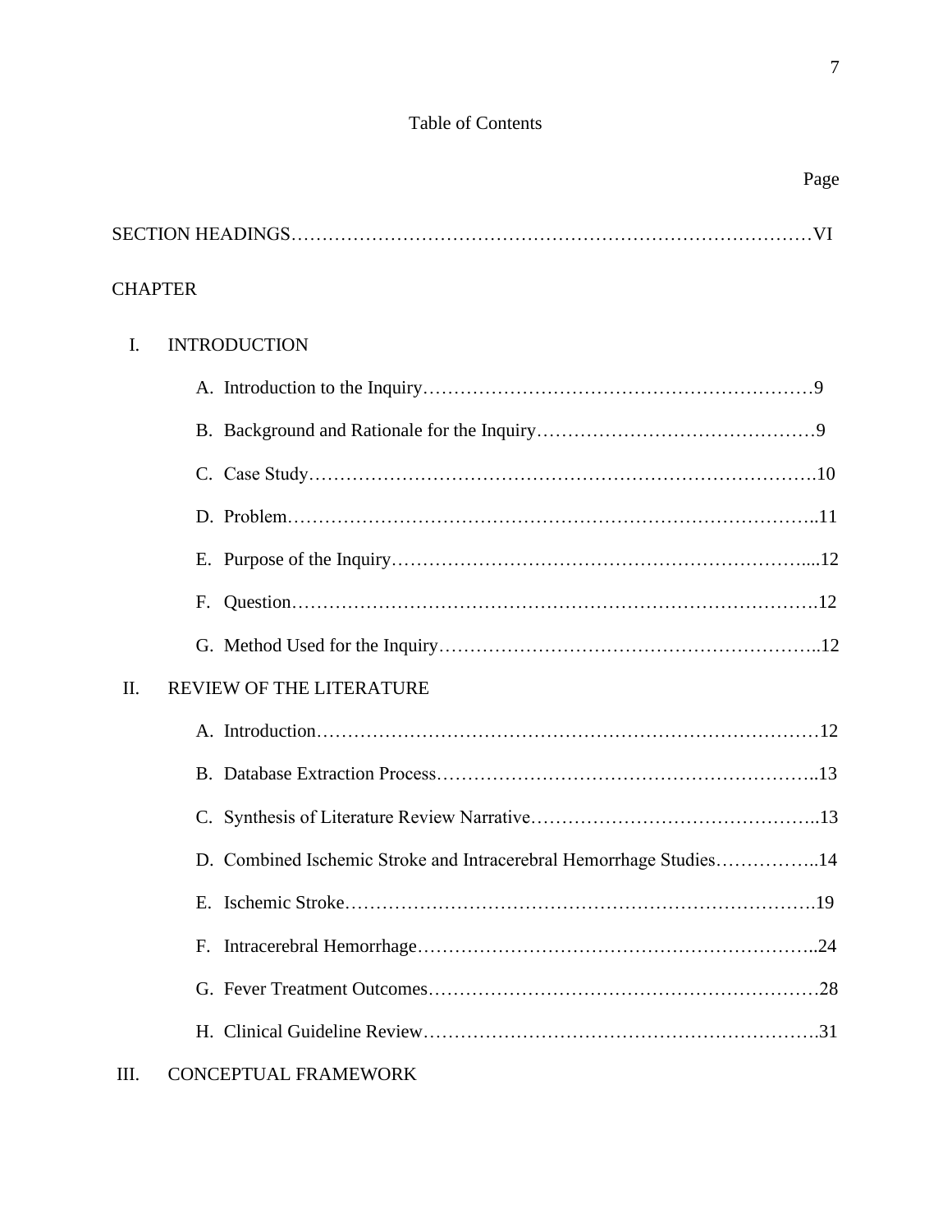# Table of Contents

Page

SECTION HEADINGS……………………………………………………………………………VI

CHAPTER

I. INTRODUCTION

   A. Introduction to the Inquiry………………………………………………………9

   B. Background and Rationale for the Inquiry………………………………………9

   C. Case Study……………………………………………………………………….10

   D. Problem…………………………………………………………………………..11

   E. Purpose of the Inquiry…………………………………………………………....12

   F. Question………………………………………………………………………….12

   G. Method Used for the Inquiry……………………………………………………..12

II. REVIEW OF THE LITERATURE

   A. Introduction………………………………………………………………………12

   B. Database Extraction Process……………………………………………………..13

   C. Synthesis of Literature Review Narrative………………………………………..13

   D. Combined Ischemic Stroke and Intracerebral Hemorrhage Studies……………..14

   E. Ischemic Stroke…………………………………………………………………19

   F. Intracerebral Hemorrhage………………………………………………………..24

   G. Fever Treatment Outcomes………………………………………………………28

   H. Clinical Guideline Review……………………………………………………….31

III. CONCEPTUAL FRAMEWORK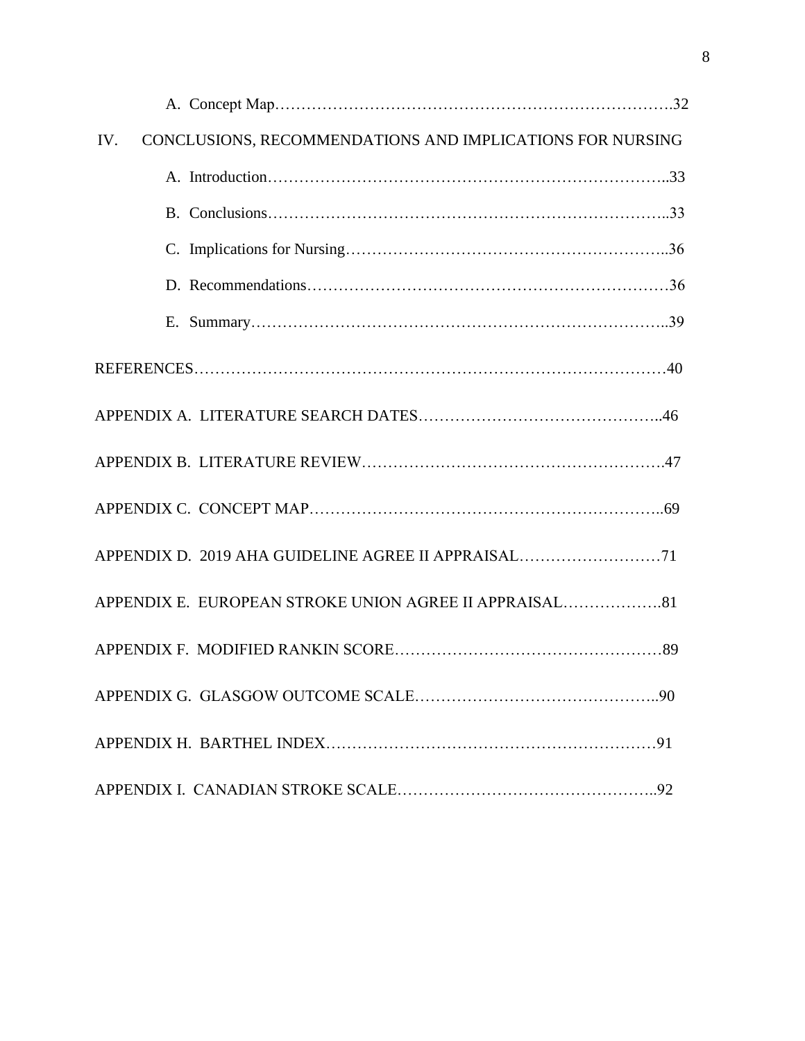A. Concept Map……………………………………………………………………….32

IV. CONCLUSIONS, RECOMMENDATIONS AND IMPLICATIONS FOR NURSING

A. Introduction…………………………………………………………………..33

B. Conclusions…………………………………………………………………..33

C. Implications for Nursing……………………………………………………..36

D. Recommendations……………………………………………………………36

E. Summary……………………………………………………………………..39

REFERENCES……………………………………………………………………………40

APPENDIX A. LITERATURE SEARCH DATES………………………………………..46

APPENDIX B. LITERATURE REVIEW…………………………………………………47

APPENDIX C. CONCEPT MAP…………………………………………………………..69

APPENDIX D. 2019 AHA GUIDELINE AGREE II APPRAISAL………………………71

APPENDIX E. EUROPEAN STROKE UNION AGREE II APPRAISAL……………….81

APPENDIX F. MODIFIED RANKIN SCORE……………………………………………89

APPENDIX G. GLASGOW OUTCOME SCALE………………………………………..90

APPENDIX H. BARTHEL INDEX………………………………………………………91

APPENDIX I. CANADIAN STROKE SCALE…………………………………………..92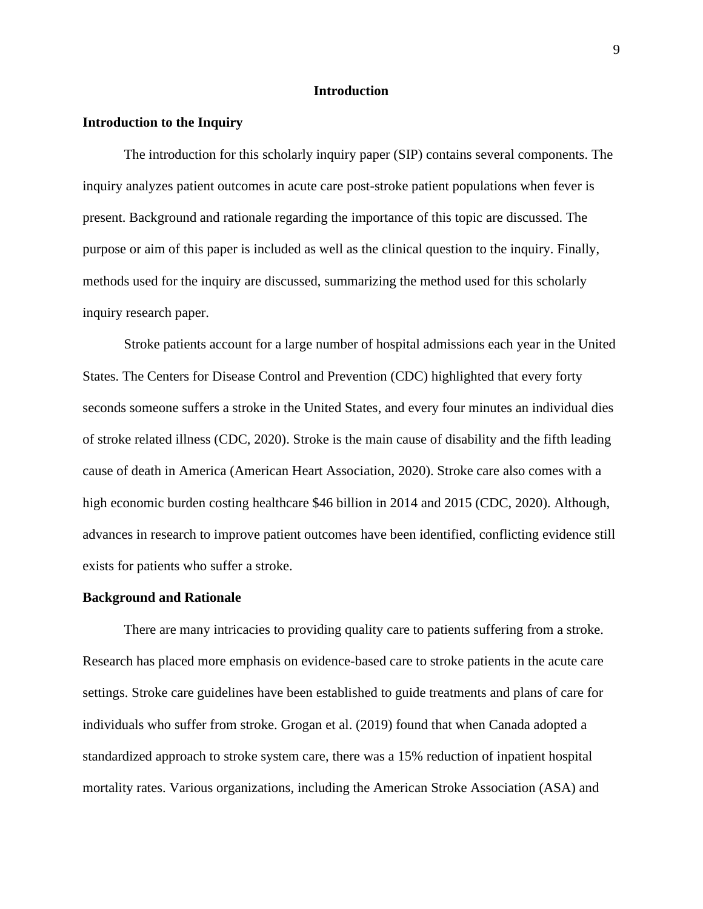# Introduction

## Introduction to the Inquiry

The introduction for this scholarly inquiry paper (SIP) contains several components. The inquiry analyzes patient outcomes in acute care post-stroke patient populations when fever is present. Background and rationale regarding the importance of this topic are discussed. The purpose or aim of this paper is included as well as the clinical question to the inquiry. Finally, methods used for the inquiry are discussed, summarizing the method used for this scholarly inquiry research paper.

Stroke patients account for a large number of hospital admissions each year in the United States. The Centers for Disease Control and Prevention (CDC) highlighted that every forty seconds someone suffers a stroke in the United States, and every four minutes an individual dies of stroke related illness (CDC, 2020). Stroke is the main cause of disability and the fifth leading cause of death in America (American Heart Association, 2020). Stroke care also comes with a high economic burden costing healthcare $46 billion in 2014 and 2015 (CDC, 2020). Although, advances in research to improve patient outcomes have been identified, conflicting evidence still exists for patients who suffer a stroke.

## Background and Rationale

There are many intricacies to providing quality care to patients suffering from a stroke. Research has placed more emphasis on evidence-based care to stroke patients in the acute care settings. Stroke care guidelines have been established to guide treatments and plans of care for individuals who suffer from stroke. Grogan et al. (2019) found that when Canada adopted a standardized approach to stroke system care, there was a 15% reduction of inpatient hospital mortality rates. Various organizations, including the American Stroke Association (ASA) and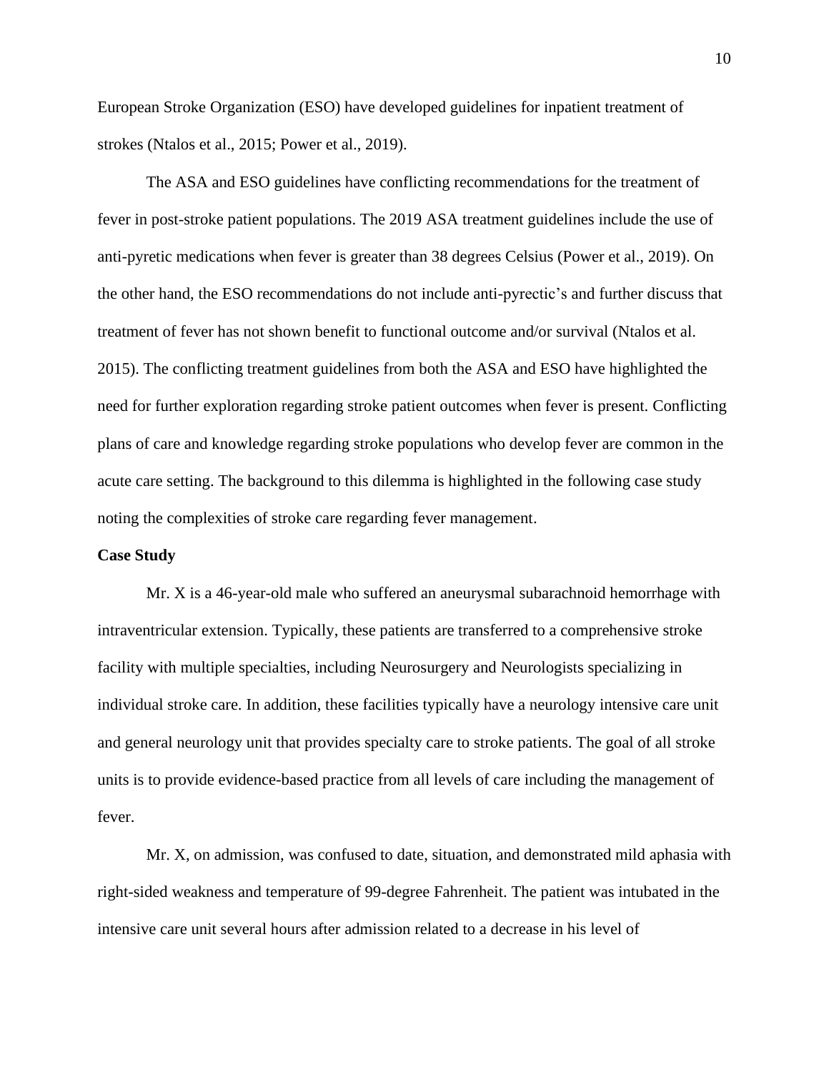European Stroke Organization (ESO) have developed guidelines for inpatient treatment of strokes (Ntalos et al., 2015; Power et al., 2019).

The ASA and ESO guidelines have conflicting recommendations for the treatment of fever in post-stroke patient populations. The 2019 ASA treatment guidelines include the use of anti-pyretic medications when fever is greater than 38 degrees Celsius (Power et al., 2019). On the other hand, the ESO recommendations do not include anti-pyrectic's and further discuss that treatment of fever has not shown benefit to functional outcome and/or survival (Ntalos et al. 2015). The conflicting treatment guidelines from both the ASA and ESO have highlighted the need for further exploration regarding stroke patient outcomes when fever is present. Conflicting plans of care and knowledge regarding stroke populations who develop fever are common in the acute care setting. The background to this dilemma is highlighted in the following case study noting the complexities of stroke care regarding fever management.

**Case Study**

Mr. X is a 46-year-old male who suffered an aneurysmal subarachnoid hemorrhage with intraventricular extension. Typically, these patients are transferred to a comprehensive stroke facility with multiple specialties, including Neurosurgery and Neurologists specializing in individual stroke care. In addition, these facilities typically have a neurology intensive care unit and general neurology unit that provides specialty care to stroke patients. The goal of all stroke units is to provide evidence-based practice from all levels of care including the management of fever.

Mr. X, on admission, was confused to date, situation, and demonstrated mild aphasia with right-sided weakness and temperature of 99-degree Fahrenheit. The patient was intubated in the intensive care unit several hours after admission related to a decrease in his level of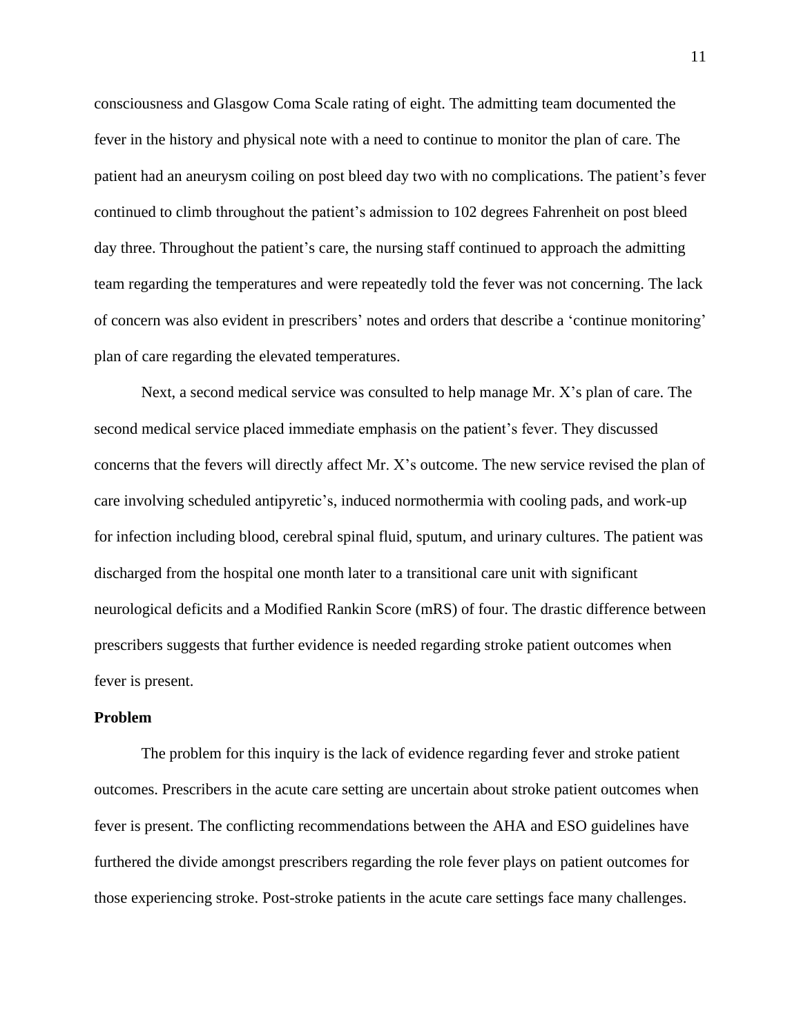consciousness and Glasgow Coma Scale rating of eight. The admitting team documented the fever in the history and physical note with a need to continue to monitor the plan of care. The patient had an aneurysm coiling on post bleed day two with no complications. The patient's fever continued to climb throughout the patient's admission to 102 degrees Fahrenheit on post bleed day three. Throughout the patient's care, the nursing staff continued to approach the admitting team regarding the temperatures and were repeatedly told the fever was not concerning. The lack of concern was also evident in prescribers' notes and orders that describe a 'continue monitoring' plan of care regarding the elevated temperatures.

Next, a second medical service was consulted to help manage Mr. X's plan of care. The second medical service placed immediate emphasis on the patient's fever. They discussed concerns that the fevers will directly affect Mr. X's outcome. The new service revised the plan of care involving scheduled antipyretic's, induced normothermia with cooling pads, and work-up for infection including blood, cerebral spinal fluid, sputum, and urinary cultures. The patient was discharged from the hospital one month later to a transitional care unit with significant neurological deficits and a Modified Rankin Score (mRS) of four. The drastic difference between prescribers suggests that further evidence is needed regarding stroke patient outcomes when fever is present.

## Problem

The problem for this inquiry is the lack of evidence regarding fever and stroke patient outcomes. Prescribers in the acute care setting are uncertain about stroke patient outcomes when fever is present. The conflicting recommendations between the AHA and ESO guidelines have furthered the divide amongst prescribers regarding the role fever plays on patient outcomes for those experiencing stroke. Post-stroke patients in the acute care settings face many challenges.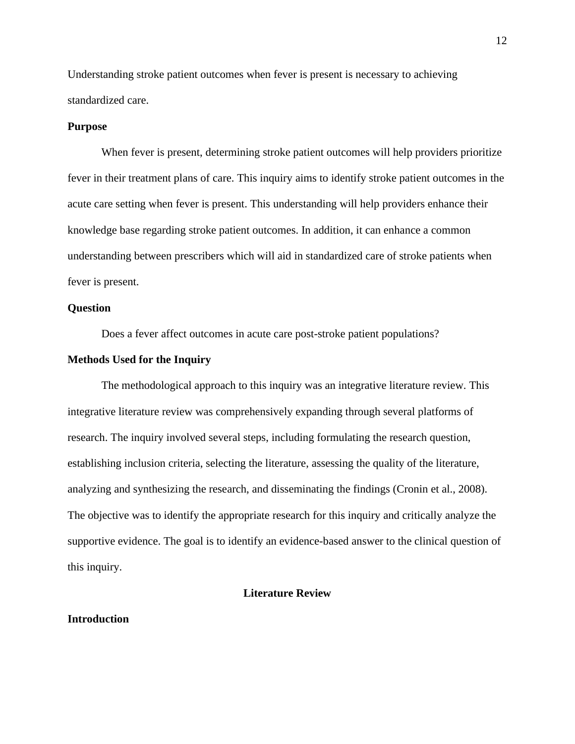Understanding stroke patient outcomes when fever is present is necessary to achieving standardized care.

### Purpose

When fever is present, determining stroke patient outcomes will help providers prioritize fever in their treatment plans of care. This inquiry aims to identify stroke patient outcomes in the acute care setting when fever is present. This understanding will help providers enhance their knowledge base regarding stroke patient outcomes. In addition, it can enhance a common understanding between prescribers which will aid in standardized care of stroke patients when fever is present.

### Question

Does a fever affect outcomes in acute care post-stroke patient populations?

### Methods Used for the Inquiry

The methodological approach to this inquiry was an integrative literature review. This integrative literature review was comprehensively expanding through several platforms of research. The inquiry involved several steps, including formulating the research question, establishing inclusion criteria, selecting the literature, assessing the quality of the literature, analyzing and synthesizing the research, and disseminating the findings (Cronin et al., 2008). The objective was to identify the appropriate research for this inquiry and critically analyze the supportive evidence. The goal is to identify an evidence-based answer to the clinical question of this inquiry.

## Literature Review

### Introduction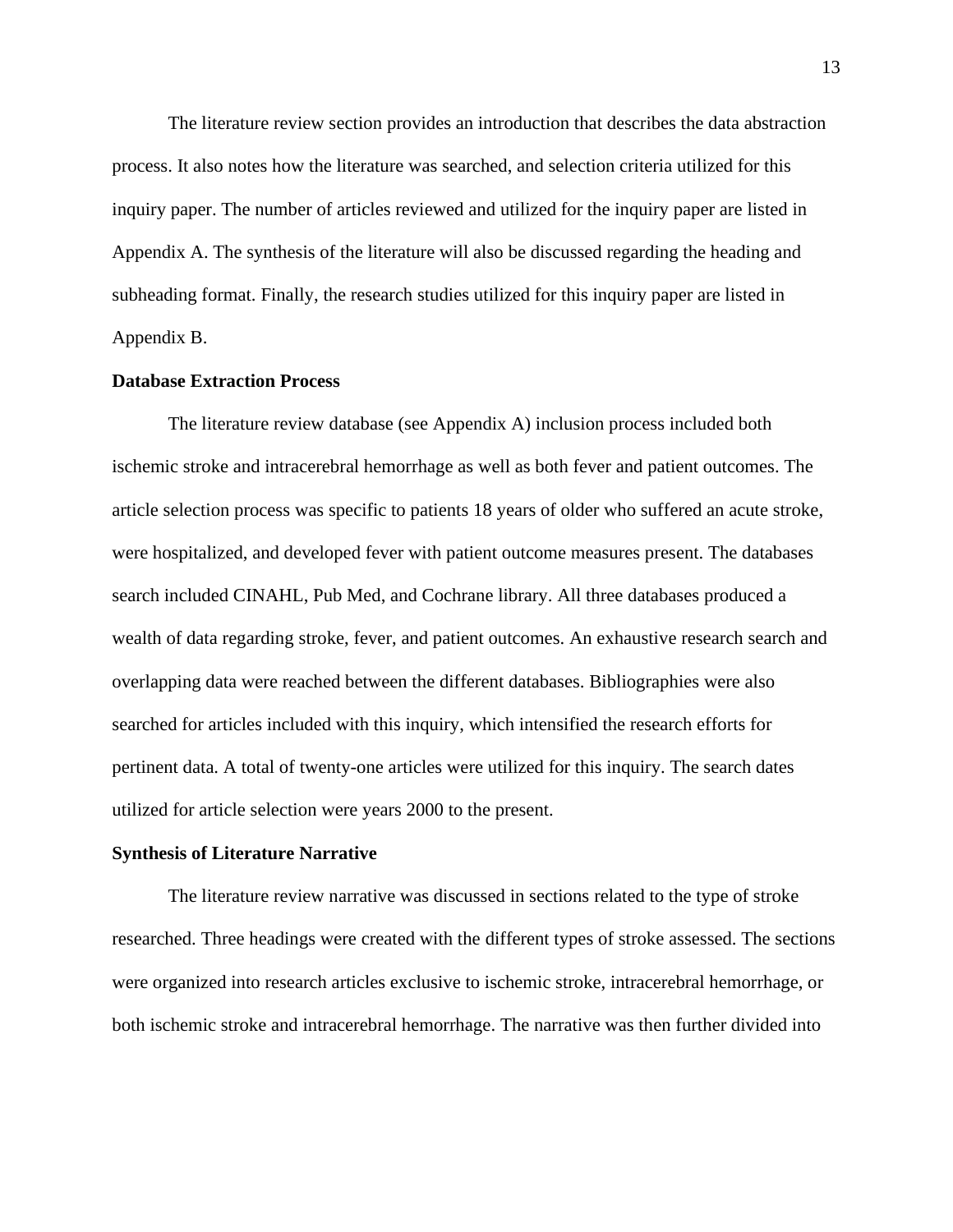The literature review section provides an introduction that describes the data abstraction process. It also notes how the literature was searched, and selection criteria utilized for this inquiry paper. The number of articles reviewed and utilized for the inquiry paper are listed in Appendix A. The synthesis of the literature will also be discussed regarding the heading and subheading format. Finally, the research studies utilized for this inquiry paper are listed in Appendix B.

**Database Extraction Process**

The literature review database (see Appendix A) inclusion process included both ischemic stroke and intracerebral hemorrhage as well as both fever and patient outcomes. The article selection process was specific to patients 18 years of older who suffered an acute stroke, were hospitalized, and developed fever with patient outcome measures present. The databases search included CINAHL, Pub Med, and Cochrane library. All three databases produced a wealth of data regarding stroke, fever, and patient outcomes. An exhaustive research search and overlapping data were reached between the different databases. Bibliographies were also searched for articles included with this inquiry, which intensified the research efforts for pertinent data. A total of twenty-one articles were utilized for this inquiry. The search dates utilized for article selection were years 2000 to the present.

**Synthesis of Literature Narrative**

The literature review narrative was discussed in sections related to the type of stroke researched. Three headings were created with the different types of stroke assessed. The sections were organized into research articles exclusive to ischemic stroke, intracerebral hemorrhage, or both ischemic stroke and intracerebral hemorrhage. The narrative was then further divided into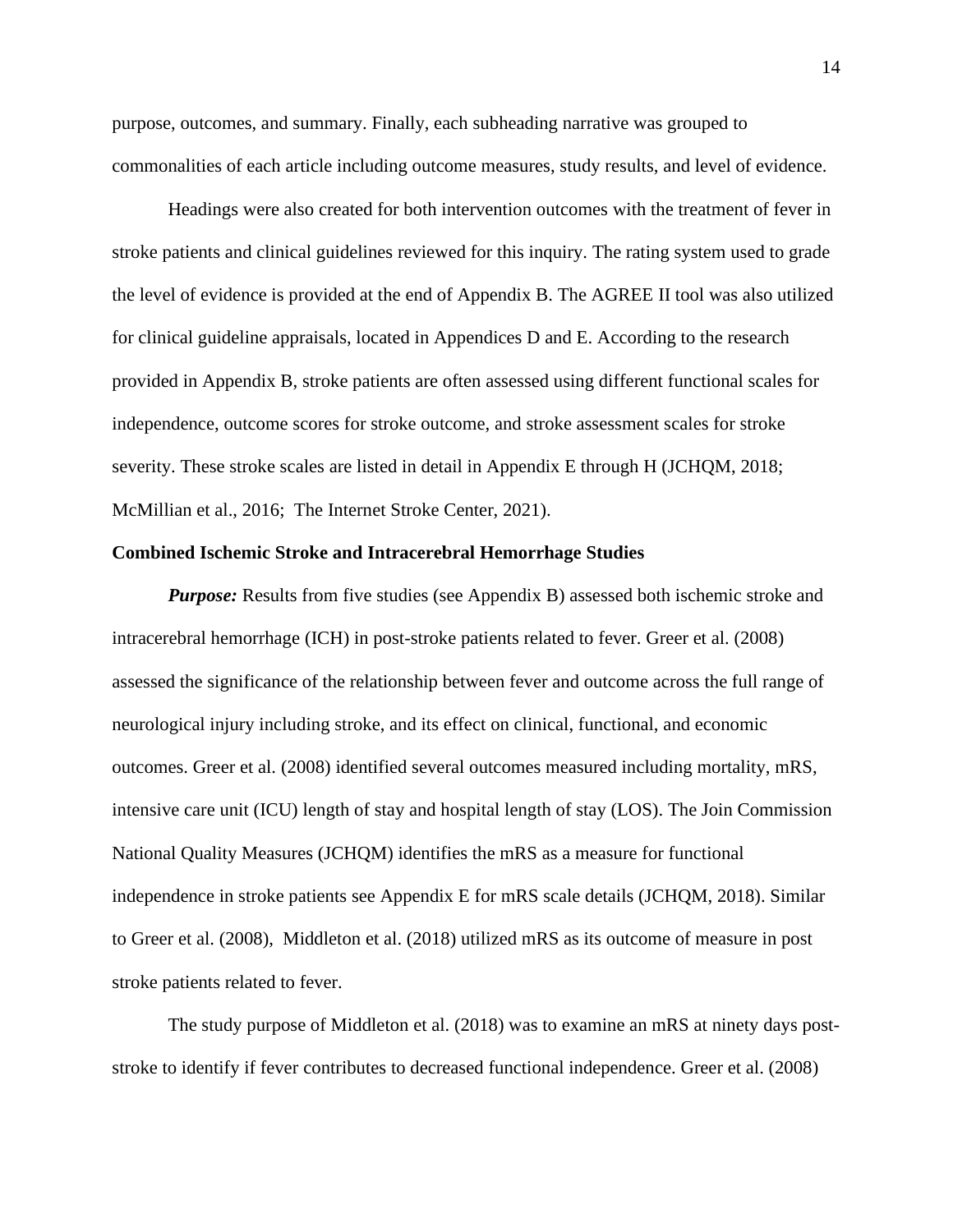purpose, outcomes, and summary. Finally, each subheading narrative was grouped to commonalities of each article including outcome measures, study results, and level of evidence.

Headings were also created for both intervention outcomes with the treatment of fever in stroke patients and clinical guidelines reviewed for this inquiry. The rating system used to grade the level of evidence is provided at the end of Appendix B. The AGREE II tool was also utilized for clinical guideline appraisals, located in Appendices D and E. According to the research provided in Appendix B, stroke patients are often assessed using different functional scales for independence, outcome scores for stroke outcome, and stroke assessment scales for stroke severity. These stroke scales are listed in detail in Appendix E through H (JCHQM, 2018; McMillian et al., 2016;  The Internet Stroke Center, 2021).

**Combined Ischemic Stroke and Intracerebral Hemorrhage Studies**

***Purpose:*** Results from five studies (see Appendix B) assessed both ischemic stroke and intracerebral hemorrhage (ICH) in post-stroke patients related to fever. Greer et al. (2008) assessed the significance of the relationship between fever and outcome across the full range of neurological injury including stroke, and its effect on clinical, functional, and economic outcomes. Greer et al. (2008) identified several outcomes measured including mortality, mRS, intensive care unit (ICU) length of stay and hospital length of stay (LOS). The Join Commission National Quality Measures (JCHQM) identifies the mRS as a measure for functional independence in stroke patients see Appendix E for mRS scale details (JCHQM, 2018). Similar to Greer et al. (2008),  Middleton et al. (2018) utilized mRS as its outcome of measure in post stroke patients related to fever.

The study purpose of Middleton et al. (2018) was to examine an mRS at ninety days post-stroke to identify if fever contributes to decreased functional independence. Greer et al. (2008)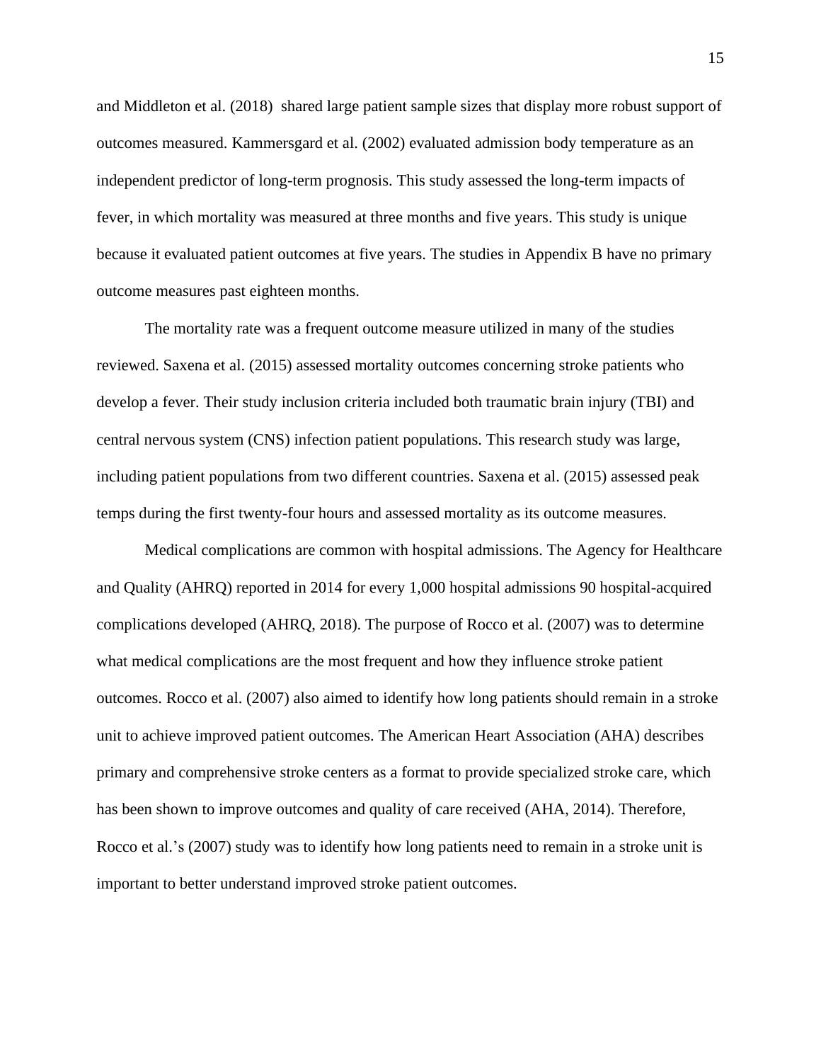and Middleton et al. (2018)  shared large patient sample sizes that display more robust support of outcomes measured. Kammersgard et al. (2002) evaluated admission body temperature as an independent predictor of long-term prognosis. This study assessed the long-term impacts of fever, in which mortality was measured at three months and five years. This study is unique because it evaluated patient outcomes at five years. The studies in Appendix B have no primary outcome measures past eighteen months.

The mortality rate was a frequent outcome measure utilized in many of the studies reviewed. Saxena et al. (2015) assessed mortality outcomes concerning stroke patients who develop a fever. Their study inclusion criteria included both traumatic brain injury (TBI) and central nervous system (CNS) infection patient populations. This research study was large, including patient populations from two different countries. Saxena et al. (2015) assessed peak temps during the first twenty-four hours and assessed mortality as its outcome measures.

Medical complications are common with hospital admissions. The Agency for Healthcare and Quality (AHRQ) reported in 2014 for every 1,000 hospital admissions 90 hospital-acquired complications developed (AHRQ, 2018). The purpose of Rocco et al. (2007) was to determine what medical complications are the most frequent and how they influence stroke patient outcomes. Rocco et al. (2007) also aimed to identify how long patients should remain in a stroke unit to achieve improved patient outcomes. The American Heart Association (AHA) describes primary and comprehensive stroke centers as a format to provide specialized stroke care, which has been shown to improve outcomes and quality of care received (AHA, 2014). Therefore, Rocco et al.'s (2007) study was to identify how long patients need to remain in a stroke unit is important to better understand improved stroke patient outcomes.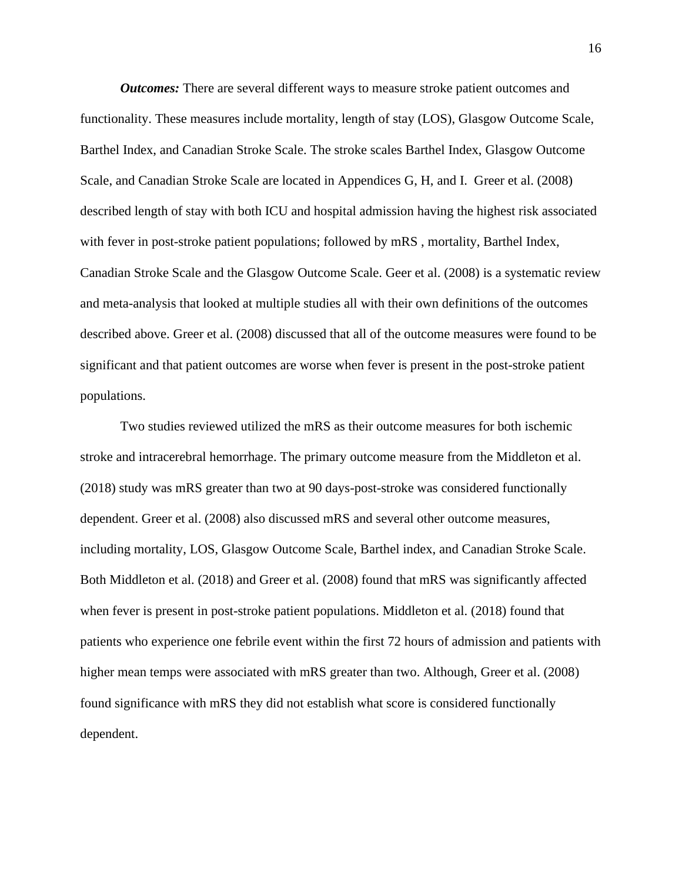***Outcomes:*** There are several different ways to measure stroke patient outcomes and functionality. These measures include mortality, length of stay (LOS), Glasgow Outcome Scale, Barthel Index, and Canadian Stroke Scale. The stroke scales Barthel Index, Glasgow Outcome Scale, and Canadian Stroke Scale are located in Appendices G, H, and I. Greer et al. (2008) described length of stay with both ICU and hospital admission having the highest risk associated with fever in post-stroke patient populations; followed by mRS , mortality, Barthel Index, Canadian Stroke Scale and the Glasgow Outcome Scale. Geer et al. (2008) is a systematic review and meta-analysis that looked at multiple studies all with their own definitions of the outcomes described above. Greer et al. (2008) discussed that all of the outcome measures were found to be significant and that patient outcomes are worse when fever is present in the post-stroke patient populations.

Two studies reviewed utilized the mRS as their outcome measures for both ischemic stroke and intracerebral hemorrhage. The primary outcome measure from the Middleton et al. (2018) study was mRS greater than two at 90 days-post-stroke was considered functionally dependent. Greer et al. (2008) also discussed mRS and several other outcome measures, including mortality, LOS, Glasgow Outcome Scale, Barthel index, and Canadian Stroke Scale. Both Middleton et al. (2018) and Greer et al. (2008) found that mRS was significantly affected when fever is present in post-stroke patient populations. Middleton et al. (2018) found that patients who experience one febrile event within the first 72 hours of admission and patients with higher mean temps were associated with mRS greater than two. Although, Greer et al. (2008) found significance with mRS they did not establish what score is considered functionally dependent.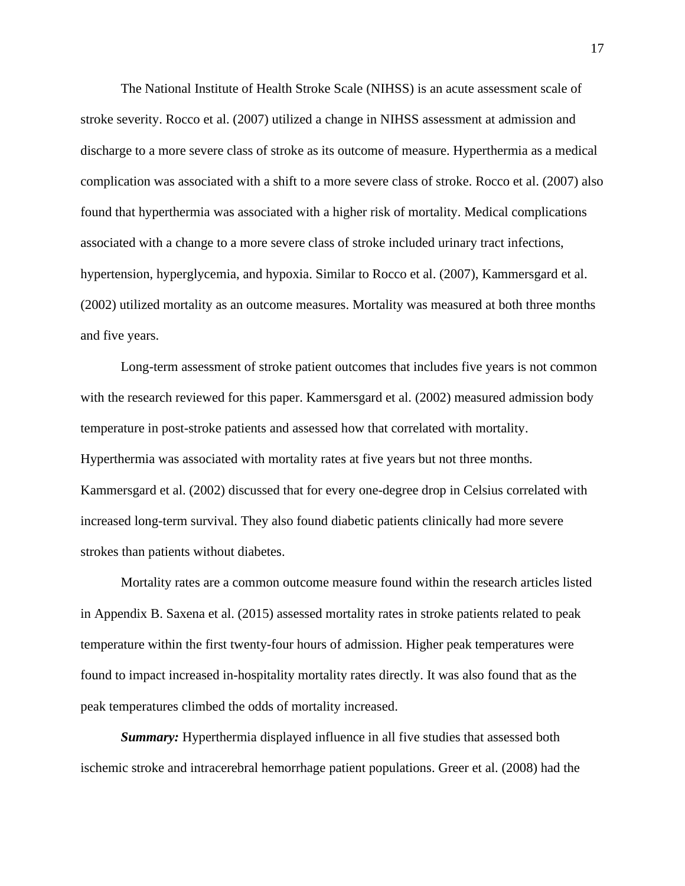The National Institute of Health Stroke Scale (NIHSS) is an acute assessment scale of stroke severity. Rocco et al. (2007) utilized a change in NIHSS assessment at admission and discharge to a more severe class of stroke as its outcome of measure. Hyperthermia as a medical complication was associated with a shift to a more severe class of stroke. Rocco et al. (2007) also found that hyperthermia was associated with a higher risk of mortality. Medical complications associated with a change to a more severe class of stroke included urinary tract infections, hypertension, hyperglycemia, and hypoxia. Similar to Rocco et al. (2007), Kammersgard et al. (2002) utilized mortality as an outcome measures. Mortality was measured at both three months and five years.

Long-term assessment of stroke patient outcomes that includes five years is not common with the research reviewed for this paper. Kammersgard et al. (2002) measured admission body temperature in post-stroke patients and assessed how that correlated with mortality. Hyperthermia was associated with mortality rates at five years but not three months. Kammersgard et al. (2002) discussed that for every one-degree drop in Celsius correlated with increased long-term survival. They also found diabetic patients clinically had more severe strokes than patients without diabetes.

Mortality rates are a common outcome measure found within the research articles listed in Appendix B. Saxena et al. (2015) assessed mortality rates in stroke patients related to peak temperature within the first twenty-four hours of admission. Higher peak temperatures were found to impact increased in-hospitality mortality rates directly. It was also found that as the peak temperatures climbed the odds of mortality increased.

***Summary:*** Hyperthermia displayed influence in all five studies that assessed both ischemic stroke and intracerebral hemorrhage patient populations. Greer et al. (2008) had the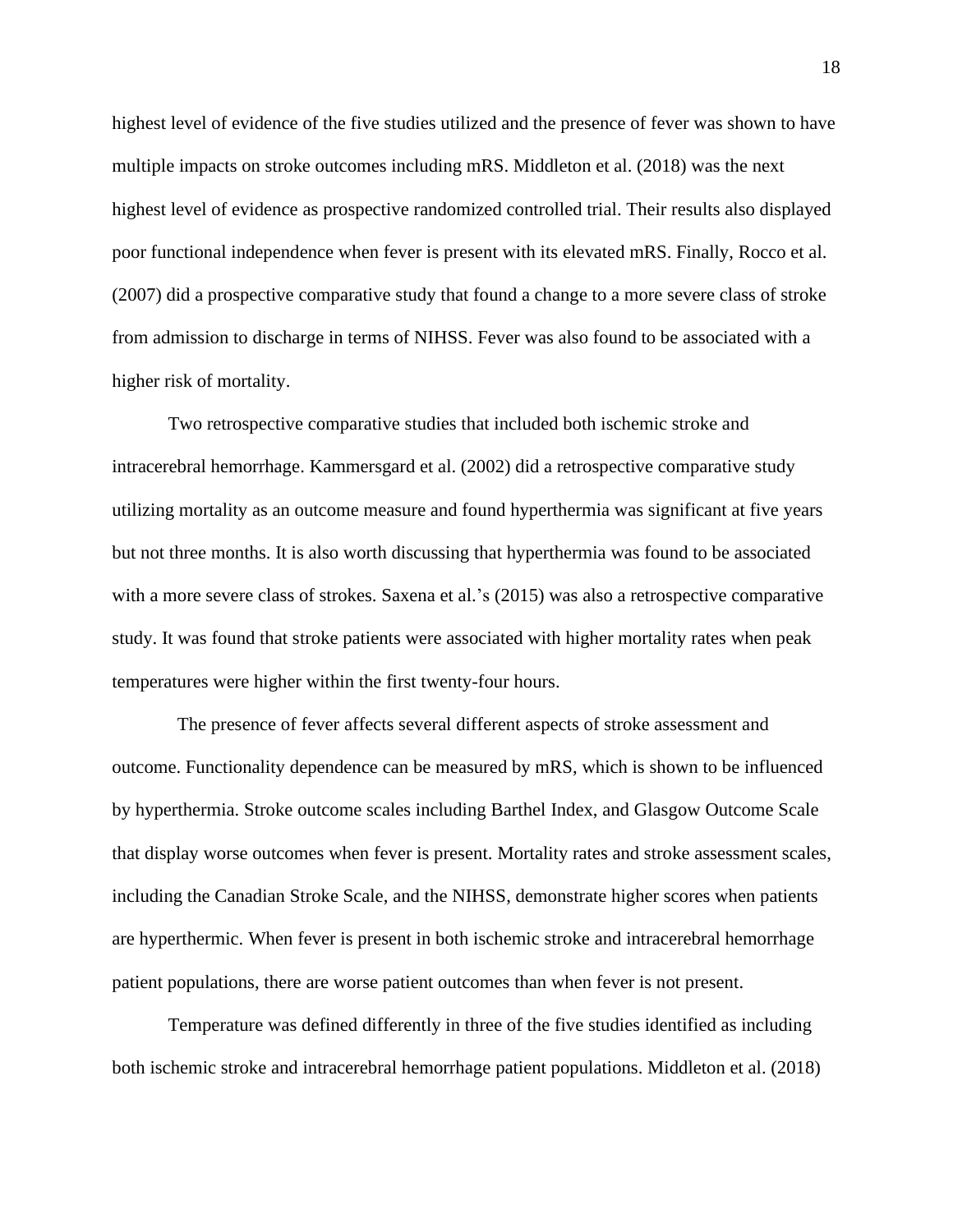highest level of evidence of the five studies utilized and the presence of fever was shown to have multiple impacts on stroke outcomes including mRS. Middleton et al. (2018) was the next highest level of evidence as prospective randomized controlled trial. Their results also displayed poor functional independence when fever is present with its elevated mRS. Finally, Rocco et al. (2007) did a prospective comparative study that found a change to a more severe class of stroke from admission to discharge in terms of NIHSS. Fever was also found to be associated with a higher risk of mortality.

Two retrospective comparative studies that included both ischemic stroke and intracerebral hemorrhage. Kammersgard et al. (2002) did a retrospective comparative study utilizing mortality as an outcome measure and found hyperthermia was significant at five years but not three months. It is also worth discussing that hyperthermia was found to be associated with a more severe class of strokes. Saxena et al.'s (2015) was also a retrospective comparative study. It was found that stroke patients were associated with higher mortality rates when peak temperatures were higher within the first twenty-four hours.

The presence of fever affects several different aspects of stroke assessment and outcome. Functionality dependence can be measured by mRS, which is shown to be influenced by hyperthermia. Stroke outcome scales including Barthel Index, and Glasgow Outcome Scale that display worse outcomes when fever is present. Mortality rates and stroke assessment scales, including the Canadian Stroke Scale, and the NIHSS, demonstrate higher scores when patients are hyperthermic. When fever is present in both ischemic stroke and intracerebral hemorrhage patient populations, there are worse patient outcomes than when fever is not present.

Temperature was defined differently in three of the five studies identified as including both ischemic stroke and intracerebral hemorrhage patient populations. Middleton et al. (2018)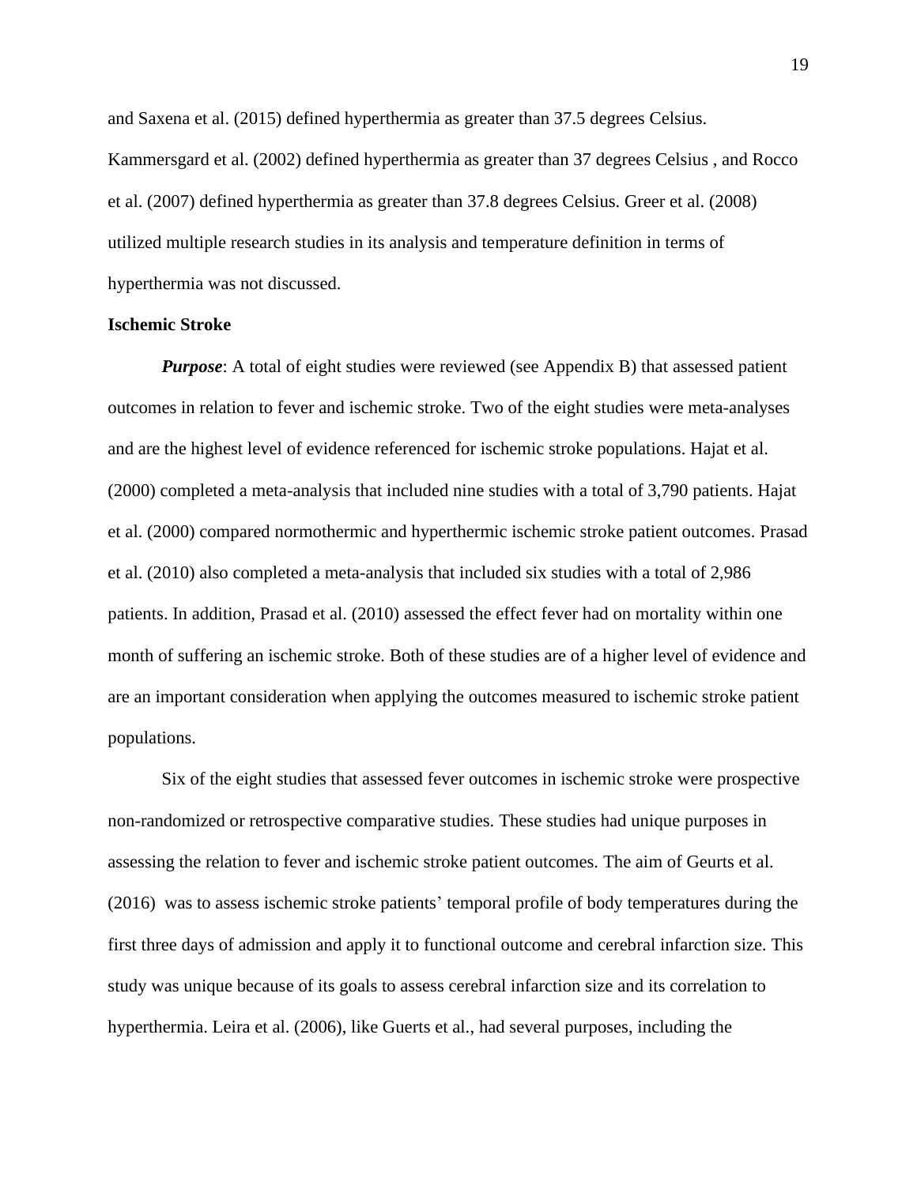and Saxena et al. (2015) defined hyperthermia as greater than 37.5 degrees Celsius. Kammersgard et al. (2002) defined hyperthermia as greater than 37 degrees Celsius , and Rocco et al. (2007) defined hyperthermia as greater than 37.8 degrees Celsius. Greer et al. (2008) utilized multiple research studies in its analysis and temperature definition in terms of hyperthermia was not discussed.

**Ischemic Stroke**

***Purpose***: A total of eight studies were reviewed (see Appendix B) that assessed patient outcomes in relation to fever and ischemic stroke. Two of the eight studies were meta-analyses and are the highest level of evidence referenced for ischemic stroke populations. Hajat et al. (2000) completed a meta-analysis that included nine studies with a total of 3,790 patients. Hajat et al. (2000) compared normothermic and hyperthermic ischemic stroke patient outcomes. Prasad et al. (2010) also completed a meta-analysis that included six studies with a total of 2,986 patients. In addition, Prasad et al. (2010) assessed the effect fever had on mortality within one month of suffering an ischemic stroke. Both of these studies are of a higher level of evidence and are an important consideration when applying the outcomes measured to ischemic stroke patient populations.

Six of the eight studies that assessed fever outcomes in ischemic stroke were prospective non-randomized or retrospective comparative studies. These studies had unique purposes in assessing the relation to fever and ischemic stroke patient outcomes. The aim of Geurts et al. (2016) was to assess ischemic stroke patients' temporal profile of body temperatures during the first three days of admission and apply it to functional outcome and cerebral infarction size. This study was unique because of its goals to assess cerebral infarction size and its correlation to hyperthermia. Leira et al. (2006), like Guerts et al., had several purposes, including the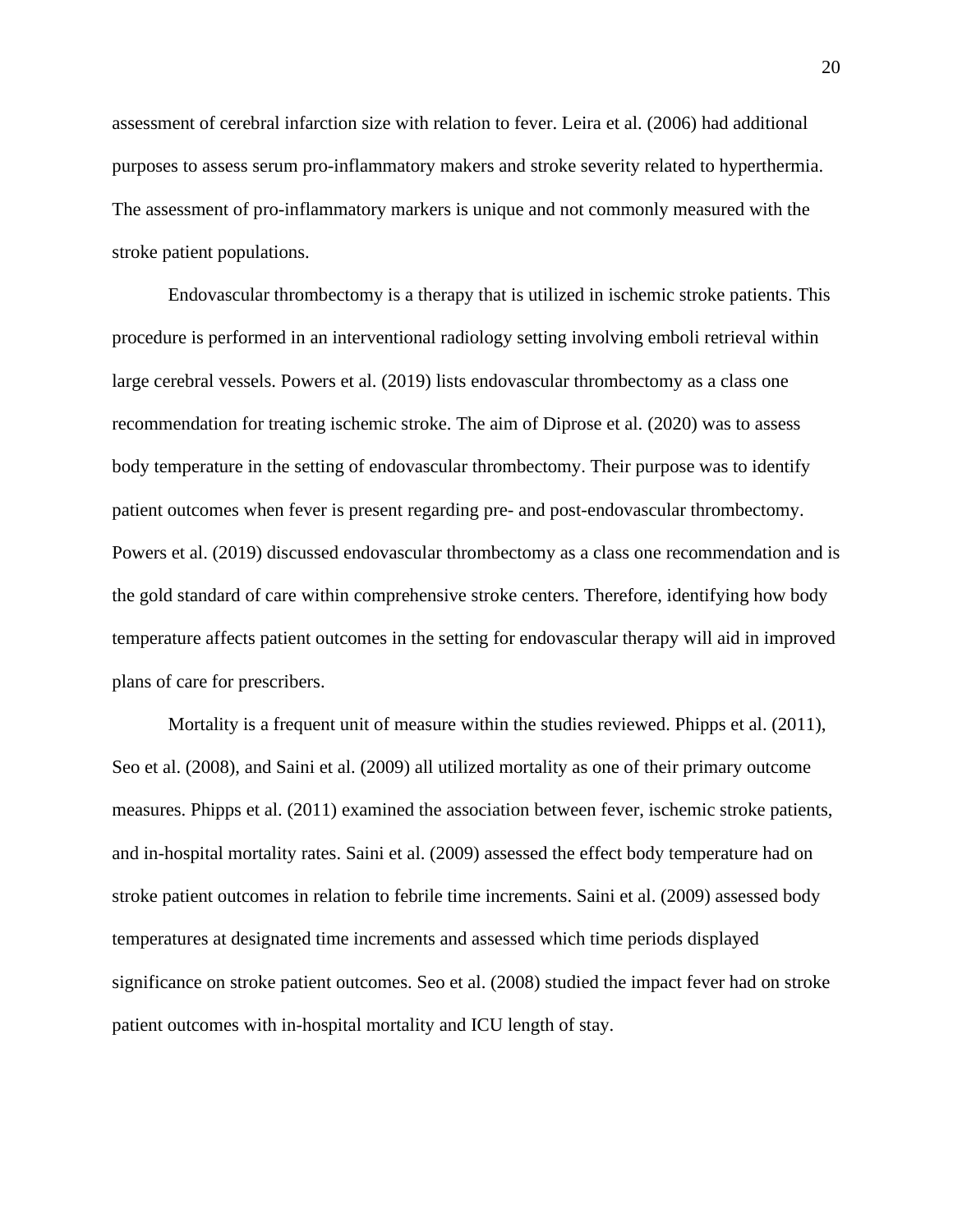assessment of cerebral infarction size with relation to fever. Leira et al. (2006) had additional purposes to assess serum pro-inflammatory makers and stroke severity related to hyperthermia. The assessment of pro-inflammatory markers is unique and not commonly measured with the stroke patient populations.

Endovascular thrombectomy is a therapy that is utilized in ischemic stroke patients. This procedure is performed in an interventional radiology setting involving emboli retrieval within large cerebral vessels. Powers et al. (2019) lists endovascular thrombectomy as a class one recommendation for treating ischemic stroke. The aim of Diprose et al. (2020) was to assess body temperature in the setting of endovascular thrombectomy. Their purpose was to identify patient outcomes when fever is present regarding pre- and post-endovascular thrombectomy. Powers et al. (2019) discussed endovascular thrombectomy as a class one recommendation and is the gold standard of care within comprehensive stroke centers. Therefore, identifying how body temperature affects patient outcomes in the setting for endovascular therapy will aid in improved plans of care for prescribers.

Mortality is a frequent unit of measure within the studies reviewed. Phipps et al. (2011), Seo et al. (2008), and Saini et al. (2009) all utilized mortality as one of their primary outcome measures. Phipps et al. (2011) examined the association between fever, ischemic stroke patients, and in-hospital mortality rates. Saini et al. (2009) assessed the effect body temperature had on stroke patient outcomes in relation to febrile time increments. Saini et al. (2009) assessed body temperatures at designated time increments and assessed which time periods displayed significance on stroke patient outcomes. Seo et al. (2008) studied the impact fever had on stroke patient outcomes with in-hospital mortality and ICU length of stay.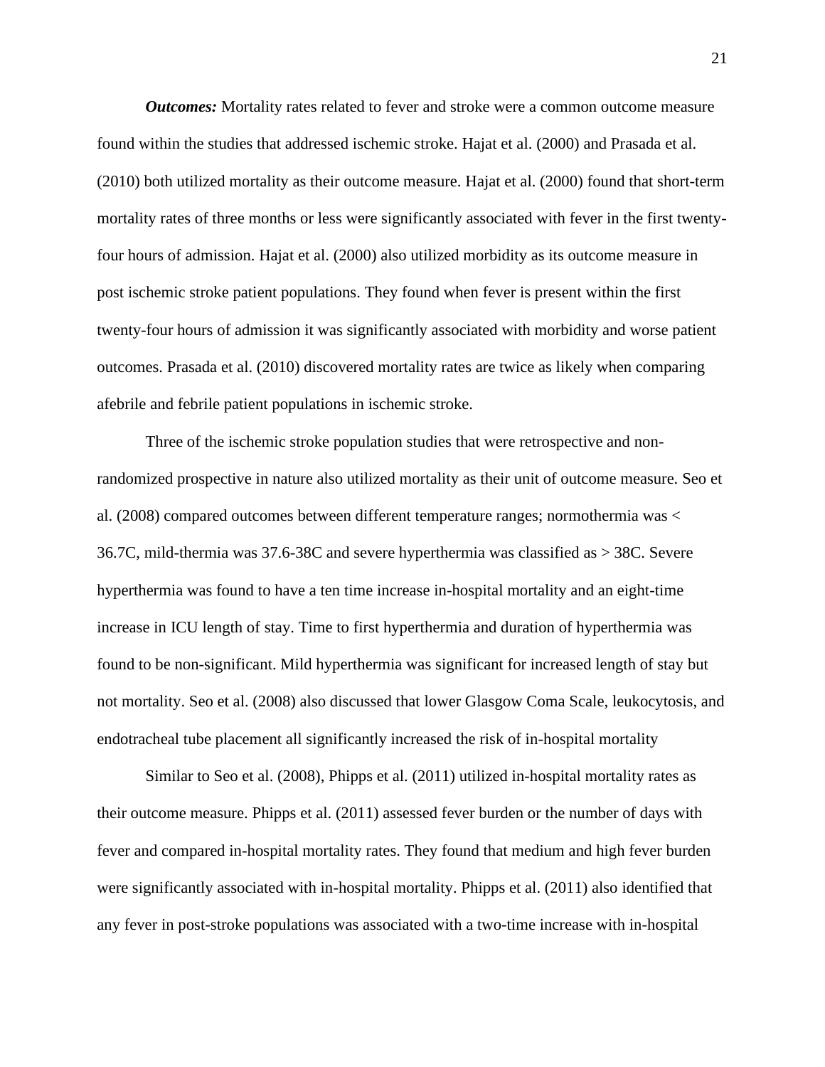***Outcomes:*** Mortality rates related to fever and stroke were a common outcome measure found within the studies that addressed ischemic stroke. Hajat et al. (2000) and Prasada et al. (2010) both utilized mortality as their outcome measure. Hajat et al. (2000) found that short-term mortality rates of three months or less were significantly associated with fever in the first twenty-four hours of admission. Hajat et al. (2000) also utilized morbidity as its outcome measure in post ischemic stroke patient populations. They found when fever is present within the first twenty-four hours of admission it was significantly associated with morbidity and worse patient outcomes. Prasada et al. (2010) discovered mortality rates are twice as likely when comparing afebrile and febrile patient populations in ischemic stroke.

Three of the ischemic stroke population studies that were retrospective and non-randomized prospective in nature also utilized mortality as their unit of outcome measure. Seo et al. (2008) compared outcomes between different temperature ranges; normothermia was < 36.7C, mild-thermia was 37.6-38C and severe hyperthermia was classified as > 38C. Severe hyperthermia was found to have a ten time increase in-hospital mortality and an eight-time increase in ICU length of stay. Time to first hyperthermia and duration of hyperthermia was found to be non-significant. Mild hyperthermia was significant for increased length of stay but not mortality. Seo et al. (2008) also discussed that lower Glasgow Coma Scale, leukocytosis, and endotracheal tube placement all significantly increased the risk of in-hospital mortality

Similar to Seo et al. (2008), Phipps et al. (2011) utilized in-hospital mortality rates as their outcome measure. Phipps et al. (2011) assessed fever burden or the number of days with fever and compared in-hospital mortality rates. They found that medium and high fever burden were significantly associated with in-hospital mortality. Phipps et al. (2011) also identified that any fever in post-stroke populations was associated with a two-time increase with in-hospital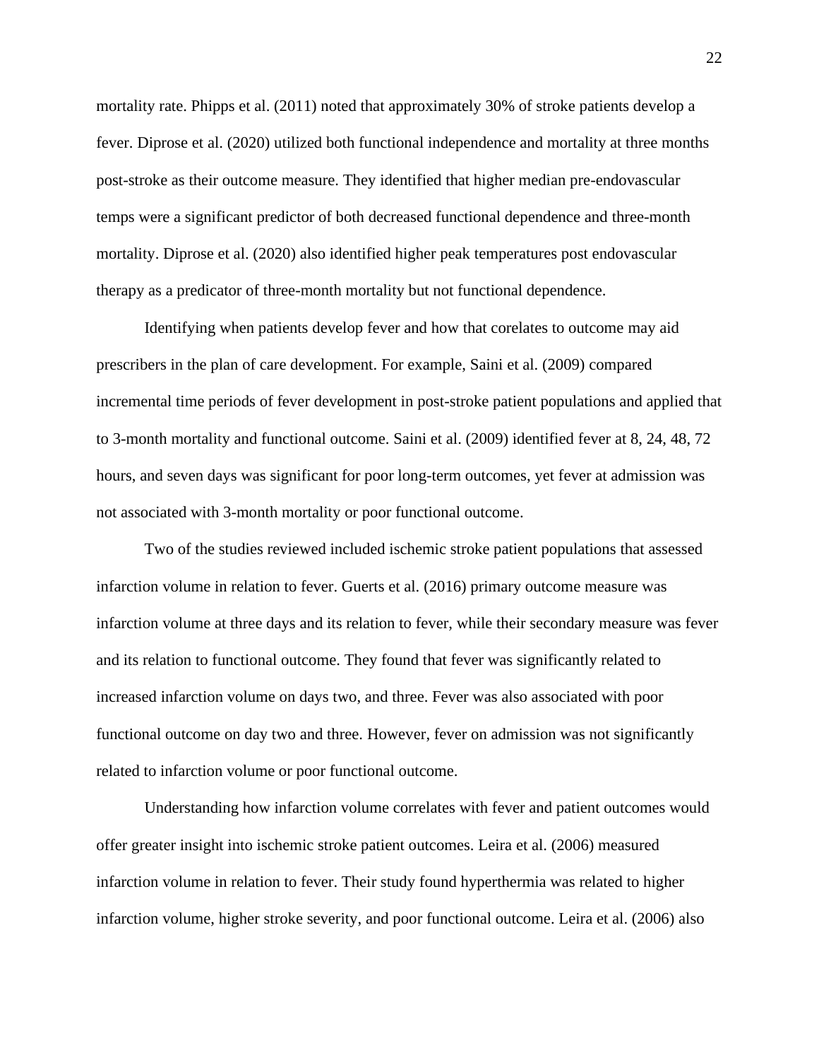mortality rate. Phipps et al. (2011) noted that approximately 30% of stroke patients develop a fever. Diprose et al. (2020) utilized both functional independence and mortality at three months post-stroke as their outcome measure. They identified that higher median pre-endovascular temps were a significant predictor of both decreased functional dependence and three-month mortality. Diprose et al. (2020) also identified higher peak temperatures post endovascular therapy as a predicator of three-month mortality but not functional dependence.

Identifying when patients develop fever and how that corelates to outcome may aid prescribers in the plan of care development. For example, Saini et al. (2009) compared incremental time periods of fever development in post-stroke patient populations and applied that to 3-month mortality and functional outcome. Saini et al. (2009) identified fever at 8, 24, 48, 72 hours, and seven days was significant for poor long-term outcomes, yet fever at admission was not associated with 3-month mortality or poor functional outcome.

Two of the studies reviewed included ischemic stroke patient populations that assessed infarction volume in relation to fever. Guerts et al. (2016) primary outcome measure was infarction volume at three days and its relation to fever, while their secondary measure was fever and its relation to functional outcome. They found that fever was significantly related to increased infarction volume on days two, and three. Fever was also associated with poor functional outcome on day two and three. However, fever on admission was not significantly related to infarction volume or poor functional outcome.

Understanding how infarction volume correlates with fever and patient outcomes would offer greater insight into ischemic stroke patient outcomes. Leira et al. (2006) measured infarction volume in relation to fever. Their study found hyperthermia was related to higher infarction volume, higher stroke severity, and poor functional outcome. Leira et al. (2006) also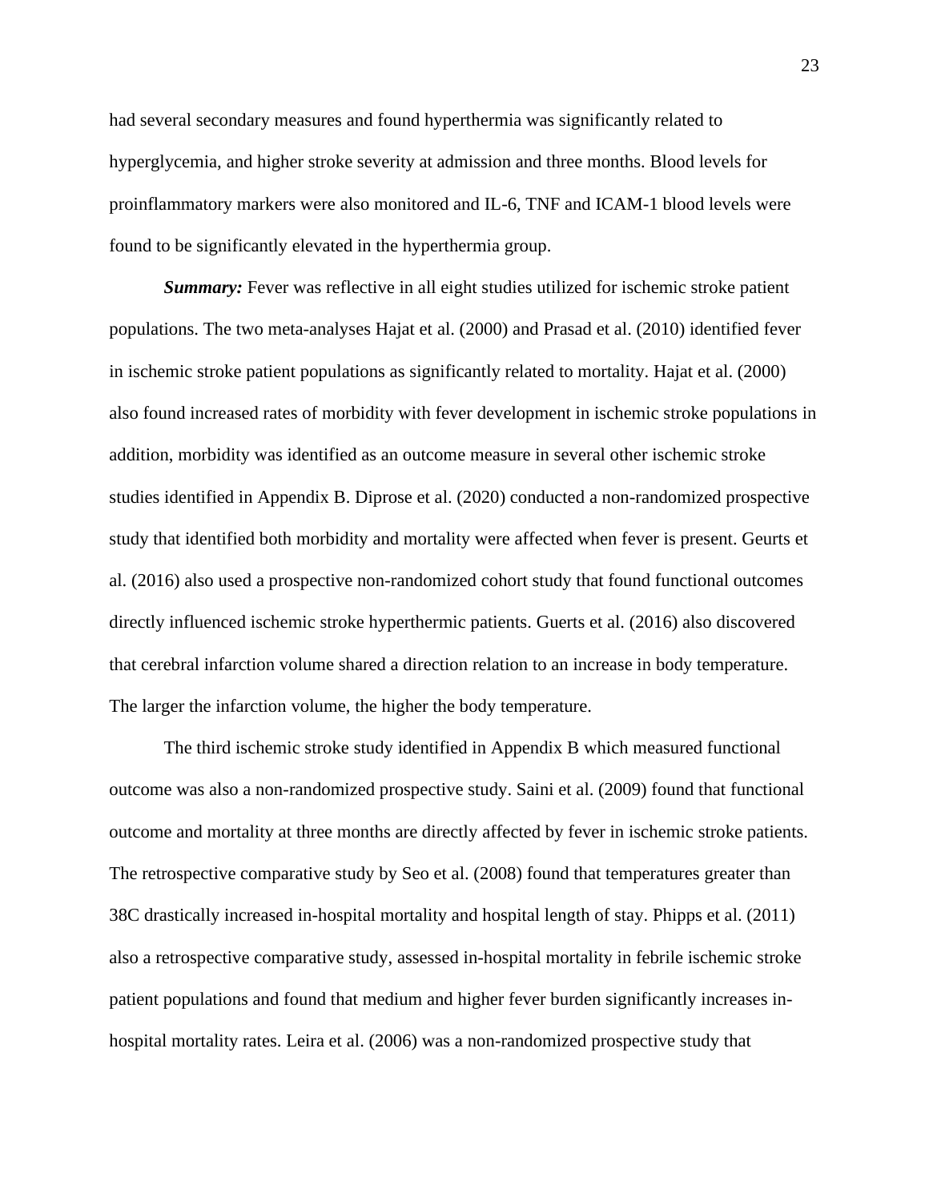had several secondary measures and found hyperthermia was significantly related to hyperglycemia, and higher stroke severity at admission and three months. Blood levels for proinflammatory markers were also monitored and IL-6, TNF and ICAM-1 blood levels were found to be significantly elevated in the hyperthermia group.

***Summary:*** Fever was reflective in all eight studies utilized for ischemic stroke patient populations. The two meta-analyses Hajat et al. (2000) and Prasad et al. (2010) identified fever in ischemic stroke patient populations as significantly related to mortality. Hajat et al. (2000) also found increased rates of morbidity with fever development in ischemic stroke populations in addition, morbidity was identified as an outcome measure in several other ischemic stroke studies identified in Appendix B. Diprose et al. (2020) conducted a non-randomized prospective study that identified both morbidity and mortality were affected when fever is present. Geurts et al. (2016) also used a prospective non-randomized cohort study that found functional outcomes directly influenced ischemic stroke hyperthermic patients. Guerts et al. (2016) also discovered that cerebral infarction volume shared a direction relation to an increase in body temperature. The larger the infarction volume, the higher the body temperature.

The third ischemic stroke study identified in Appendix B which measured functional outcome was also a non-randomized prospective study. Saini et al. (2009) found that functional outcome and mortality at three months are directly affected by fever in ischemic stroke patients. The retrospective comparative study by Seo et al. (2008) found that temperatures greater than 38C drastically increased in-hospital mortality and hospital length of stay. Phipps et al. (2011) also a retrospective comparative study, assessed in-hospital mortality in febrile ischemic stroke patient populations and found that medium and higher fever burden significantly increases in-hospital mortality rates. Leira et al. (2006) was a non-randomized prospective study that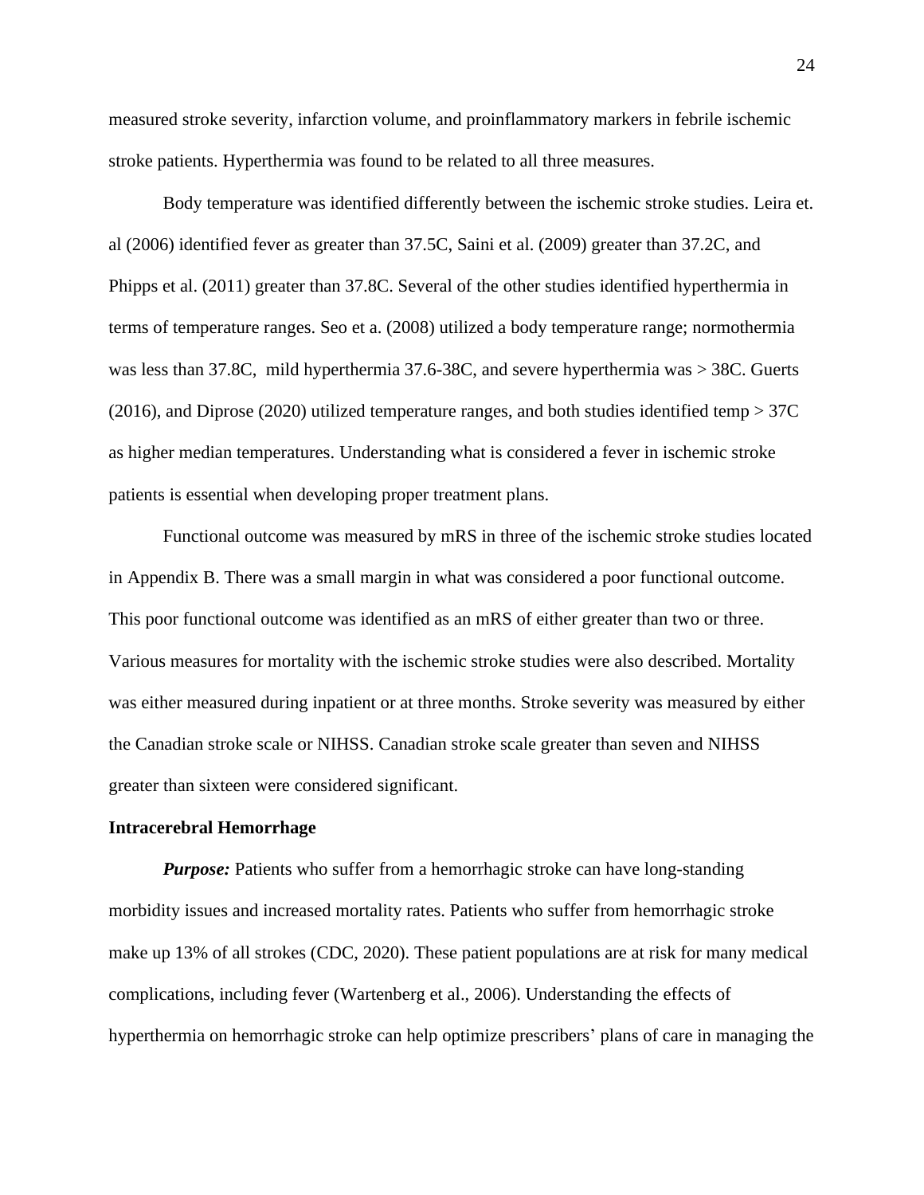measured stroke severity, infarction volume, and proinflammatory markers in febrile ischemic stroke patients. Hyperthermia was found to be related to all three measures.

Body temperature was identified differently between the ischemic stroke studies. Leira et. al (2006) identified fever as greater than 37.5C, Saini et al. (2009) greater than 37.2C, and Phipps et al. (2011) greater than 37.8C. Several of the other studies identified hyperthermia in terms of temperature ranges. Seo et a. (2008) utilized a body temperature range; normothermia was less than 37.8C, mild hyperthermia 37.6-38C, and severe hyperthermia was > 38C. Guerts (2016), and Diprose (2020) utilized temperature ranges, and both studies identified temp > 37C as higher median temperatures. Understanding what is considered a fever in ischemic stroke patients is essential when developing proper treatment plans.

Functional outcome was measured by mRS in three of the ischemic stroke studies located in Appendix B. There was a small margin in what was considered a poor functional outcome. This poor functional outcome was identified as an mRS of either greater than two or three. Various measures for mortality with the ischemic stroke studies were also described. Mortality was either measured during inpatient or at three months. Stroke severity was measured by either the Canadian stroke scale or NIHSS. Canadian stroke scale greater than seven and NIHSS greater than sixteen were considered significant.

**Intracerebral Hemorrhage**

***Purpose:*** Patients who suffer from a hemorrhagic stroke can have long-standing morbidity issues and increased mortality rates. Patients who suffer from hemorrhagic stroke make up 13% of all strokes (CDC, 2020). These patient populations are at risk for many medical complications, including fever (Wartenberg et al., 2006). Understanding the effects of hyperthermia on hemorrhagic stroke can help optimize prescribers' plans of care in managing the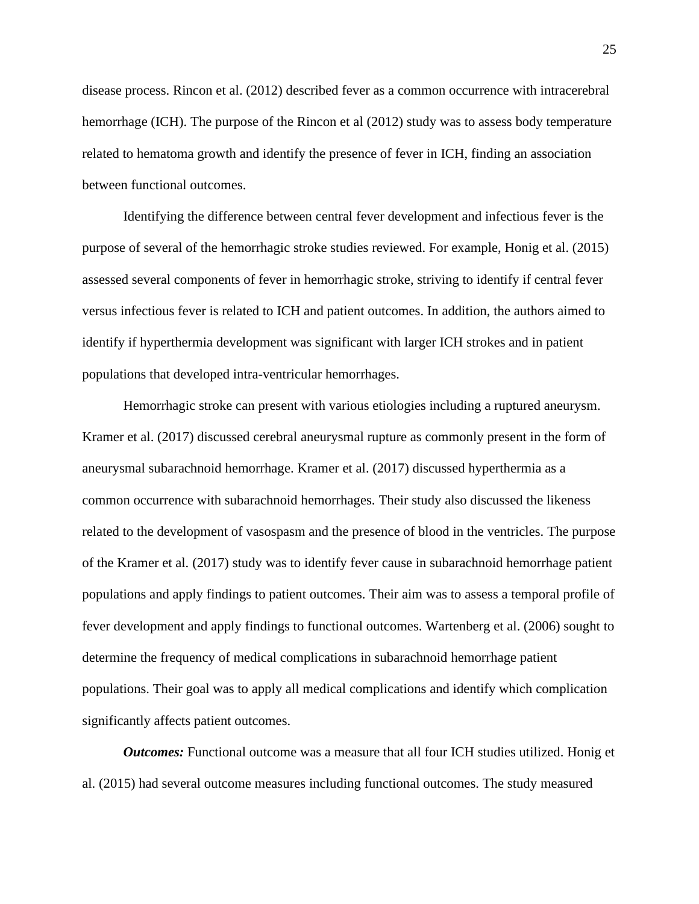disease process. Rincon et al. (2012) described fever as a common occurrence with intracerebral hemorrhage (ICH). The purpose of the Rincon et al (2012) study was to assess body temperature related to hematoma growth and identify the presence of fever in ICH, finding an association between functional outcomes.

Identifying the difference between central fever development and infectious fever is the purpose of several of the hemorrhagic stroke studies reviewed. For example, Honig et al. (2015) assessed several components of fever in hemorrhagic stroke, striving to identify if central fever versus infectious fever is related to ICH and patient outcomes. In addition, the authors aimed to identify if hyperthermia development was significant with larger ICH strokes and in patient populations that developed intra-ventricular hemorrhages.

Hemorrhagic stroke can present with various etiologies including a ruptured aneurysm. Kramer et al. (2017) discussed cerebral aneurysmal rupture as commonly present in the form of aneurysmal subarachnoid hemorrhage. Kramer et al. (2017) discussed hyperthermia as a common occurrence with subarachnoid hemorrhages. Their study also discussed the likeness related to the development of vasospasm and the presence of blood in the ventricles. The purpose of the Kramer et al. (2017) study was to identify fever cause in subarachnoid hemorrhage patient populations and apply findings to patient outcomes. Their aim was to assess a temporal profile of fever development and apply findings to functional outcomes. Wartenberg et al. (2006) sought to determine the frequency of medical complications in subarachnoid hemorrhage patient populations. Their goal was to apply all medical complications and identify which complication significantly affects patient outcomes.

***Outcomes:*** Functional outcome was a measure that all four ICH studies utilized. Honig et al. (2015) had several outcome measures including functional outcomes. The study measured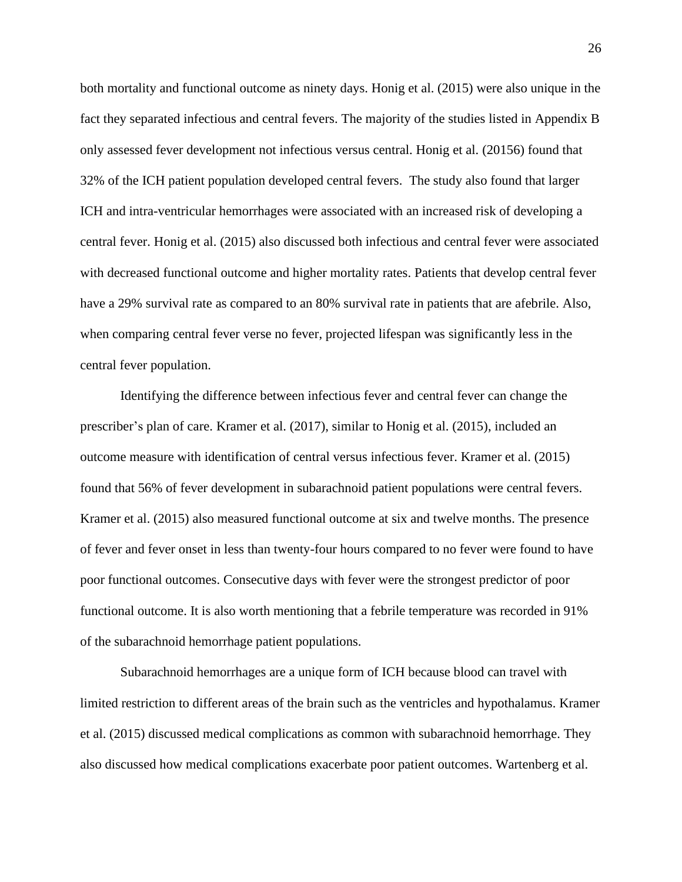both mortality and functional outcome as ninety days. Honig et al. (2015) were also unique in the fact they separated infectious and central fevers. The majority of the studies listed in Appendix B only assessed fever development not infectious versus central. Honig et al. (20156) found that 32% of the ICH patient population developed central fevers.  The study also found that larger ICH and intra-ventricular hemorrhages were associated with an increased risk of developing a central fever. Honig et al. (2015) also discussed both infectious and central fever were associated with decreased functional outcome and higher mortality rates. Patients that develop central fever have a 29% survival rate as compared to an 80% survival rate in patients that are afebrile. Also, when comparing central fever verse no fever, projected lifespan was significantly less in the central fever population.

Identifying the difference between infectious fever and central fever can change the prescriber's plan of care. Kramer et al. (2017), similar to Honig et al. (2015), included an outcome measure with identification of central versus infectious fever. Kramer et al. (2015) found that 56% of fever development in subarachnoid patient populations were central fevers. Kramer et al. (2015) also measured functional outcome at six and twelve months. The presence of fever and fever onset in less than twenty-four hours compared to no fever were found to have poor functional outcomes. Consecutive days with fever were the strongest predictor of poor functional outcome. It is also worth mentioning that a febrile temperature was recorded in 91% of the subarachnoid hemorrhage patient populations.

Subarachnoid hemorrhages are a unique form of ICH because blood can travel with limited restriction to different areas of the brain such as the ventricles and hypothalamus. Kramer et al. (2015) discussed medical complications as common with subarachnoid hemorrhage. They also discussed how medical complications exacerbate poor patient outcomes. Wartenberg et al.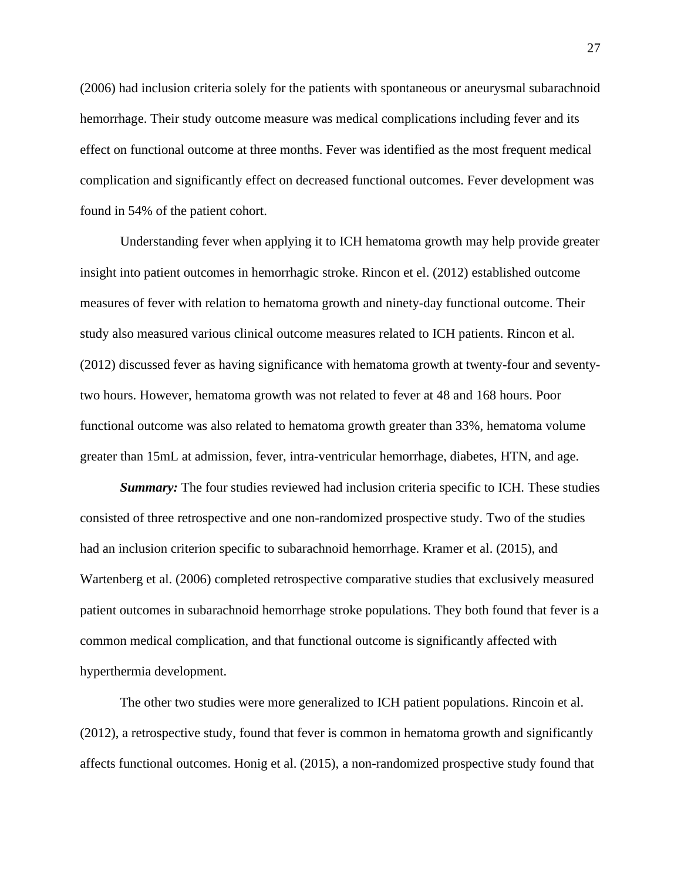(2006) had inclusion criteria solely for the patients with spontaneous or aneurysmal subarachnoid hemorrhage. Their study outcome measure was medical complications including fever and its effect on functional outcome at three months. Fever was identified as the most frequent medical complication and significantly effect on decreased functional outcomes. Fever development was found in 54% of the patient cohort.

Understanding fever when applying it to ICH hematoma growth may help provide greater insight into patient outcomes in hemorrhagic stroke. Rincon et el. (2012) established outcome measures of fever with relation to hematoma growth and ninety-day functional outcome. Their study also measured various clinical outcome measures related to ICH patients. Rincon et al. (2012) discussed fever as having significance with hematoma growth at twenty-four and seventy-two hours. However, hematoma growth was not related to fever at 48 and 168 hours. Poor functional outcome was also related to hematoma growth greater than 33%, hematoma volume greater than 15mL at admission, fever, intra-ventricular hemorrhage, diabetes, HTN, and age.

***Summary:*** The four studies reviewed had inclusion criteria specific to ICH. These studies consisted of three retrospective and one non-randomized prospective study. Two of the studies had an inclusion criterion specific to subarachnoid hemorrhage. Kramer et al. (2015), and Wartenberg et al. (2006) completed retrospective comparative studies that exclusively measured patient outcomes in subarachnoid hemorrhage stroke populations. They both found that fever is a common medical complication, and that functional outcome is significantly affected with hyperthermia development.

The other two studies were more generalized to ICH patient populations. Rincoin et al. (2012), a retrospective study, found that fever is common in hematoma growth and significantly affects functional outcomes. Honig et al. (2015), a non-randomized prospective study found that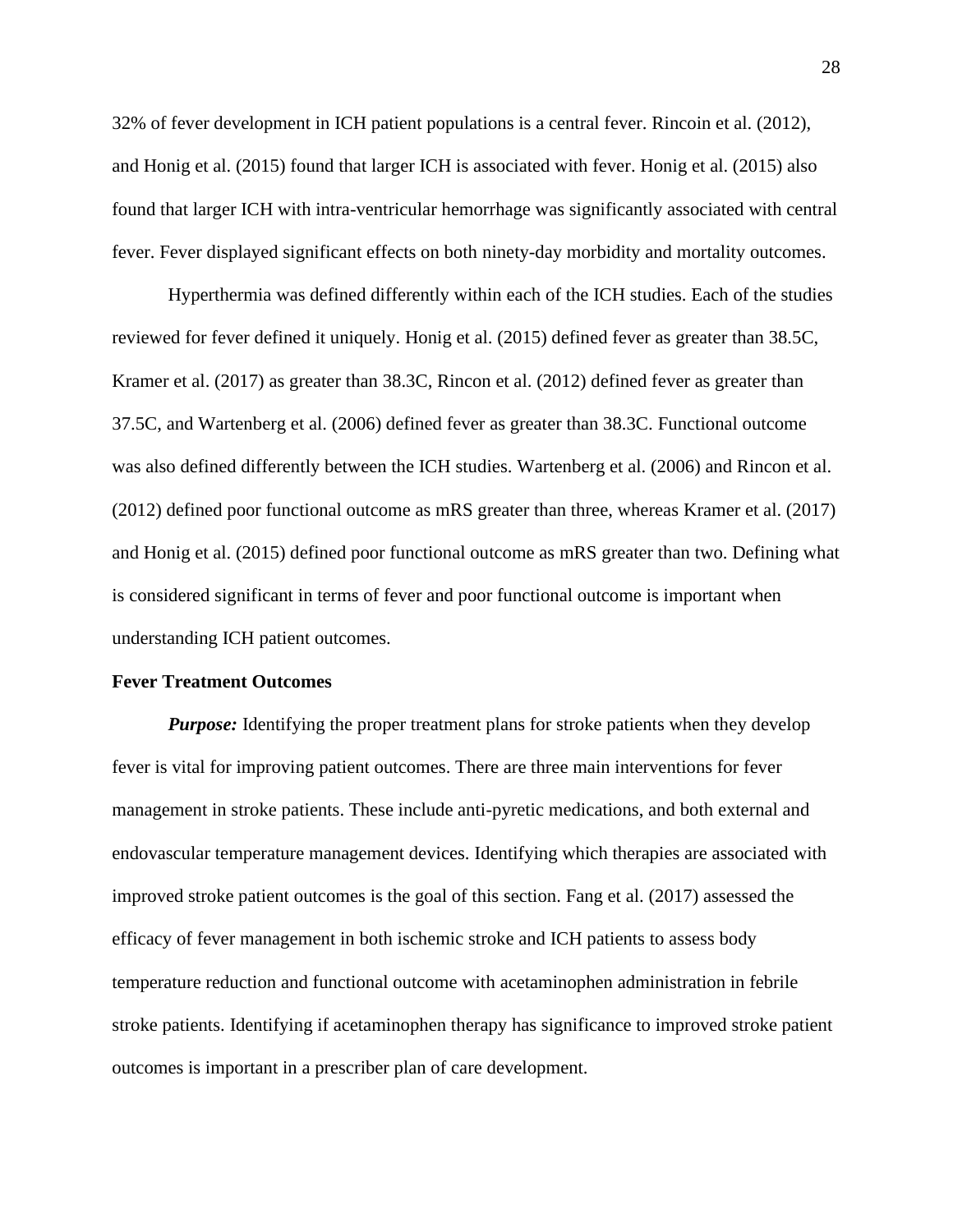32% of fever development in ICH patient populations is a central fever. Rincoin et al. (2012), and Honig et al. (2015) found that larger ICH is associated with fever. Honig et al. (2015) also found that larger ICH with intra-ventricular hemorrhage was significantly associated with central fever. Fever displayed significant effects on both ninety-day morbidity and mortality outcomes.

Hyperthermia was defined differently within each of the ICH studies. Each of the studies reviewed for fever defined it uniquely. Honig et al. (2015) defined fever as greater than 38.5C, Kramer et al. (2017) as greater than 38.3C, Rincon et al. (2012) defined fever as greater than 37.5C, and Wartenberg et al. (2006) defined fever as greater than 38.3C. Functional outcome was also defined differently between the ICH studies. Wartenberg et al. (2006) and Rincon et al. (2012) defined poor functional outcome as mRS greater than three, whereas Kramer et al. (2017) and Honig et al. (2015) defined poor functional outcome as mRS greater than two. Defining what is considered significant in terms of fever and poor functional outcome is important when understanding ICH patient outcomes.

**Fever Treatment Outcomes**

***Purpose:*** Identifying the proper treatment plans for stroke patients when they develop fever is vital for improving patient outcomes. There are three main interventions for fever management in stroke patients. These include anti-pyretic medications, and both external and endovascular temperature management devices. Identifying which therapies are associated with improved stroke patient outcomes is the goal of this section. Fang et al. (2017) assessed the efficacy of fever management in both ischemic stroke and ICH patients to assess body temperature reduction and functional outcome with acetaminophen administration in febrile stroke patients. Identifying if acetaminophen therapy has significance to improved stroke patient outcomes is important in a prescriber plan of care development.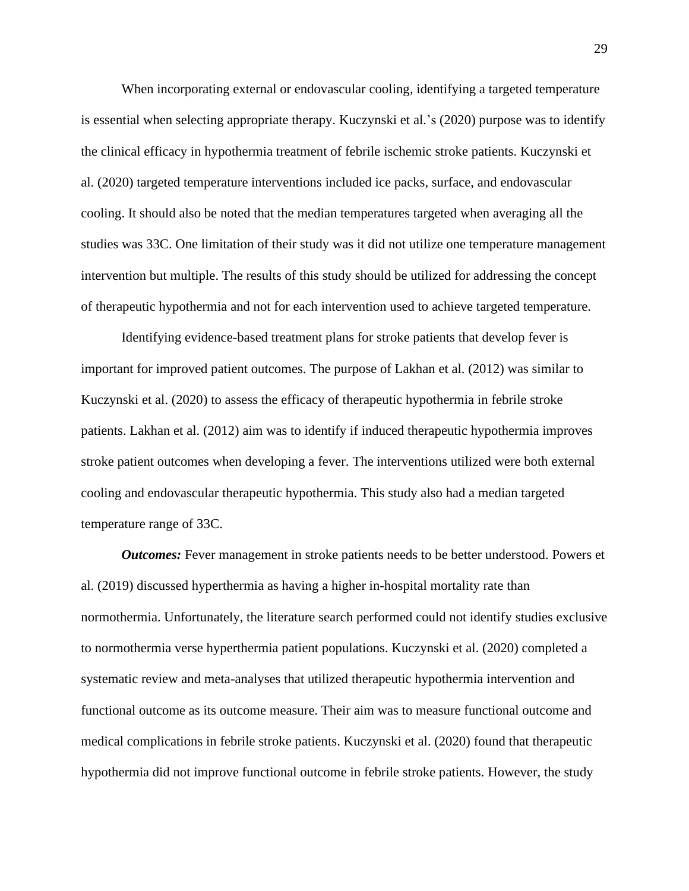When incorporating external or endovascular cooling, identifying a targeted temperature is essential when selecting appropriate therapy. Kuczynski et al.'s (2020) purpose was to identify the clinical efficacy in hypothermia treatment of febrile ischemic stroke patients. Kuczynski et al. (2020) targeted temperature interventions included ice packs, surface, and endovascular cooling. It should also be noted that the median temperatures targeted when averaging all the studies was 33C. One limitation of their study was it did not utilize one temperature management intervention but multiple. The results of this study should be utilized for addressing the concept of therapeutic hypothermia and not for each intervention used to achieve targeted temperature.

Identifying evidence-based treatment plans for stroke patients that develop fever is important for improved patient outcomes. The purpose of Lakhan et al. (2012) was similar to Kuczynski et al. (2020) to assess the efficacy of therapeutic hypothermia in febrile stroke patients. Lakhan et al. (2012) aim was to identify if induced therapeutic hypothermia improves stroke patient outcomes when developing a fever. The interventions utilized were both external cooling and endovascular therapeutic hypothermia. This study also had a median targeted temperature range of 33C.

***Outcomes:*** Fever management in stroke patients needs to be better understood. Powers et al. (2019) discussed hyperthermia as having a higher in-hospital mortality rate than normothermia. Unfortunately, the literature search performed could not identify studies exclusive to normothermia verse hyperthermia patient populations. Kuczynski et al. (2020) completed a systematic review and meta-analyses that utilized therapeutic hypothermia intervention and functional outcome as its outcome measure. Their aim was to measure functional outcome and medical complications in febrile stroke patients. Kuczynski et al. (2020) found that therapeutic hypothermia did not improve functional outcome in febrile stroke patients. However, the study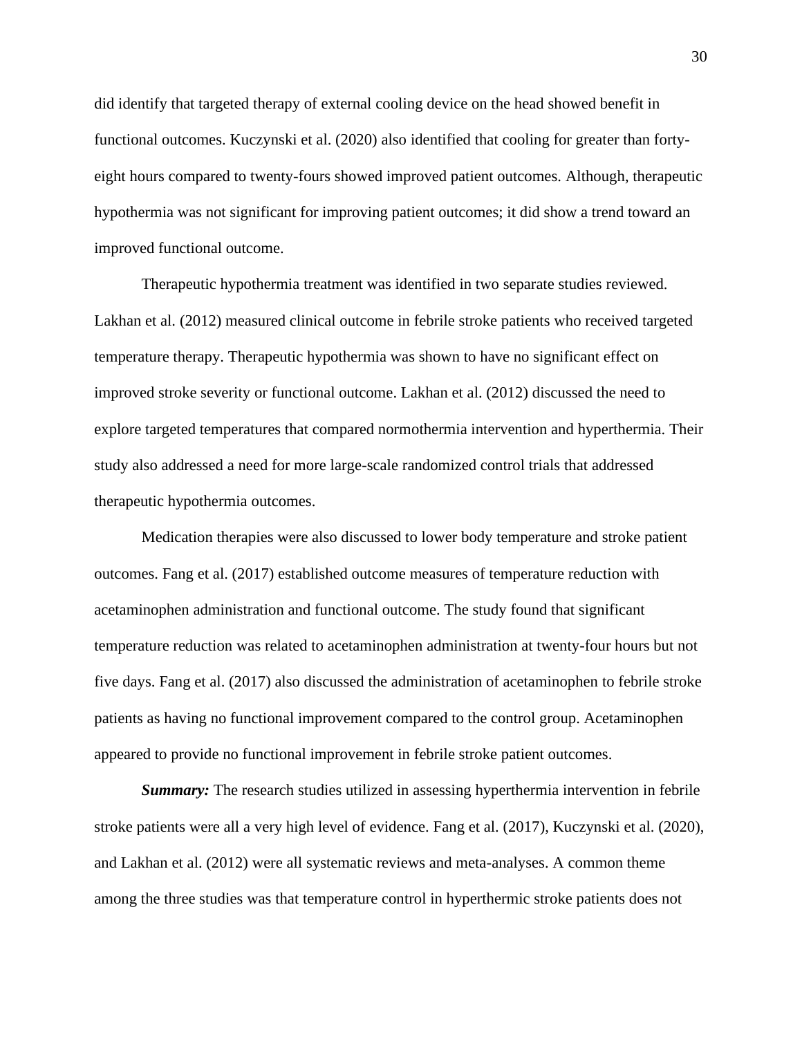did identify that targeted therapy of external cooling device on the head showed benefit in functional outcomes. Kuczynski et al. (2020) also identified that cooling for greater than forty-eight hours compared to twenty-fours showed improved patient outcomes. Although, therapeutic hypothermia was not significant for improving patient outcomes; it did show a trend toward an improved functional outcome.

Therapeutic hypothermia treatment was identified in two separate studies reviewed. Lakhan et al. (2012) measured clinical outcome in febrile stroke patients who received targeted temperature therapy. Therapeutic hypothermia was shown to have no significant effect on improved stroke severity or functional outcome. Lakhan et al. (2012) discussed the need to explore targeted temperatures that compared normothermia intervention and hyperthermia. Their study also addressed a need for more large-scale randomized control trials that addressed therapeutic hypothermia outcomes.

Medication therapies were also discussed to lower body temperature and stroke patient outcomes. Fang et al. (2017) established outcome measures of temperature reduction with acetaminophen administration and functional outcome. The study found that significant temperature reduction was related to acetaminophen administration at twenty-four hours but not five days. Fang et al. (2017) also discussed the administration of acetaminophen to febrile stroke patients as having no functional improvement compared to the control group. Acetaminophen appeared to provide no functional improvement in febrile stroke patient outcomes.

***Summary:*** The research studies utilized in assessing hyperthermia intervention in febrile stroke patients were all a very high level of evidence. Fang et al. (2017), Kuczynski et al. (2020), and Lakhan et al. (2012) were all systematic reviews and meta-analyses. A common theme among the three studies was that temperature control in hyperthermic stroke patients does not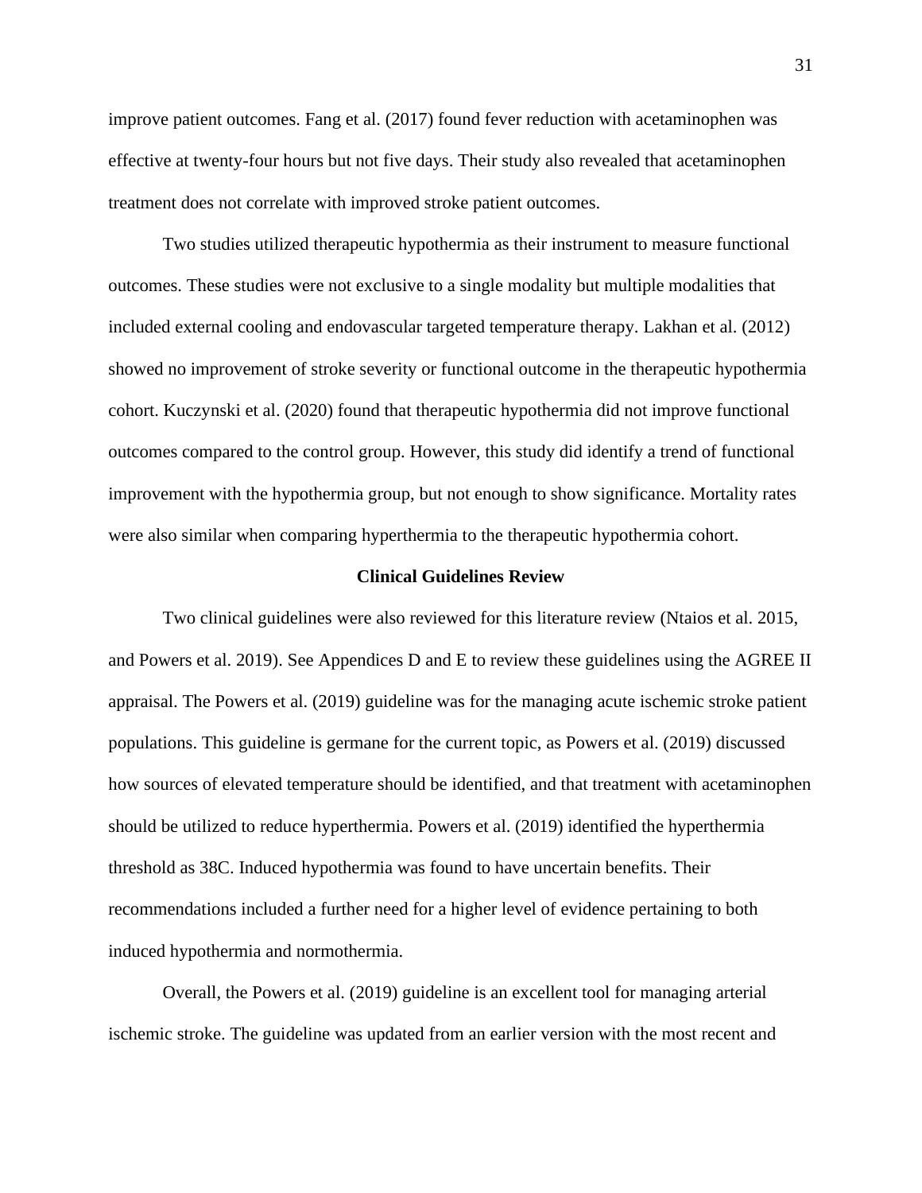improve patient outcomes. Fang et al. (2017) found fever reduction with acetaminophen was effective at twenty-four hours but not five days. Their study also revealed that acetaminophen treatment does not correlate with improved stroke patient outcomes.

Two studies utilized therapeutic hypothermia as their instrument to measure functional outcomes. These studies were not exclusive to a single modality but multiple modalities that included external cooling and endovascular targeted temperature therapy. Lakhan et al. (2012) showed no improvement of stroke severity or functional outcome in the therapeutic hypothermia cohort. Kuczynski et al. (2020) found that therapeutic hypothermia did not improve functional outcomes compared to the control group. However, this study did identify a trend of functional improvement with the hypothermia group, but not enough to show significance. Mortality rates were also similar when comparing hyperthermia to the therapeutic hypothermia cohort.

## Clinical Guidelines Review

Two clinical guidelines were also reviewed for this literature review (Ntaios et al. 2015, and Powers et al. 2019). See Appendices D and E to review these guidelines using the AGREE II appraisal. The Powers et al. (2019) guideline was for the managing acute ischemic stroke patient populations. This guideline is germane for the current topic, as Powers et al. (2019) discussed how sources of elevated temperature should be identified, and that treatment with acetaminophen should be utilized to reduce hyperthermia. Powers et al. (2019) identified the hyperthermia threshold as 38C. Induced hypothermia was found to have uncertain benefits. Their recommendations included a further need for a higher level of evidence pertaining to both induced hypothermia and normothermia.

Overall, the Powers et al. (2019) guideline is an excellent tool for managing arterial ischemic stroke. The guideline was updated from an earlier version with the most recent and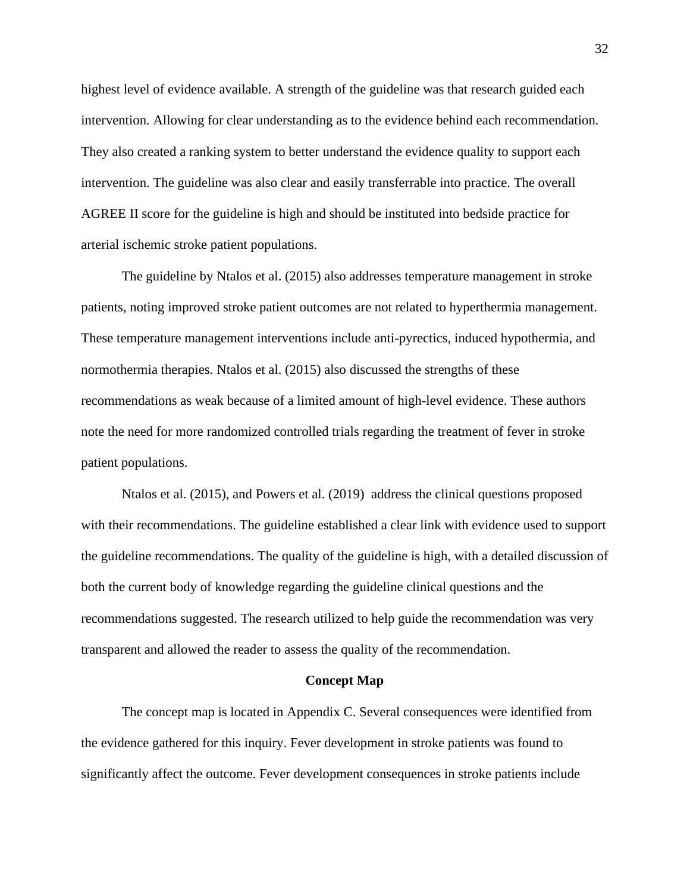highest level of evidence available. A strength of the guideline was that research guided each intervention. Allowing for clear understanding as to the evidence behind each recommendation. They also created a ranking system to better understand the evidence quality to support each intervention. The guideline was also clear and easily transferrable into practice. The overall AGREE II score for the guideline is high and should be instituted into bedside practice for arterial ischemic stroke patient populations.

The guideline by Ntalos et al. (2015) also addresses temperature management in stroke patients, noting improved stroke patient outcomes are not related to hyperthermia management. These temperature management interventions include anti-pyrectics, induced hypothermia, and normothermia therapies. Ntalos et al. (2015) also discussed the strengths of these recommendations as weak because of a limited amount of high-level evidence. These authors note the need for more randomized controlled trials regarding the treatment of fever in stroke patient populations.

Ntalos et al. (2015), and Powers et al. (2019) address the clinical questions proposed with their recommendations. The guideline established a clear link with evidence used to support the guideline recommendations. The quality of the guideline is high, with a detailed discussion of both the current body of knowledge regarding the guideline clinical questions and the recommendations suggested. The research utilized to help guide the recommendation was very transparent and allowed the reader to assess the quality of the recommendation.

## Concept Map

The concept map is located in Appendix C. Several consequences were identified from the evidence gathered for this inquiry. Fever development in stroke patients was found to significantly affect the outcome. Fever development consequences in stroke patients include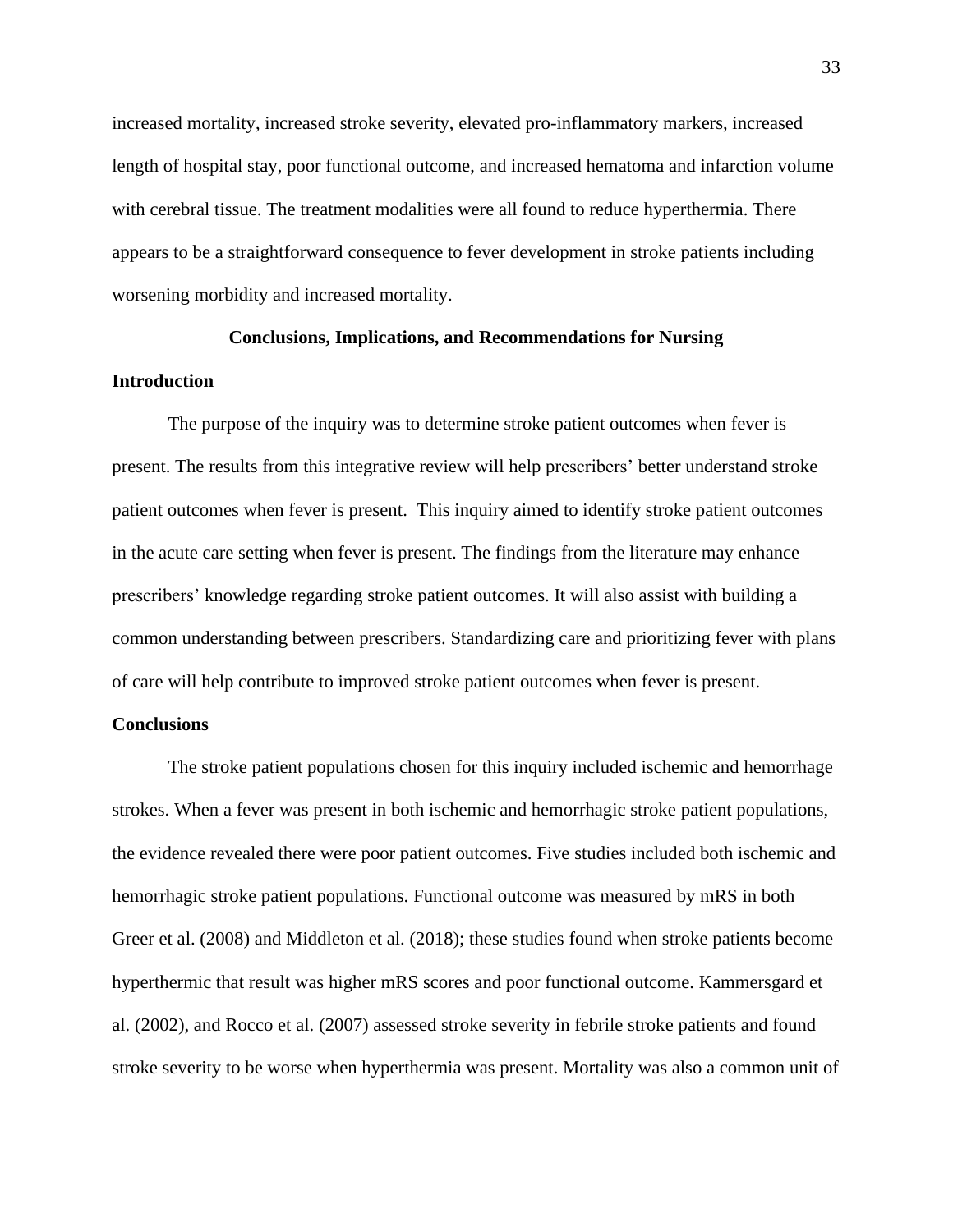increased mortality, increased stroke severity, elevated pro-inflammatory markers, increased length of hospital stay, poor functional outcome, and increased hematoma and infarction volume with cerebral tissue. The treatment modalities were all found to reduce hyperthermia. There appears to be a straightforward consequence to fever development in stroke patients including worsening morbidity and increased mortality.

## Conclusions, Implications, and Recommendations for Nursing

### Introduction

The purpose of the inquiry was to determine stroke patient outcomes when fever is present. The results from this integrative review will help prescribers' better understand stroke patient outcomes when fever is present.  This inquiry aimed to identify stroke patient outcomes in the acute care setting when fever is present. The findings from the literature may enhance prescribers' knowledge regarding stroke patient outcomes. It will also assist with building a common understanding between prescribers. Standardizing care and prioritizing fever with plans of care will help contribute to improved stroke patient outcomes when fever is present.

### Conclusions

The stroke patient populations chosen for this inquiry included ischemic and hemorrhage strokes. When a fever was present in both ischemic and hemorrhagic stroke patient populations, the evidence revealed there were poor patient outcomes. Five studies included both ischemic and hemorrhagic stroke patient populations. Functional outcome was measured by mRS in both Greer et al. (2008) and Middleton et al. (2018); these studies found when stroke patients become hyperthermic that result was higher mRS scores and poor functional outcome. Kammersgard et al. (2002), and Rocco et al. (2007) assessed stroke severity in febrile stroke patients and found stroke severity to be worse when hyperthermia was present. Mortality was also a common unit of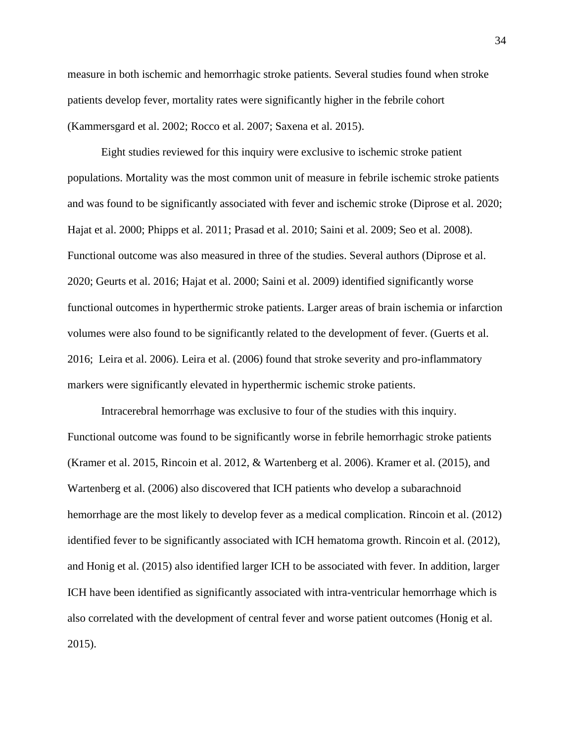measure in both ischemic and hemorrhagic stroke patients. Several studies found when stroke patients develop fever, mortality rates were significantly higher in the febrile cohort (Kammersgard et al. 2002; Rocco et al. 2007; Saxena et al. 2015).

Eight studies reviewed for this inquiry were exclusive to ischemic stroke patient populations. Mortality was the most common unit of measure in febrile ischemic stroke patients and was found to be significantly associated with fever and ischemic stroke (Diprose et al. 2020; Hajat et al. 2000; Phipps et al. 2011; Prasad et al. 2010; Saini et al. 2009; Seo et al. 2008). Functional outcome was also measured in three of the studies. Several authors (Diprose et al. 2020; Geurts et al. 2016; Hajat et al. 2000; Saini et al. 2009) identified significantly worse functional outcomes in hyperthermic stroke patients. Larger areas of brain ischemia or infarction volumes were also found to be significantly related to the development of fever. (Guerts et al. 2016; Leira et al. 2006). Leira et al. (2006) found that stroke severity and pro-inflammatory markers were significantly elevated in hyperthermic ischemic stroke patients.

Intracerebral hemorrhage was exclusive to four of the studies with this inquiry. Functional outcome was found to be significantly worse in febrile hemorrhagic stroke patients (Kramer et al. 2015, Rincoin et al. 2012, & Wartenberg et al. 2006). Kramer et al. (2015), and Wartenberg et al. (2006) also discovered that ICH patients who develop a subarachnoid hemorrhage are the most likely to develop fever as a medical complication. Rincoin et al. (2012) identified fever to be significantly associated with ICH hematoma growth. Rincoin et al. (2012), and Honig et al. (2015) also identified larger ICH to be associated with fever. In addition, larger ICH have been identified as significantly associated with intra-ventricular hemorrhage which is also correlated with the development of central fever and worse patient outcomes (Honig et al. 2015).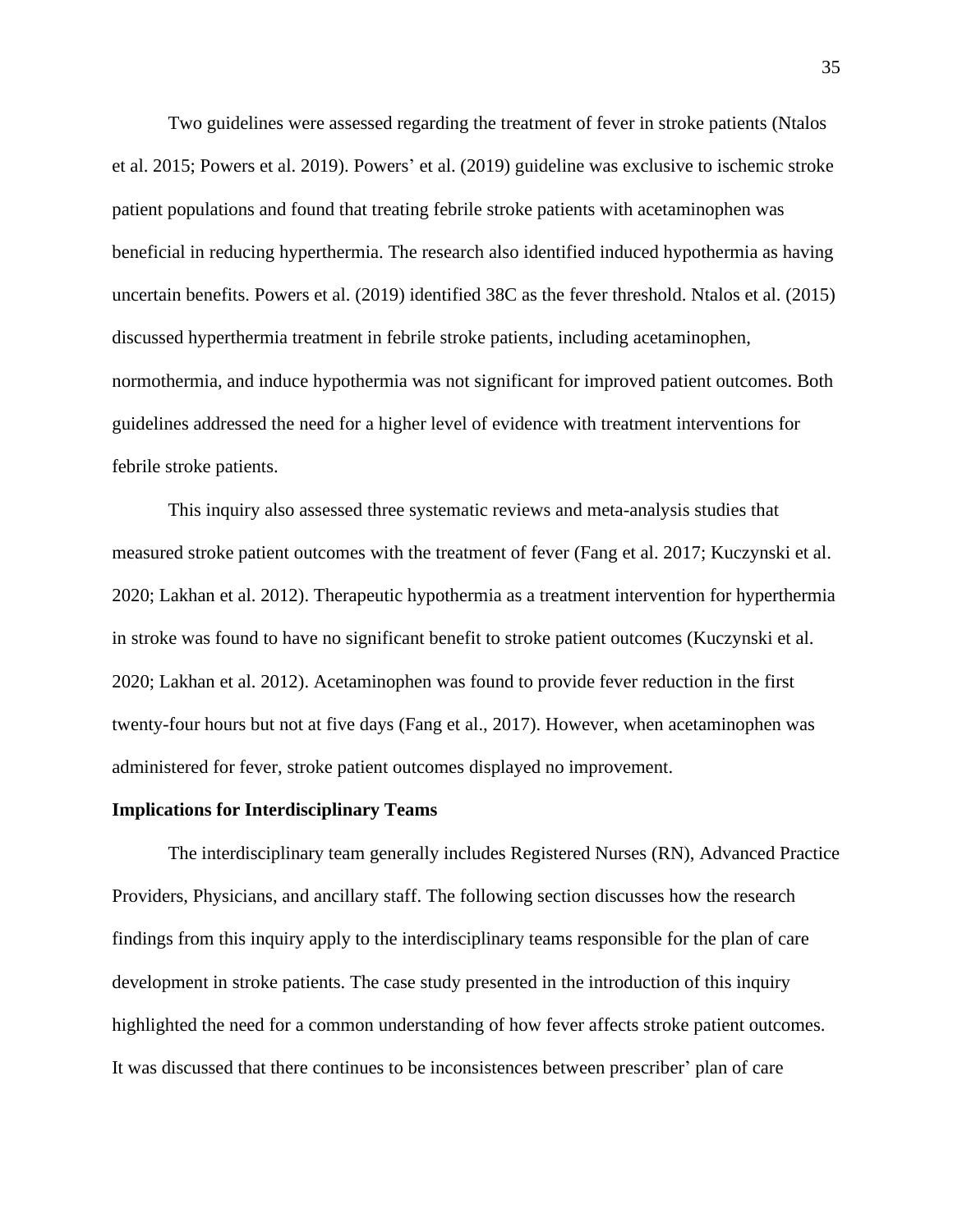Two guidelines were assessed regarding the treatment of fever in stroke patients (Ntalos et al. 2015; Powers et al. 2019). Powers' et al. (2019) guideline was exclusive to ischemic stroke patient populations and found that treating febrile stroke patients with acetaminophen was beneficial in reducing hyperthermia. The research also identified induced hypothermia as having uncertain benefits. Powers et al. (2019) identified 38C as the fever threshold. Ntalos et al. (2015) discussed hyperthermia treatment in febrile stroke patients, including acetaminophen, normothermia, and induce hypothermia was not significant for improved patient outcomes. Both guidelines addressed the need for a higher level of evidence with treatment interventions for febrile stroke patients.

This inquiry also assessed three systematic reviews and meta-analysis studies that measured stroke patient outcomes with the treatment of fever (Fang et al. 2017; Kuczynski et al. 2020; Lakhan et al. 2012). Therapeutic hypothermia as a treatment intervention for hyperthermia in stroke was found to have no significant benefit to stroke patient outcomes (Kuczynski et al. 2020; Lakhan et al. 2012). Acetaminophen was found to provide fever reduction in the first twenty-four hours but not at five days (Fang et al., 2017). However, when acetaminophen was administered for fever, stroke patient outcomes displayed no improvement.

**Implications for Interdisciplinary Teams**

The interdisciplinary team generally includes Registered Nurses (RN), Advanced Practice Providers, Physicians, and ancillary staff. The following section discusses how the research findings from this inquiry apply to the interdisciplinary teams responsible for the plan of care development in stroke patients. The case study presented in the introduction of this inquiry highlighted the need for a common understanding of how fever affects stroke patient outcomes. It was discussed that there continues to be inconsistences between prescriber' plan of care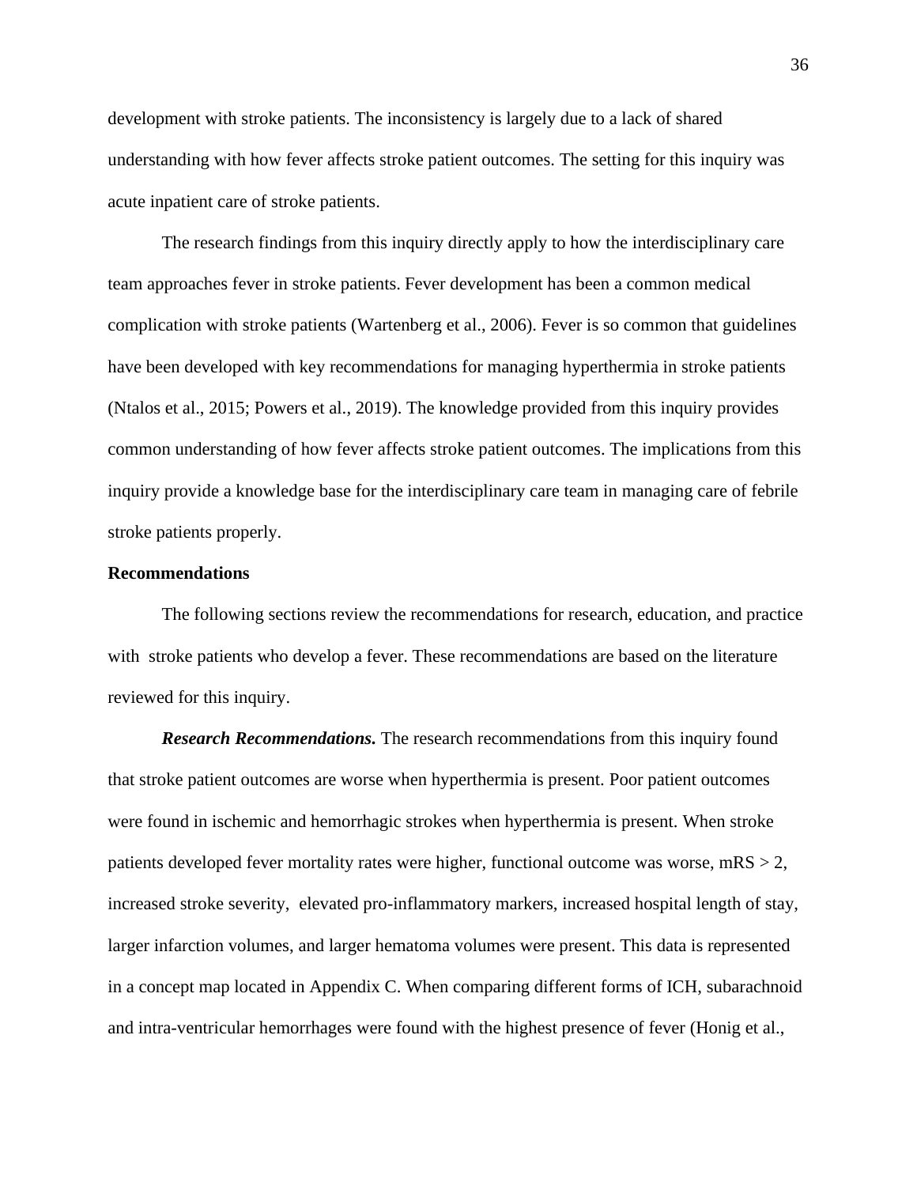development with stroke patients. The inconsistency is largely due to a lack of shared understanding with how fever affects stroke patient outcomes. The setting for this inquiry was acute inpatient care of stroke patients.

The research findings from this inquiry directly apply to how the interdisciplinary care team approaches fever in stroke patients. Fever development has been a common medical complication with stroke patients (Wartenberg et al., 2006). Fever is so common that guidelines have been developed with key recommendations for managing hyperthermia in stroke patients (Ntalos et al., 2015; Powers et al., 2019). The knowledge provided from this inquiry provides common understanding of how fever affects stroke patient outcomes. The implications from this inquiry provide a knowledge base for the interdisciplinary care team in managing care of febrile stroke patients properly.

## Recommendations

The following sections review the recommendations for research, education, and practice with stroke patients who develop a fever. These recommendations are based on the literature reviewed for this inquiry.

***Research Recommendations.*** The research recommendations from this inquiry found that stroke patient outcomes are worse when hyperthermia is present. Poor patient outcomes were found in ischemic and hemorrhagic strokes when hyperthermia is present. When stroke patients developed fever mortality rates were higher, functional outcome was worse, mRS > 2, increased stroke severity, elevated pro-inflammatory markers, increased hospital length of stay, larger infarction volumes, and larger hematoma volumes were present. This data is represented in a concept map located in Appendix C. When comparing different forms of ICH, subarachnoid and intra-ventricular hemorrhages were found with the highest presence of fever (Honig et al.,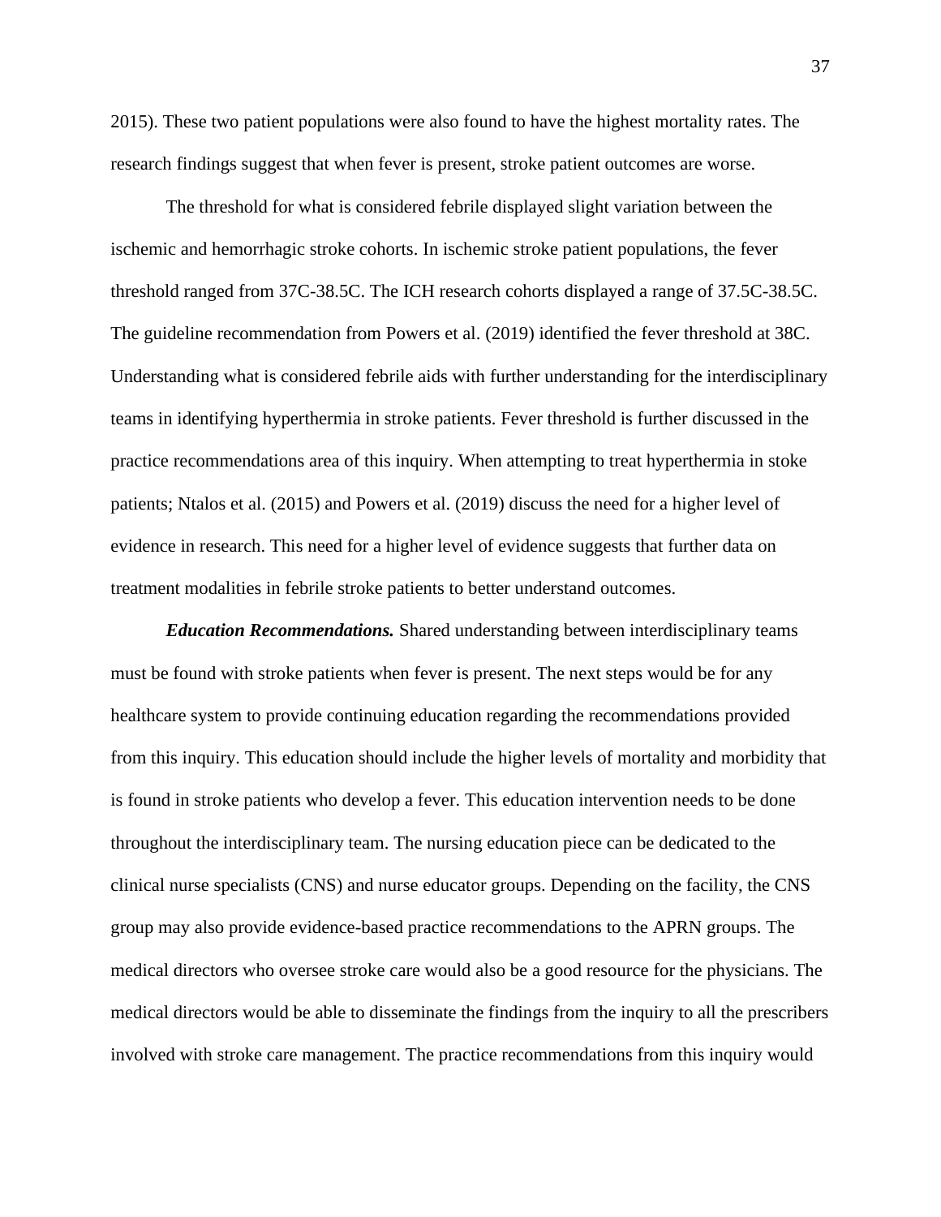2015). These two patient populations were also found to have the highest mortality rates. The research findings suggest that when fever is present, stroke patient outcomes are worse.

The threshold for what is considered febrile displayed slight variation between the ischemic and hemorrhagic stroke cohorts. In ischemic stroke patient populations, the fever threshold ranged from 37C-38.5C. The ICH research cohorts displayed a range of 37.5C-38.5C. The guideline recommendation from Powers et al. (2019) identified the fever threshold at 38C. Understanding what is considered febrile aids with further understanding for the interdisciplinary teams in identifying hyperthermia in stroke patients. Fever threshold is further discussed in the practice recommendations area of this inquiry. When attempting to treat hyperthermia in stoke patients; Ntalos et al. (2015) and Powers et al. (2019) discuss the need for a higher level of evidence in research. This need for a higher level of evidence suggests that further data on treatment modalities in febrile stroke patients to better understand outcomes.

***Education Recommendations.*** Shared understanding between interdisciplinary teams must be found with stroke patients when fever is present. The next steps would be for any healthcare system to provide continuing education regarding the recommendations provided from this inquiry. This education should include the higher levels of mortality and morbidity that is found in stroke patients who develop a fever. This education intervention needs to be done throughout the interdisciplinary team. The nursing education piece can be dedicated to the clinical nurse specialists (CNS) and nurse educator groups. Depending on the facility, the CNS group may also provide evidence-based practice recommendations to the APRN groups. The medical directors who oversee stroke care would also be a good resource for the physicians. The medical directors would be able to disseminate the findings from the inquiry to all the prescribers involved with stroke care management. The practice recommendations from this inquiry would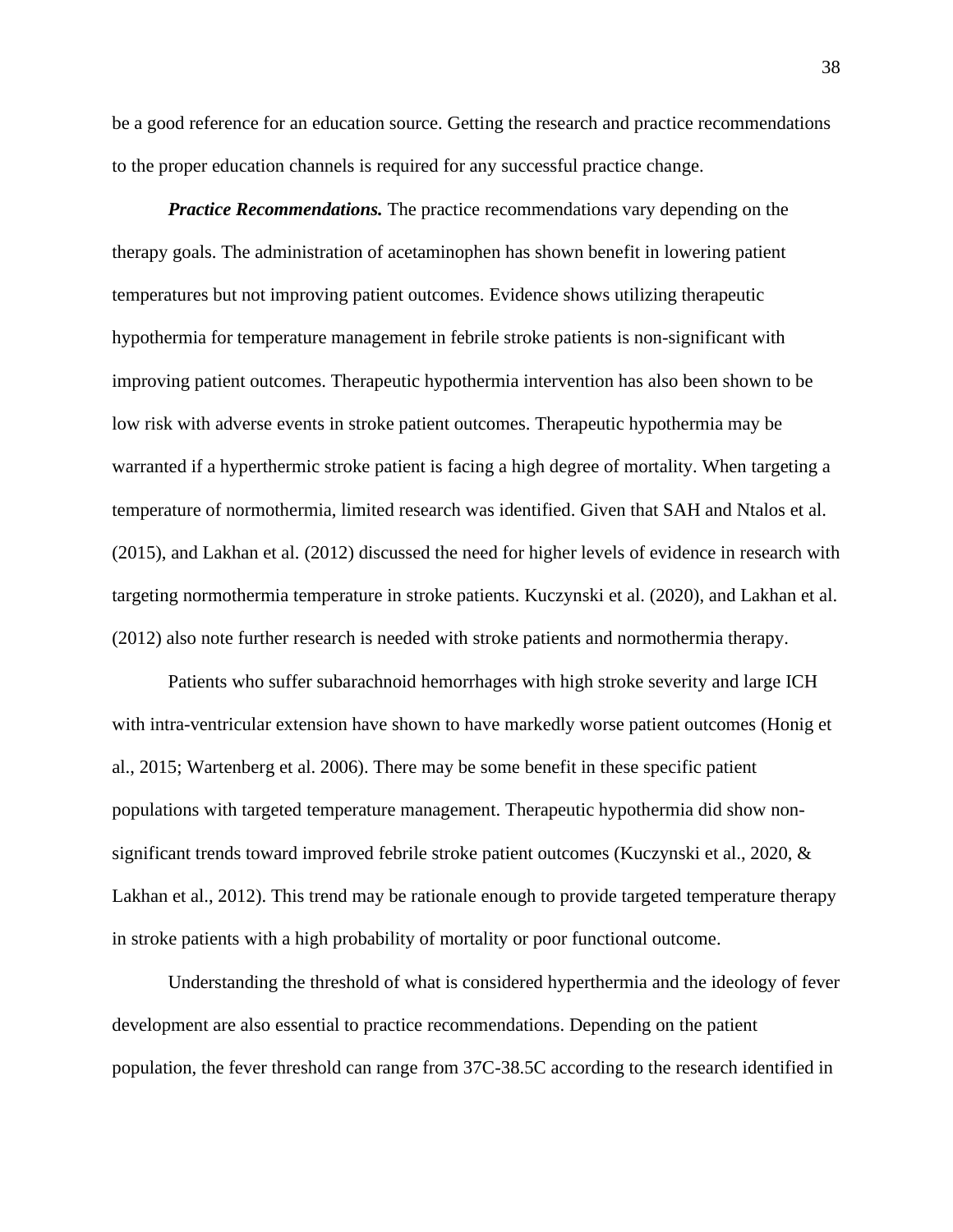be a good reference for an education source. Getting the research and practice recommendations to the proper education channels is required for any successful practice change.

***Practice Recommendations.*** The practice recommendations vary depending on the therapy goals. The administration of acetaminophen has shown benefit in lowering patient temperatures but not improving patient outcomes. Evidence shows utilizing therapeutic hypothermia for temperature management in febrile stroke patients is non-significant with improving patient outcomes. Therapeutic hypothermia intervention has also been shown to be low risk with adverse events in stroke patient outcomes. Therapeutic hypothermia may be warranted if a hyperthermic stroke patient is facing a high degree of mortality. When targeting a temperature of normothermia, limited research was identified. Given that SAH and Ntalos et al. (2015), and Lakhan et al. (2012) discussed the need for higher levels of evidence in research with targeting normothermia temperature in stroke patients. Kuczynski et al. (2020), and Lakhan et al. (2012) also note further research is needed with stroke patients and normothermia therapy.

Patients who suffer subarachnoid hemorrhages with high stroke severity and large ICH with intra-ventricular extension have shown to have markedly worse patient outcomes (Honig et al., 2015; Wartenberg et al. 2006). There may be some benefit in these specific patient populations with targeted temperature management. Therapeutic hypothermia did show non-significant trends toward improved febrile stroke patient outcomes (Kuczynski et al., 2020, & Lakhan et al., 2012). This trend may be rationale enough to provide targeted temperature therapy in stroke patients with a high probability of mortality or poor functional outcome.

Understanding the threshold of what is considered hyperthermia and the ideology of fever development are also essential to practice recommendations. Depending on the patient population, the fever threshold can range from 37C-38.5C according to the research identified in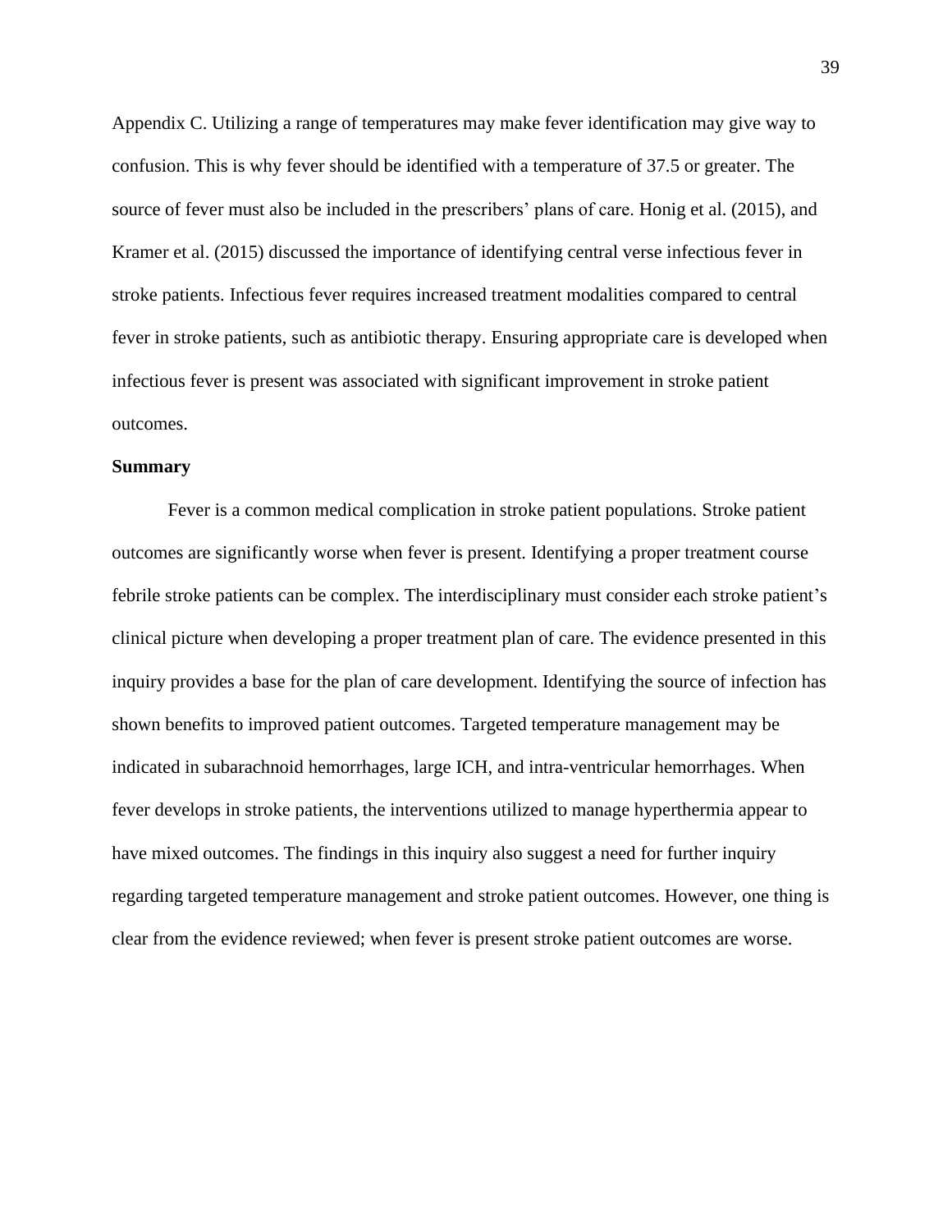Appendix C. Utilizing a range of temperatures may make fever identification may give way to confusion. This is why fever should be identified with a temperature of 37.5 or greater. The source of fever must also be included in the prescribers' plans of care. Honig et al. (2015), and Kramer et al. (2015) discussed the importance of identifying central verse infectious fever in stroke patients. Infectious fever requires increased treatment modalities compared to central fever in stroke patients, such as antibiotic therapy. Ensuring appropriate care is developed when infectious fever is present was associated with significant improvement in stroke patient outcomes.

**Summary**

Fever is a common medical complication in stroke patient populations. Stroke patient outcomes are significantly worse when fever is present. Identifying a proper treatment course febrile stroke patients can be complex. The interdisciplinary must consider each stroke patient's clinical picture when developing a proper treatment plan of care. The evidence presented in this inquiry provides a base for the plan of care development. Identifying the source of infection has shown benefits to improved patient outcomes. Targeted temperature management may be indicated in subarachnoid hemorrhages, large ICH, and intra-ventricular hemorrhages. When fever develops in stroke patients, the interventions utilized to manage hyperthermia appear to have mixed outcomes. The findings in this inquiry also suggest a need for further inquiry regarding targeted temperature management and stroke patient outcomes. However, one thing is clear from the evidence reviewed; when fever is present stroke patient outcomes are worse.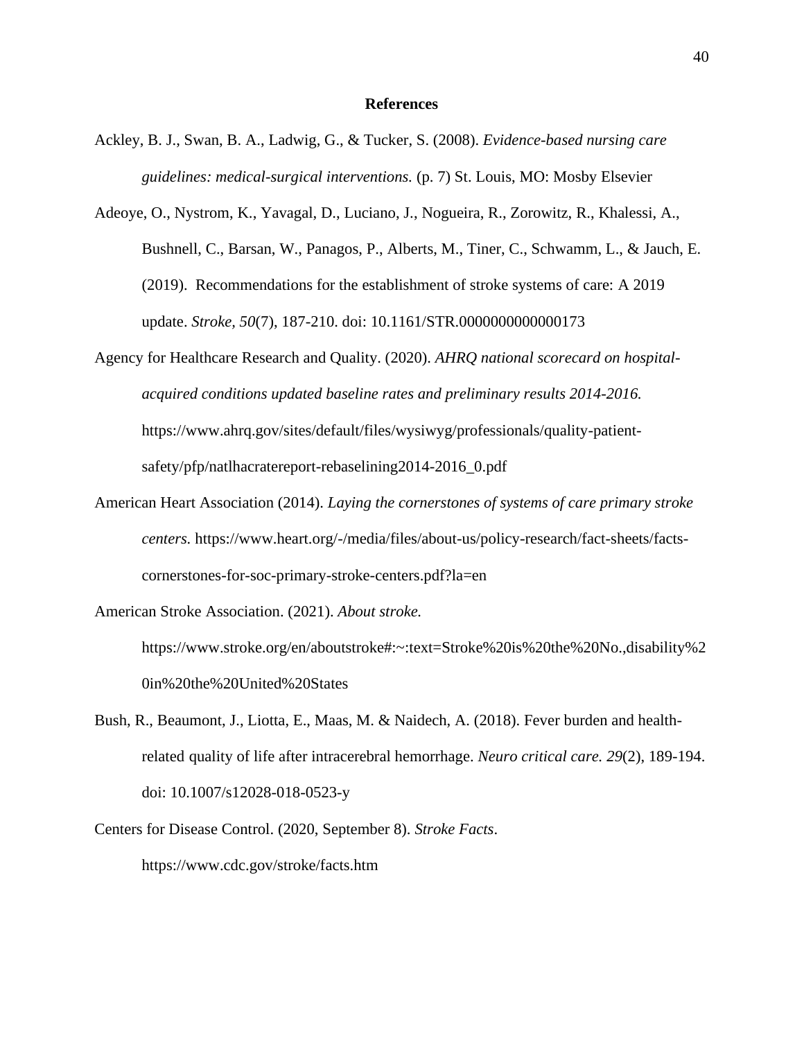# References

Ackley, B. J., Swan, B. A., Ladwig, G., & Tucker, S. (2008). *Evidence-based nursing care guidelines: medical-surgical interventions.* (p. 7) St. Louis, MO: Mosby Elsevier

Adeoye, O., Nystrom, K., Yavagal, D., Luciano, J., Nogueira, R., Zorowitz, R., Khalessi, A., Bushnell, C., Barsan, W., Panagos, P., Alberts, M., Tiner, C., Schwamm, L., & Jauch, E. (2019). Recommendations for the establishment of stroke systems of care: A 2019 update. *Stroke, 50*(7), 187-210. doi: 10.1161/STR.0000000000000173

Agency for Healthcare Research and Quality. (2020). *AHRQ national scorecard on hospital-acquired conditions updated baseline rates and preliminary results 2014-2016.* https://www.ahrq.gov/sites/default/files/wysiwyg/professionals/quality-patient-safety/pfp/natlhacratereport-rebaselining2014-2016_0.pdf

American Heart Association (2014). *Laying the cornerstones of systems of care primary stroke centers.* https://www.heart.org/-/media/files/about-us/policy-research/fact-sheets/facts-cornerstones-for-soc-primary-stroke-centers.pdf?la=en

American Stroke Association. (2021). *About stroke.* https://www.stroke.org/en/aboutstroke#:~:text=Stroke%20is%20the%20No.,disability%20in%20the%20United%20States

Bush, R., Beaumont, J., Liotta, E., Maas, M. & Naidech, A. (2018). Fever burden and health-related quality of life after intracerebral hemorrhage. *Neuro critical care. 29*(2), 189-194. doi: 10.1007/s12028-018-0523-y

Centers for Disease Control. (2020, September 8). *Stroke Facts*. https://www.cdc.gov/stroke/facts.htm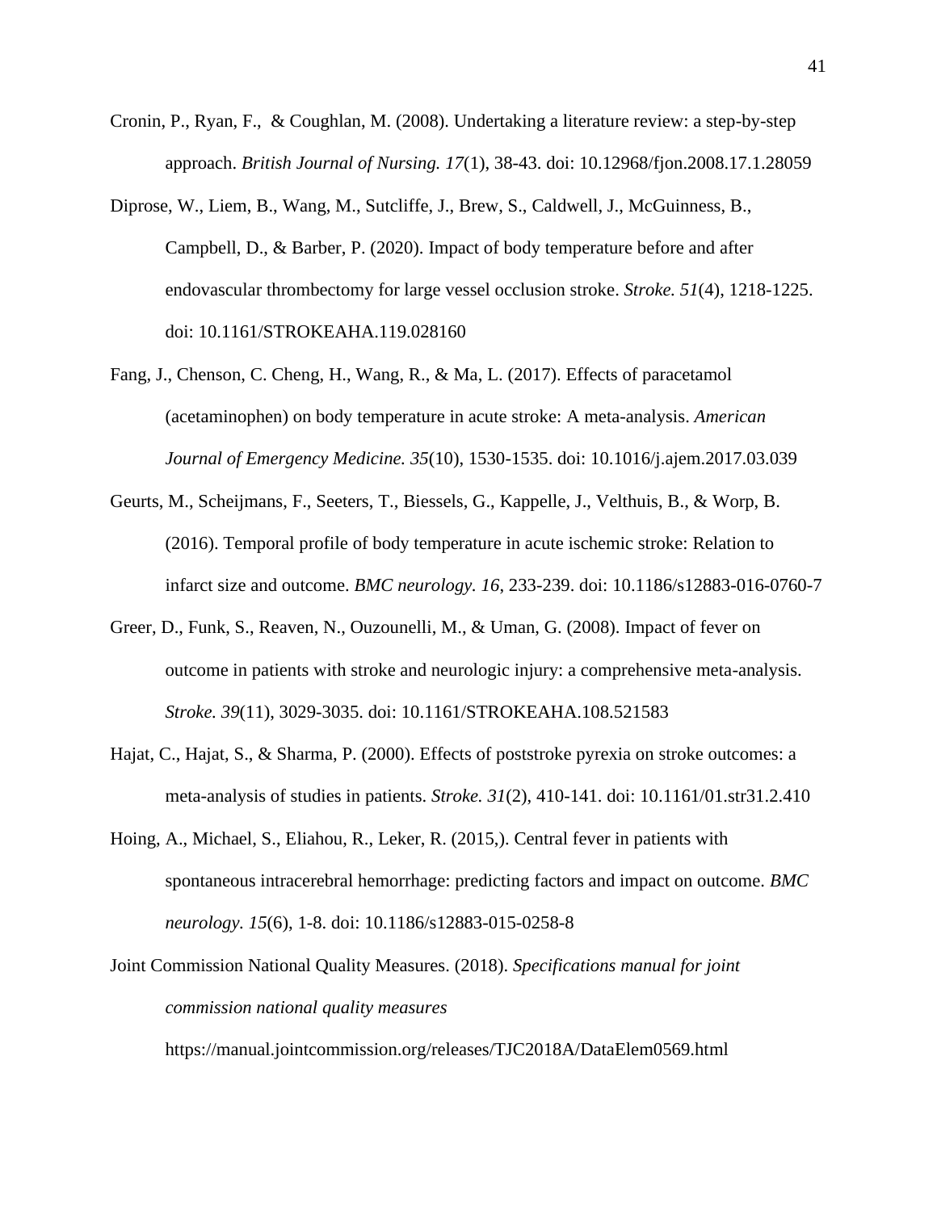Cronin, P., Ryan, F., & Coughlan, M. (2008). Undertaking a literature review: a step-by-step approach. *British Journal of Nursing. 17*(1), 38-43. doi: 10.12968/fjon.2008.17.1.28059

Diprose, W., Liem, B., Wang, M., Sutcliffe, J., Brew, S., Caldwell, J., McGuinness, B., Campbell, D., & Barber, P. (2020). Impact of body temperature before and after endovascular thrombectomy for large vessel occlusion stroke. *Stroke. 51*(4), 1218-1225. doi: 10.1161/STROKEAHA.119.028160

Fang, J., Chenson, C. Cheng, H., Wang, R., & Ma, L. (2017). Effects of paracetamol (acetaminophen) on body temperature in acute stroke: A meta-analysis. *American Journal of Emergency Medicine. 35*(10), 1530-1535. doi: 10.1016/j.ajem.2017.03.039

Geurts, M., Scheijmans, F., Seeters, T., Biessels, G., Kappelle, J., Velthuis, B., & Worp, B. (2016). Temporal profile of body temperature in acute ischemic stroke: Relation to infarct size and outcome. *BMC neurology. 16*, 233-239. doi: 10.1186/s12883-016-0760-7

Greer, D., Funk, S., Reaven, N., Ouzounelli, M., & Uman, G. (2008). Impact of fever on outcome in patients with stroke and neurologic injury: a comprehensive meta-analysis. *Stroke. 39*(11), 3029-3035. doi: 10.1161/STROKEAHA.108.521583

Hajat, C., Hajat, S., & Sharma, P. (2000). Effects of poststroke pyrexia on stroke outcomes: a meta-analysis of studies in patients. *Stroke. 31*(2), 410-141. doi: 10.1161/01.str31.2.410

Hoing, A., Michael, S., Eliahou, R., Leker, R. (2015,). Central fever in patients with spontaneous intracerebral hemorrhage: predicting factors and impact on outcome. *BMC neurology. 15*(6), 1-8. doi: 10.1186/s12883-015-0258-8

Joint Commission National Quality Measures. (2018). *Specifications manual for joint commission national quality measures* https://manual.jointcommission.org/releases/TJC2018A/DataElem0569.html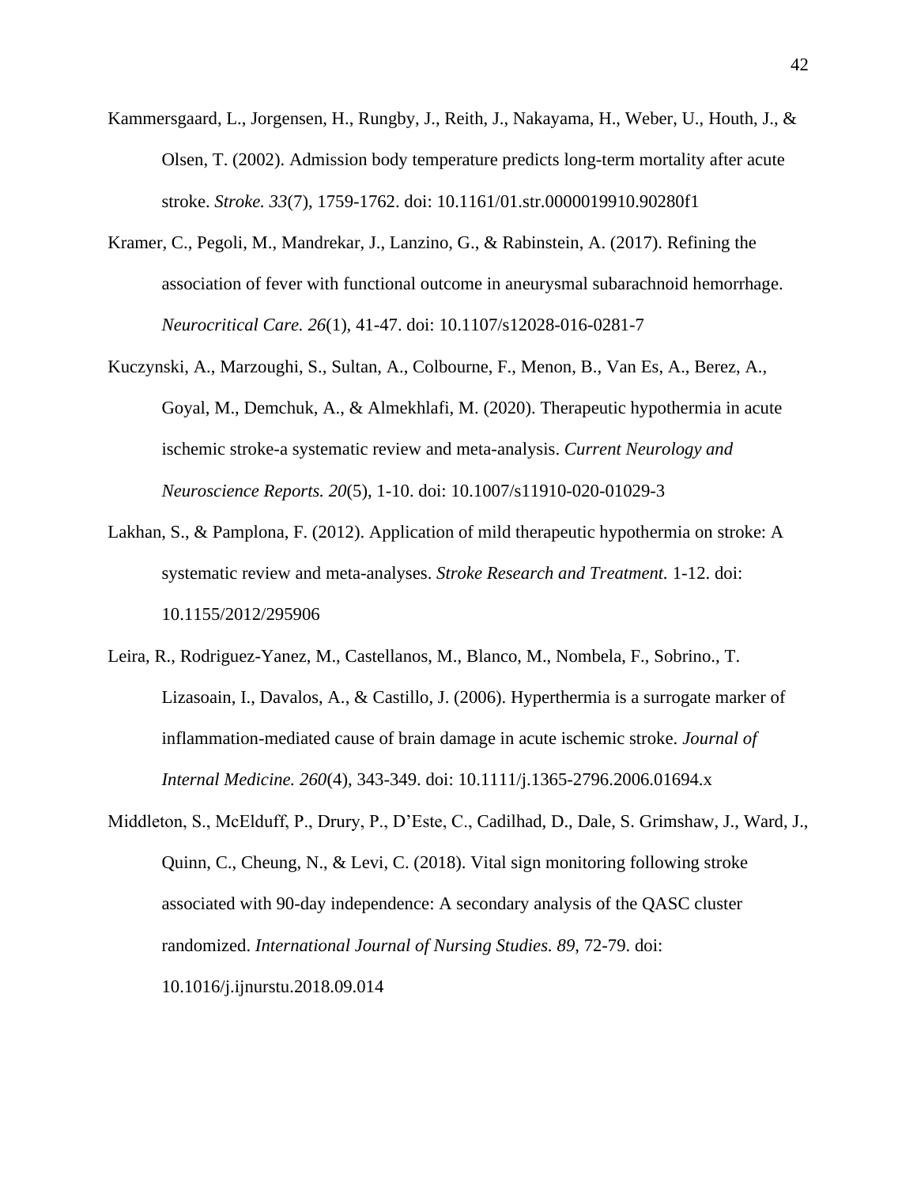Kammersgaard, L., Jorgensen, H., Rungby, J., Reith, J., Nakayama, H., Weber, U., Houth, J., & Olsen, T. (2002). Admission body temperature predicts long-term mortality after acute stroke. *Stroke. 33*(7), 1759-1762. doi: 10.1161/01.str.0000019910.90280f1

Kramer, C., Pegoli, M., Mandrekar, J., Lanzino, G., & Rabinstein, A. (2017). Refining the association of fever with functional outcome in aneurysmal subarachnoid hemorrhage. *Neurocritical Care. 26*(1), 41-47. doi: 10.1107/s12028-016-0281-7

Kuczynski, A., Marzoughi, S., Sultan, A., Colbourne, F., Menon, B., Van Es, A., Berez, A., Goyal, M., Demchuk, A., & Almekhlafi, M. (2020). Therapeutic hypothermia in acute ischemic stroke-a systematic review and meta-analysis. *Current Neurology and Neuroscience Reports. 20*(5), 1-10. doi: 10.1007/s11910-020-01029-3

Lakhan, S., & Pamplona, F. (2012). Application of mild therapeutic hypothermia on stroke: A systematic review and meta-analyses. *Stroke Research and Treatment.* 1-12. doi: 10.1155/2012/295906

Leira, R., Rodriguez-Yanez, M., Castellanos, M., Blanco, M., Nombela, F., Sobrino., T. Lizasoain, I., Davalos, A., & Castillo, J. (2006). Hyperthermia is a surrogate marker of inflammation-mediated cause of brain damage in acute ischemic stroke. *Journal of Internal Medicine. 260*(4), 343-349. doi: 10.1111/j.1365-2796.2006.01694.x

Middleton, S., McElduff, P., Drury, P., D'Este, C., Cadilhad, D., Dale, S. Grimshaw, J., Ward, J., Quinn, C., Cheung, N., & Levi, C. (2018). Vital sign monitoring following stroke associated with 90-day independence: A secondary analysis of the QASC cluster randomized. *International Journal of Nursing Studies. 89*, 72-79. doi: 10.1016/j.ijnurstu.2018.09.014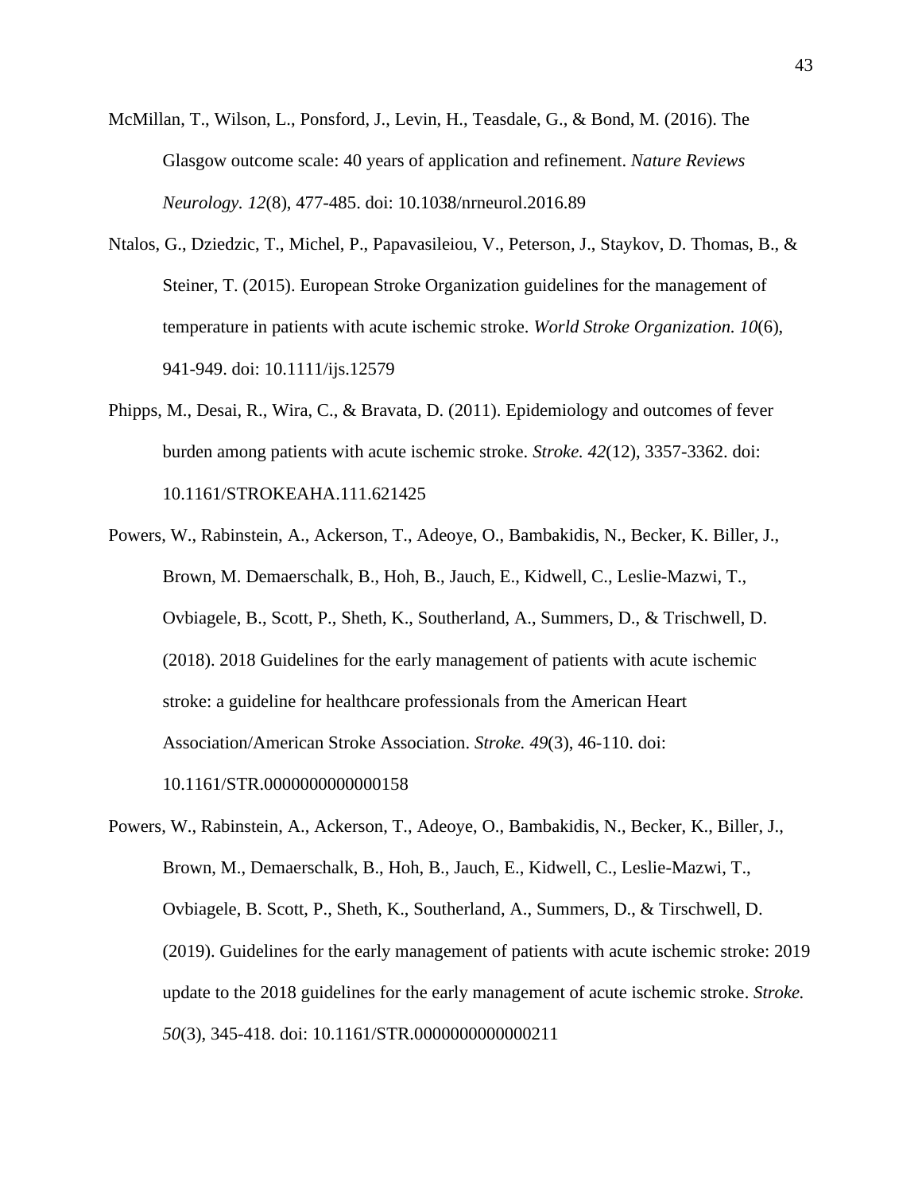McMillan, T., Wilson, L., Ponsford, J., Levin, H., Teasdale, G., & Bond, M. (2016). The Glasgow outcome scale: 40 years of application and refinement. *Nature Reviews Neurology. 12*(8), 477-485. doi: 10.1038/nrneurol.2016.89

Ntalos, G., Dziedzic, T., Michel, P., Papavasileiou, V., Peterson, J., Staykov, D. Thomas, B., & Steiner, T. (2015). European Stroke Organization guidelines for the management of temperature in patients with acute ischemic stroke. *World Stroke Organization. 10*(6), 941-949. doi: 10.1111/ijs.12579

Phipps, M., Desai, R., Wira, C., & Bravata, D. (2011). Epidemiology and outcomes of fever burden among patients with acute ischemic stroke. *Stroke. 42*(12), 3357-3362. doi: 10.1161/STROKEAHA.111.621425

Powers, W., Rabinstein, A., Ackerson, T., Adeoye, O., Bambakidis, N., Becker, K. Biller, J., Brown, M. Demaerschalk, B., Hoh, B., Jauch, E., Kidwell, C., Leslie-Mazwi, T., Ovbiagele, B., Scott, P., Sheth, K., Southerland, A., Summers, D., & Trischwell, D. (2018). 2018 Guidelines for the early management of patients with acute ischemic stroke: a guideline for healthcare professionals from the American Heart Association/American Stroke Association. *Stroke. 49*(3), 46-110. doi: 10.1161/STR.0000000000000158

Powers, W., Rabinstein, A., Ackerson, T., Adeoye, O., Bambakidis, N., Becker, K., Biller, J., Brown, M., Demaerschalk, B., Hoh, B., Jauch, E., Kidwell, C., Leslie-Mazwi, T., Ovbiagele, B. Scott, P., Sheth, K., Southerland, A., Summers, D., & Tirschwell, D. (2019). Guidelines for the early management of patients with acute ischemic stroke: 2019 update to the 2018 guidelines for the early management of acute ischemic stroke. *Stroke. 50*(3), 345-418. doi: 10.1161/STR.0000000000000211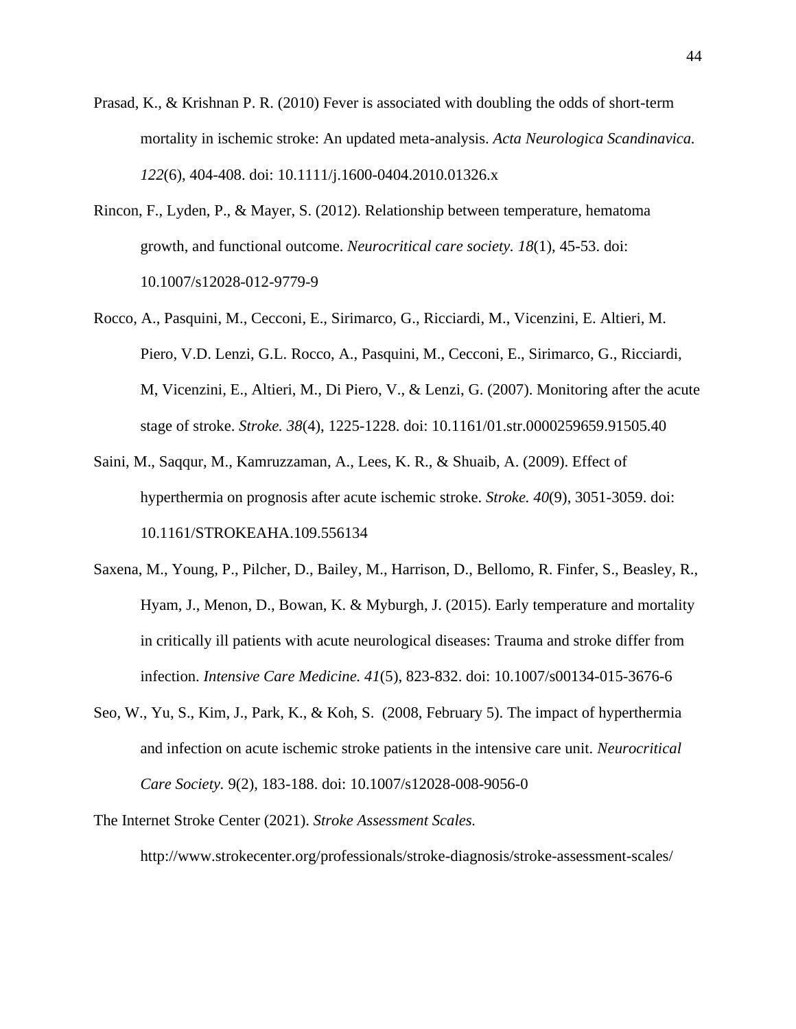Prasad, K., & Krishnan P. R. (2010) Fever is associated with doubling the odds of short-term mortality in ischemic stroke: An updated meta-analysis. *Acta Neurologica Scandinavica. 122*(6), 404-408. doi: 10.1111/j.1600-0404.2010.01326.x

Rincon, F., Lyden, P., & Mayer, S. (2012). Relationship between temperature, hematoma growth, and functional outcome. *Neurocritical care society. 18*(1), 45-53. doi: 10.1007/s12028-012-9779-9

Rocco, A., Pasquini, M., Cecconi, E., Sirimarco, G., Ricciardi, M., Vicenzini, E. Altieri, M. Piero, V.D. Lenzi, G.L. Rocco, A., Pasquini, M., Cecconi, E., Sirimarco, G., Ricciardi, M, Vicenzini, E., Altieri, M., Di Piero, V., & Lenzi, G. (2007). Monitoring after the acute stage of stroke. *Stroke. 38*(4), 1225-1228. doi: 10.1161/01.str.0000259659.91505.40

Saini, M., Saqqur, M., Kamruzzaman, A., Lees, K. R., & Shuaib, A. (2009). Effect of hyperthermia on prognosis after acute ischemic stroke. *Stroke. 40*(9), 3051-3059. doi: 10.1161/STROKEAHA.109.556134

Saxena, M., Young, P., Pilcher, D., Bailey, M., Harrison, D., Bellomo, R. Finfer, S., Beasley, R., Hyam, J., Menon, D., Bowan, K. & Myburgh, J. (2015). Early temperature and mortality in critically ill patients with acute neurological diseases: Trauma and stroke differ from infection. *Intensive Care Medicine. 41*(5), 823-832. doi: 10.1007/s00134-015-3676-6

Seo, W., Yu, S., Kim, J., Park, K., & Koh, S. (2008, February 5). The impact of hyperthermia and infection on acute ischemic stroke patients in the intensive care unit. *Neurocritical Care Society.* 9(2), 183-188. doi: 10.1007/s12028-008-9056-0

The Internet Stroke Center (2021). *Stroke Assessment Scales.* http://www.strokecenter.org/professionals/stroke-diagnosis/stroke-assessment-scales/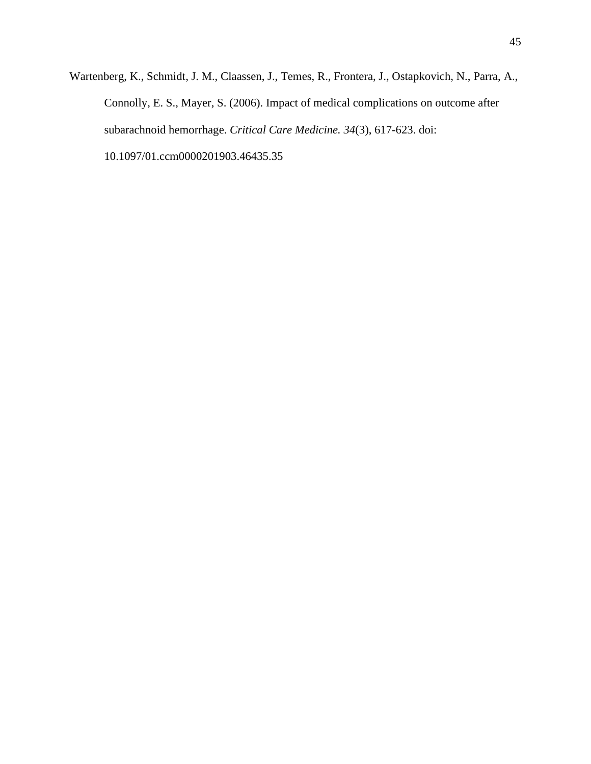Wartenberg, K., Schmidt, J. M., Claassen, J., Temes, R., Frontera, J., Ostapkovich, N., Parra, A., Connolly, E. S., Mayer, S. (2006). Impact of medical complications on outcome after subarachnoid hemorrhage. *Critical Care Medicine. 34*(3), 617-623. doi: 10.1097/01.ccm0000201903.46435.35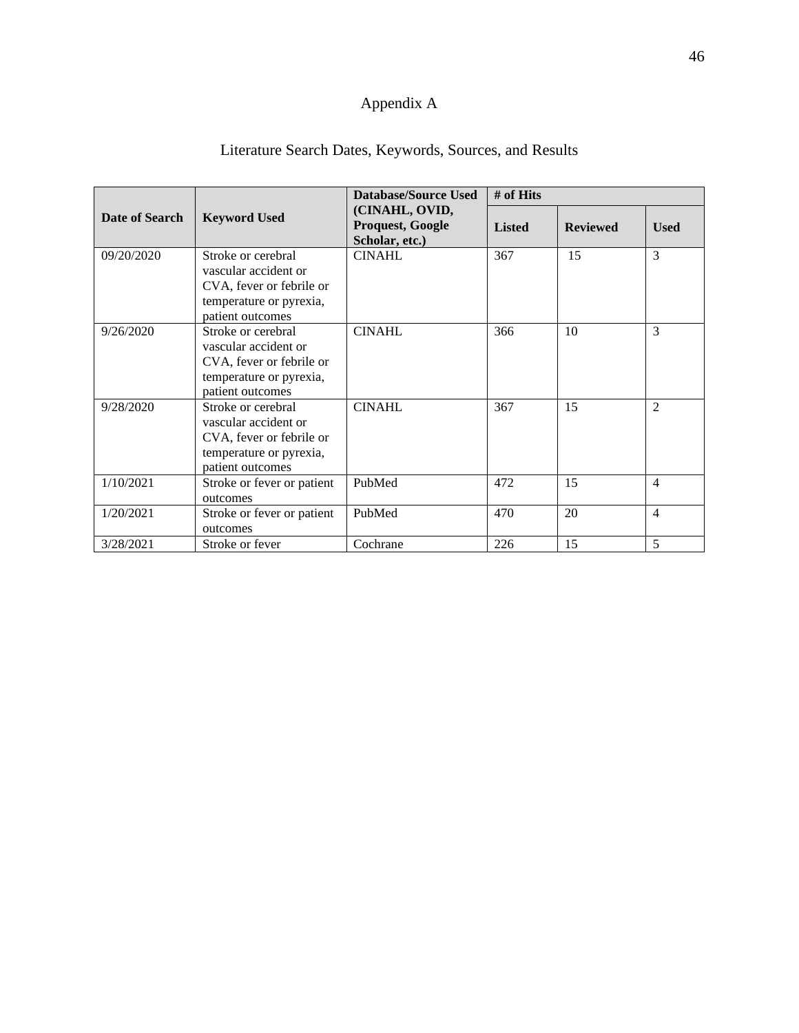# Appendix A

## Literature Search Dates, Keywords, Sources, and Results

| Date of Search | Keyword Used | Database/Source Used (CINAHL, OVID, Proquest, Google Scholar, etc.) | # of Hits | | |
|---|---|---|---|---|---|
| | | | **Listed** | **Reviewed** | **Used** |
| 09/20/2020 | Stroke or cerebral vascular accident or CVA, fever or febrile or temperature or pyrexia, patient outcomes | CINAHL | 367 | 15 | 3 |
| 9/26/2020 | Stroke or cerebral vascular accident or CVA, fever or febrile or temperature or pyrexia, patient outcomes | CINAHL | 366 | 10 | 3 |
| 9/28/2020 | Stroke or cerebral vascular accident or CVA, fever or febrile or temperature or pyrexia, patient outcomes | CINAHL | 367 | 15 | 2 |
| 1/10/2021 | Stroke or fever or patient outcomes | PubMed | 472 | 15 | 4 |
| 1/20/2021 | Stroke or fever or patient outcomes | PubMed | 470 | 20 | 4 |
| 3/28/2021 | Stroke or fever | Cochrane | 226 | 15 | 5 |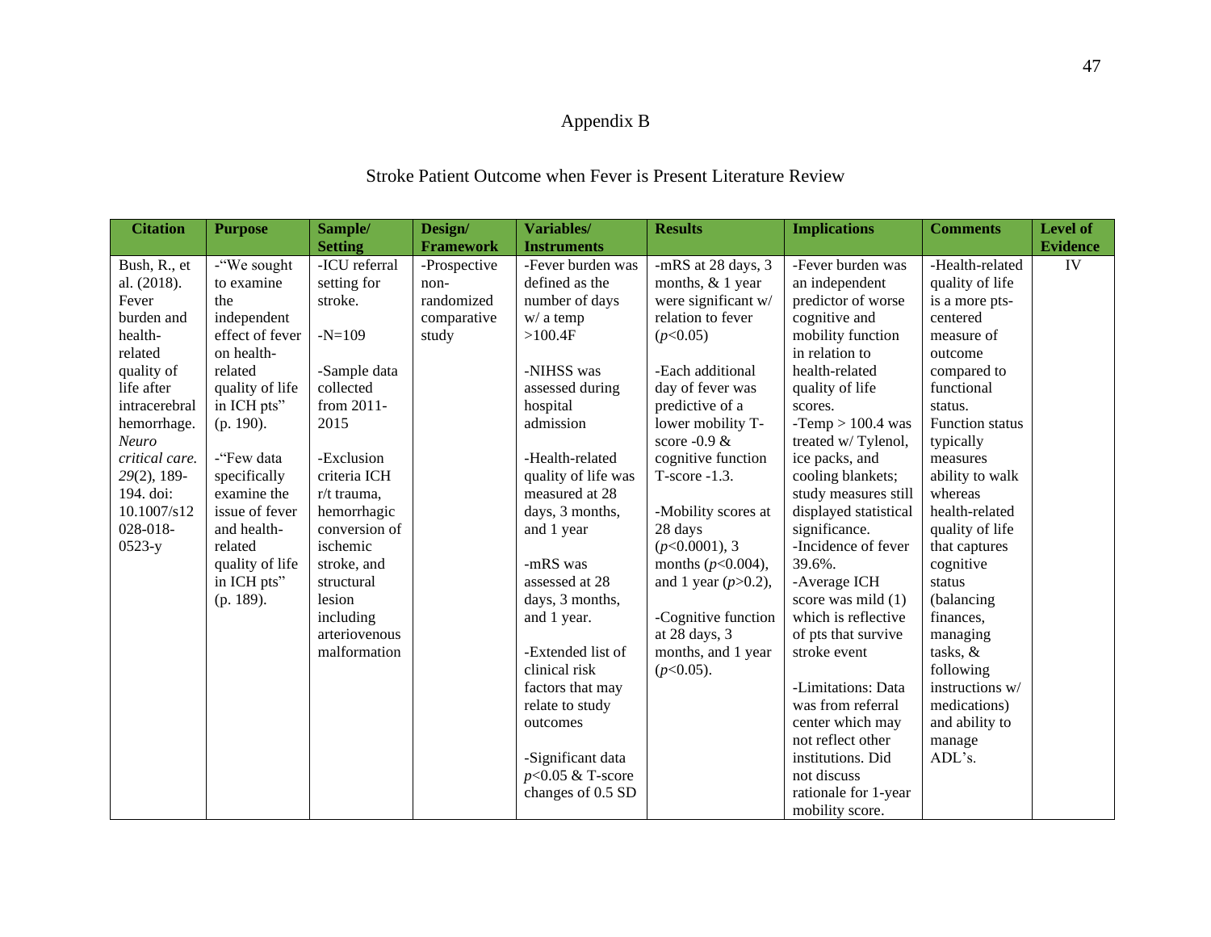# Appendix B

## Stroke Patient Outcome when Fever is Present Literature Review

| Citation | Purpose | Sample/ Setting | Design/ Framework | Variables/ Instruments | Results | Implications | Comments | Level of Evidence |
|---|---|---|---|---|---|---|---|---|
| Bush, R., et al. (2018). Fever burden and health-related quality of life after intracerebral hemorrhage. *Neuro critical care. 29*(2), 189-194. doi: 10.1007/s12028-018-0523-y | -"We sought to examine the independent effect of fever on health-related quality of life in ICH pts" (p. 190).<br><br>-"Few data specifically examine the issue of fever and health-related quality of life in ICH pts" (p. 189). | -ICU referral setting for stroke.<br><br>-N=109<br><br>-Sample data collected from 2011-2015<br><br>-Exclusion criteria ICH r/t trauma, hemorrhagic conversion of ischemic stroke, and structural lesion including arteriovenous malformation | -Prospective non-randomized comparative study | -Fever burden was defined as the number of days w/ a temp >100.4F<br><br>-NIHSS was assessed during hospital admission<br><br>-Health-related quality of life was measured at 28 days, 3 months, and 1 year<br><br>-mRS was assessed at 28 days, 3 months, and 1 year.<br><br>-Extended list of clinical risk factors that may relate to study outcomes<br><br>-Significant data $p$<0.05 & T-score changes of 0.5 SD | -mRS at 28 days, 3 months, & 1 year were significant w/ relation to fever ($p$<0.05)<br><br>-Each additional day of fever was predictive of a lower mobility T-score -0.9 & cognitive function T-score -1.3.<br><br>-Mobility scores at 28 days ($p$<0.0001), 3 months ($p$<0.004), and 1 year ($p$>0.2),<br><br>-Cognitive function at 28 days, 3 months, and 1 year ($p$<0.05). | -Fever burden was an independent predictor of worse cognitive and mobility function in relation to health-related quality of life scores.<br>-Temp > 100.4 was treated w/ Tylenol, ice packs, and cooling blankets; study measures still displayed statistical significance.<br>-Incidence of fever 39.6%.<br>-Average ICH score was mild (1) which is reflective of pts that survive stroke event<br><br>-Limitations: Data was from referral center which may not reflect other institutions. Did not discuss rationale for 1-year mobility score. | -Health-related quality of life is a more pts-centered measure of outcome compared to functional status. Function status typically measures ability to walk whereas health-related quality of life that captures cognitive status (balancing finances, managing tasks, & following instructions w/ medications) and ability to manage ADL's. | IV |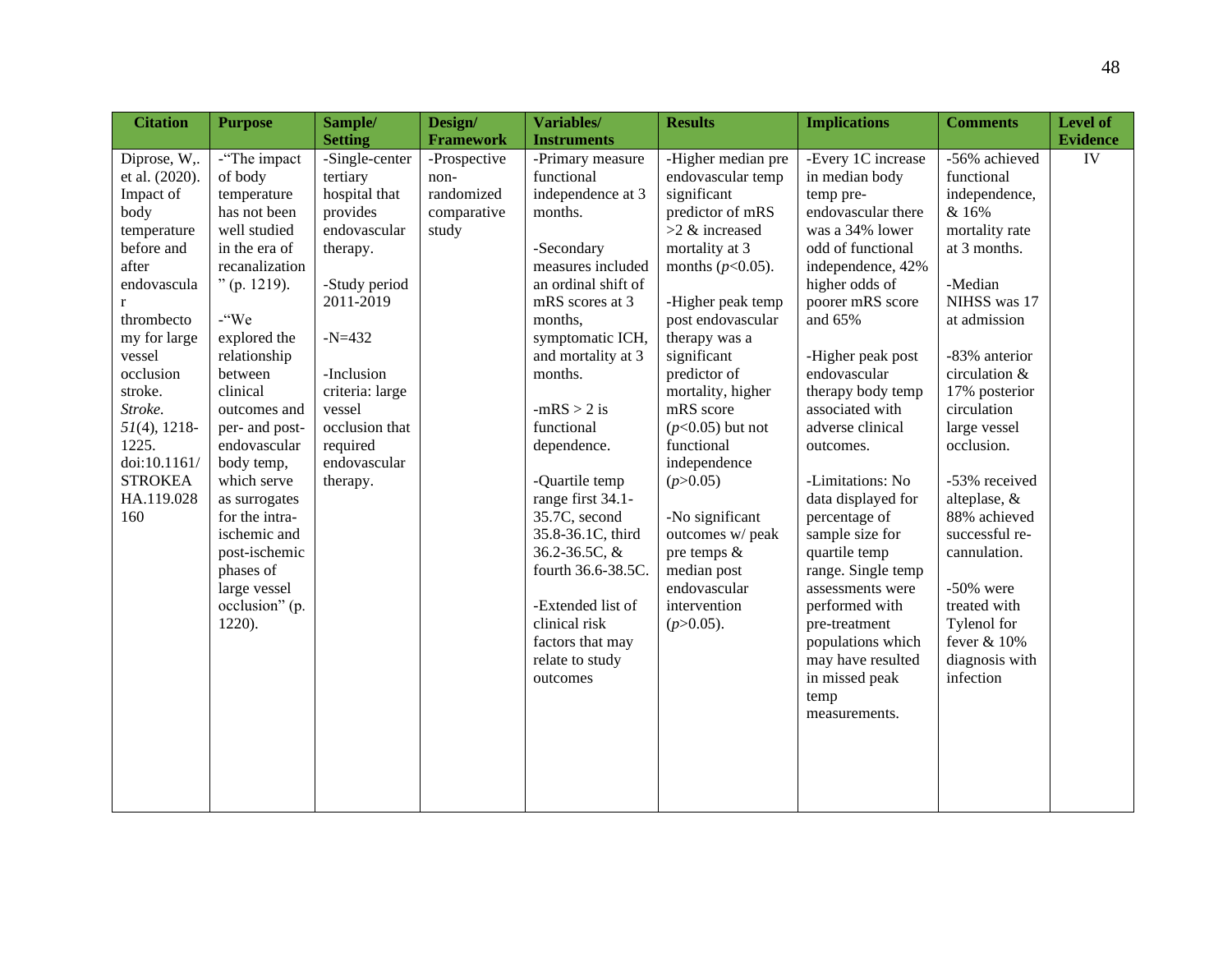| Citation | Purpose | Sample/ Setting | Design/ Framework | Variables/ Instruments | Results | Implications | Comments | Level of Evidence |
|---|---|---|---|---|---|---|---|---|
| Diprose, W,. et al. (2020). Impact of body temperature before and after endovascular thrombectomy for large vessel occlusion stroke. *Stroke*. *51*(4), 1218-1225. doi:10.1161/STROKEAHA.119.028160 | -"The impact of body temperature has not been well studied in the era of recanalization" (p. 1219). <br><br> -"We explored the relationship between clinical outcomes and per- and post-endovascular body temp, which serve as surrogates for the intra-ischemic and post-ischemic phases of large vessel occlusion" (p. 1220). | -Single-center tertiary hospital that provides endovascular therapy. <br><br> -Study period 2011-2019 <br><br> -N=432 <br><br> -Inclusion criteria: large vessel occlusion that required endovascular therapy. | -Prospective non-randomized comparative study | -Primary measure functional independence at 3 months. <br><br> -Secondary measures included an ordinal shift of mRS scores at 3 months, symptomatic ICH, and mortality at 3 months. <br><br> -mRS > 2 is functional dependence. <br><br> -Quartile temp range first 34.1-35.7C, second 35.8-36.1C, third 36.2-36.5C, & fourth 36.6-38.5C. <br><br> -Extended list of clinical risk factors that may relate to study outcomes | -Higher median pre endovascular temp significant predictor of mRS >2 & increased mortality at 3 months ($p$<0.05). <br><br> -Higher peak temp post endovascular therapy was a significant predictor of mortality, higher mRS score ($p$<0.05) but not functional independence ($p$>0.05) <br><br> -No significant outcomes w/ peak pre temps & median post endovascular intervention ($p$>0.05). | -Every 1C increase in median body temp pre-endovascular there was a 34% lower odd of functional independence, 42% higher odds of poorer mRS score and 65% <br><br> -Higher peak post endovascular therapy body temp associated with adverse clinical outcomes. <br><br> -Limitations: No data displayed for percentage of sample size for quartile temp range. Single temp assessments were performed with pre-treatment populations which may have resulted in missed peak temp measurements. | -56% achieved functional independence, & 16% mortality rate at 3 months. <br><br> -Median NIHSS was 17 at admission <br><br> -83% anterior circulation & 17% posterior circulation large vessel occlusion. <br><br> -53% received alteplase, & 88% achieved successful re-cannulation. <br><br> -50% were treated with Tylenol for fever & 10% diagnosis with infection | IV |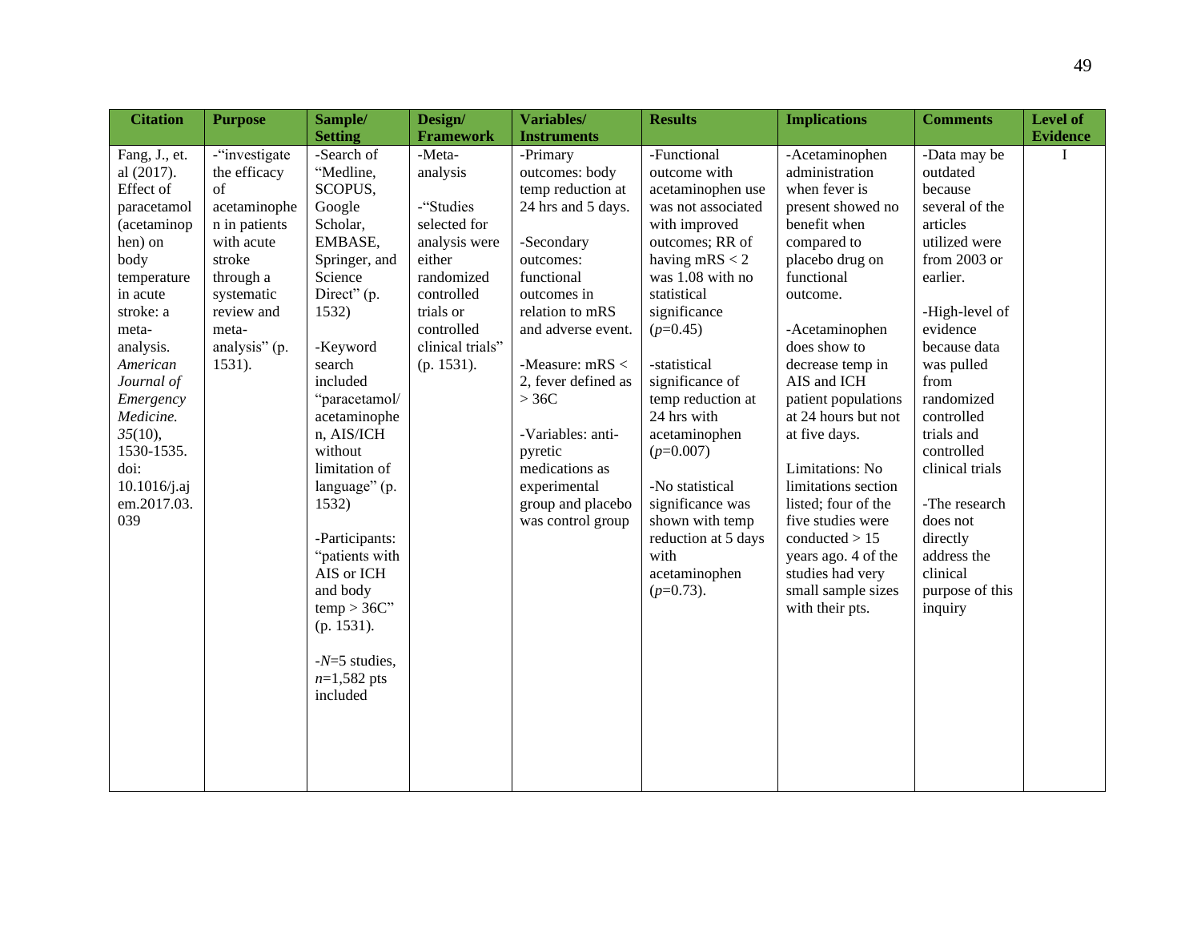| Citation | Purpose | Sample/ Setting | Design/ Framework | Variables/ Instruments | Results | Implications | Comments | Level of Evidence |
|---|---|---|---|---|---|---|---|---|
| Fang, J., et. al (2017). Effect of paracetamol (acetaminophen) on body temperature in acute stroke: a meta-analysis. *American Journal of Emergency Medicine. 35*(10), 1530-1535. doi: 10.1016/j.ajem.2017.03.039 | -"investigate the efficacy of acetaminophen in patients with acute stroke through a systematic review and meta-analysis" (p. 1531). | -Search of "Medline, SCOPUS, Google Scholar, EMBASE, Springer, and Science Direct" (p. 1532)<br><br>-Keyword search included "paracetamol/acetaminophen, AIS/ICH without limitation of language" (p. 1532)<br><br>-Participants: "patients with AIS or ICH and body temp > 36C" (p. 1531).<br><br>-*N*=5 studies, *n*=1,582 pts included | -Meta-analysis<br><br>-"Studies selected for analysis were either randomized controlled trials or controlled clinical trials" (p. 1531). | -Primary outcomes: body temp reduction at 24 hrs and 5 days.<br><br>-Secondary outcomes: functional outcomes in relation to mRS and adverse event.<br><br>-Measure: mRS < 2, fever defined as > 36C<br><br>-Variables: anti-pyretic medications as experimental group and placebo was control group | -Functional outcome with acetaminophen use was not associated with improved outcomes; RR of having mRS < 2 was 1.08 with no statistical significance ($p$=0.45)<br><br>-statistical significance of temp reduction at 24 hrs with acetaminophen ($p$=0.007)<br><br>-No statistical significance was shown with temp reduction at 5 days with acetaminophen ($p$=0.73). | -Acetaminophen administration when fever is present showed no benefit when compared to placebo drug on functional outcome.<br><br>-Acetaminophen does show to decrease temp in AIS and ICH patient populations at 24 hours but not at five days.<br><br>Limitations: No limitations section listed; four of the five studies were conducted > 15 years ago. 4 of the studies had very small sample sizes with their pts. | -Data may be outdated because several of the articles utilized were from 2003 or earlier.<br><br>-High-level of evidence because data was pulled from randomized controlled trials and controlled clinical trials<br><br>-The research does not directly address the clinical purpose of this inquiry | I |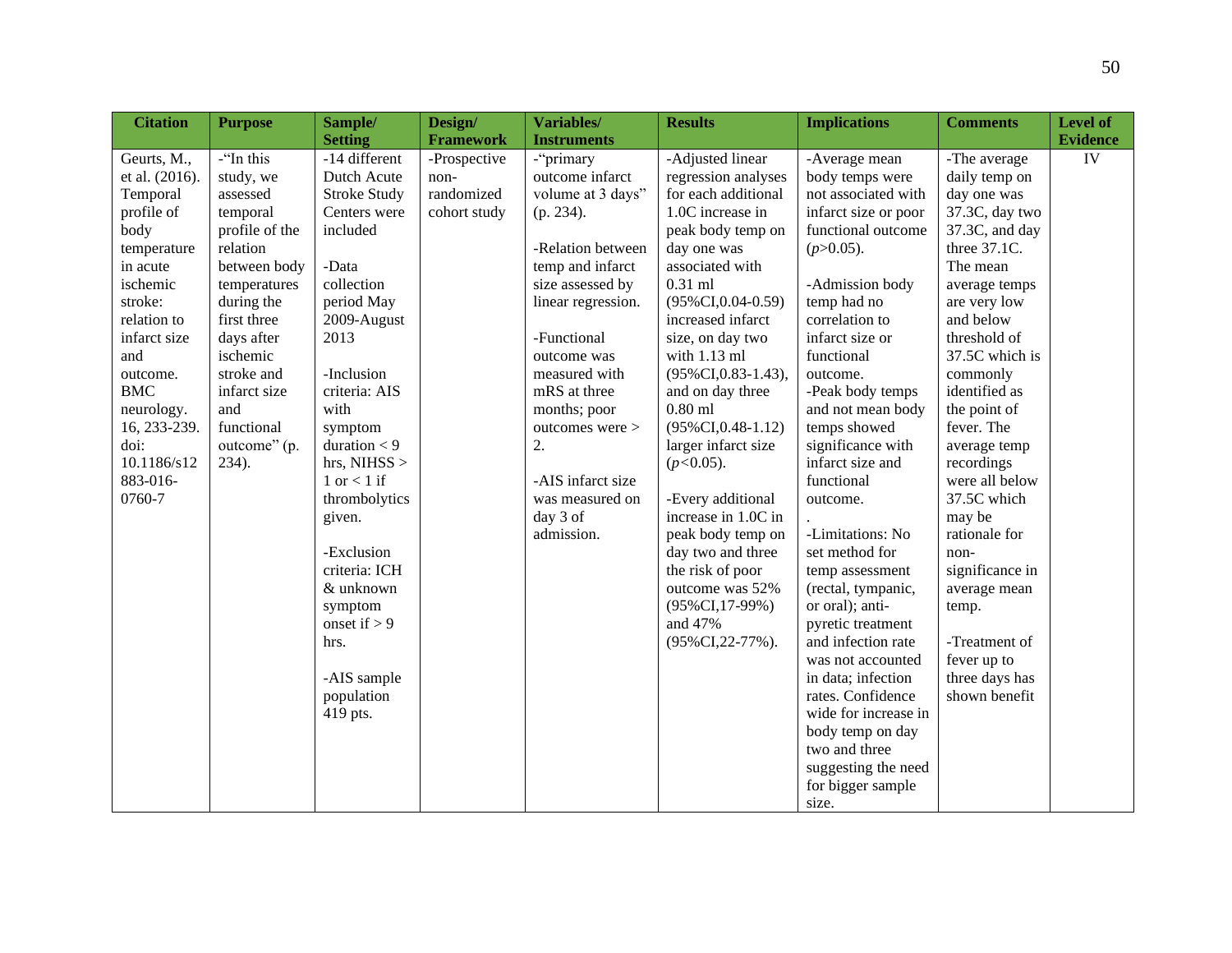| Citation | Purpose | Sample/ Setting | Design/ Framework | Variables/ Instruments | Results | Implications | Comments | Level of Evidence |
|---|---|---|---|---|---|---|---|---|
| Geurts, M., et al. (2016). Temporal profile of body temperature in acute ischemic stroke: relation to infarct size and outcome. BMC neurology. 16, 233-239. doi: 10.1186/s12883-016-0760-7 | -"In this study, we assessed temporal profile of the relation between body temperatures during the first three days after ischemic stroke and infarct size and functional outcome" (p. 234). | -14 different Dutch Acute Stroke Study Centers were included<br><br>-Data collection period May 2009-August 2013<br><br>-Inclusion criteria: AIS with symptom duration < 9 hrs, NIHSS > 1 or < 1 if thrombolytics given.<br><br>-Exclusion criteria: ICH & unknown symptom onset if > 9 hrs.<br><br>-AIS sample population 419 pts. | -Prospective non-randomized cohort study | -"primary outcome infarct volume at 3 days" (p. 234).<br><br>-Relation between temp and infarct size assessed by linear regression.<br><br>-Functional outcome was measured with mRS at three months; poor outcomes were > 2.<br><br>-AIS infarct size was measured on day 3 of admission. | -Adjusted linear regression analyses for each additional 1.0C increase in peak body temp on day one was associated with 0.31 ml (95%CI,0.04-0.59) increased infarct size, on day two with 1.13 ml (95%CI,0.83-1.43), and on day three 0.80 ml (95%CI,0.48-1.12) larger infarct size (*p*<0.05).<br><br>-Every additional increase in 1.0C in peak body temp on day two and three the risk of poor outcome was 52% (95%CI,17-99%) and 47% (95%CI,22-77%). | -Average mean body temps were not associated with infarct size or poor functional outcome (*p*>0.05).<br><br>-Admission body temp had no correlation to infarct size or functional outcome.<br>-Peak body temps and not mean body temps showed significance with infarct size and functional outcome.<br>.<br>-Limitations: No set method for temp assessment (rectal, tympanic, or oral); anti-pyretic treatment and infection rate was not accounted in data; infection rates. Confidence wide for increase in body temp on day two and three suggesting the need for bigger sample size. | -The average daily temp on day one was 37.3C, day two 37.3C, and day three 37.1C. The mean average temps are very low and below threshold of 37.5C which is commonly identified as the point of fever. The average temp recordings were all below 37.5C which may be rationale for non-significance in average mean temp.<br><br>-Treatment of fever up to three days has shown benefit | IV |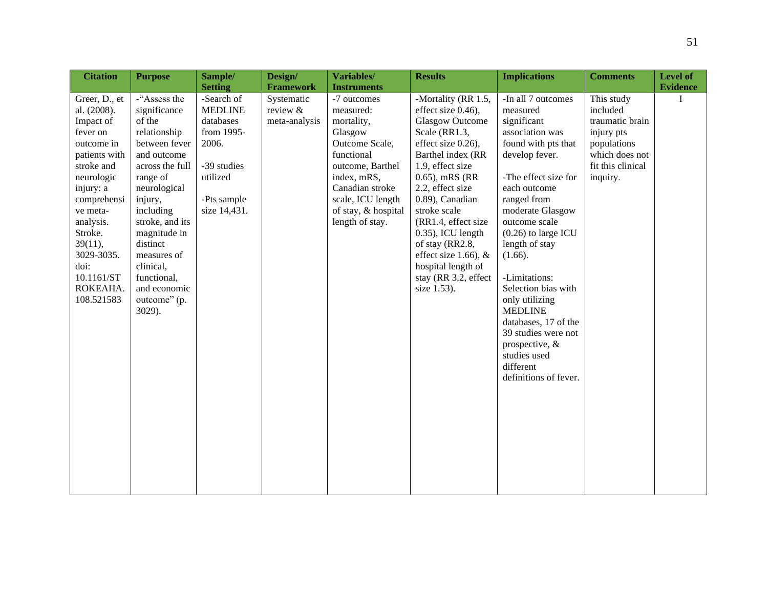| Citation | Purpose | Sample/ Setting | Design/ Framework | Variables/ Instruments | Results | Implications | Comments | Level of Evidence |
|---|---|---|---|---|---|---|---|---|
| Greer, D., et al. (2008). Impact of fever on outcome in patients with stroke and neurologic injury: a comprehensive meta-analysis. Stroke. 39(11), 3029-3035. doi: 10.1161/STROKEAHA.108.521583 | -"Assess the significance of the relationship between fever and outcome across the full range of neurological injury, including stroke, and its magnitude in distinct measures of clinical, functional, and economic outcome" (p. 3029). | -Search of MEDLINE databases from 1995-2006.<br><br>-39 studies utilized<br><br>-Pts sample size 14,431. | Systematic review & meta-analysis | -7 outcomes measured: mortality, Glasgow Outcome Scale, functional outcome, Barthel index, mRS, Canadian stroke scale, ICU length of stay, & hospital length of stay. | -Mortality (RR 1.5, effect size 0.46), Glasgow Outcome Scale (RR1.3, effect size 0.26), Barthel index (RR 1.9, effect size 0.65), mRS (RR 2.2, effect size 0.89), Canadian stroke scale (RR1.4, effect size 0.35), ICU length of stay (RR2.8, effect size 1.66), & hospital length of stay (RR 3.2, effect size 1.53). | -In all 7 outcomes measured significant association was found with pts that develop fever.<br><br>-The effect size for each outcome ranged from moderate Glasgow outcome scale (0.26) to large ICU length of stay (1.66).<br><br>-Limitations: Selection bias with only utilizing MEDLINE databases, 17 of the 39 studies were not prospective, & studies used different definitions of fever. | This study included traumatic brain injury pts populations which does not fit this clinical inquiry. | I |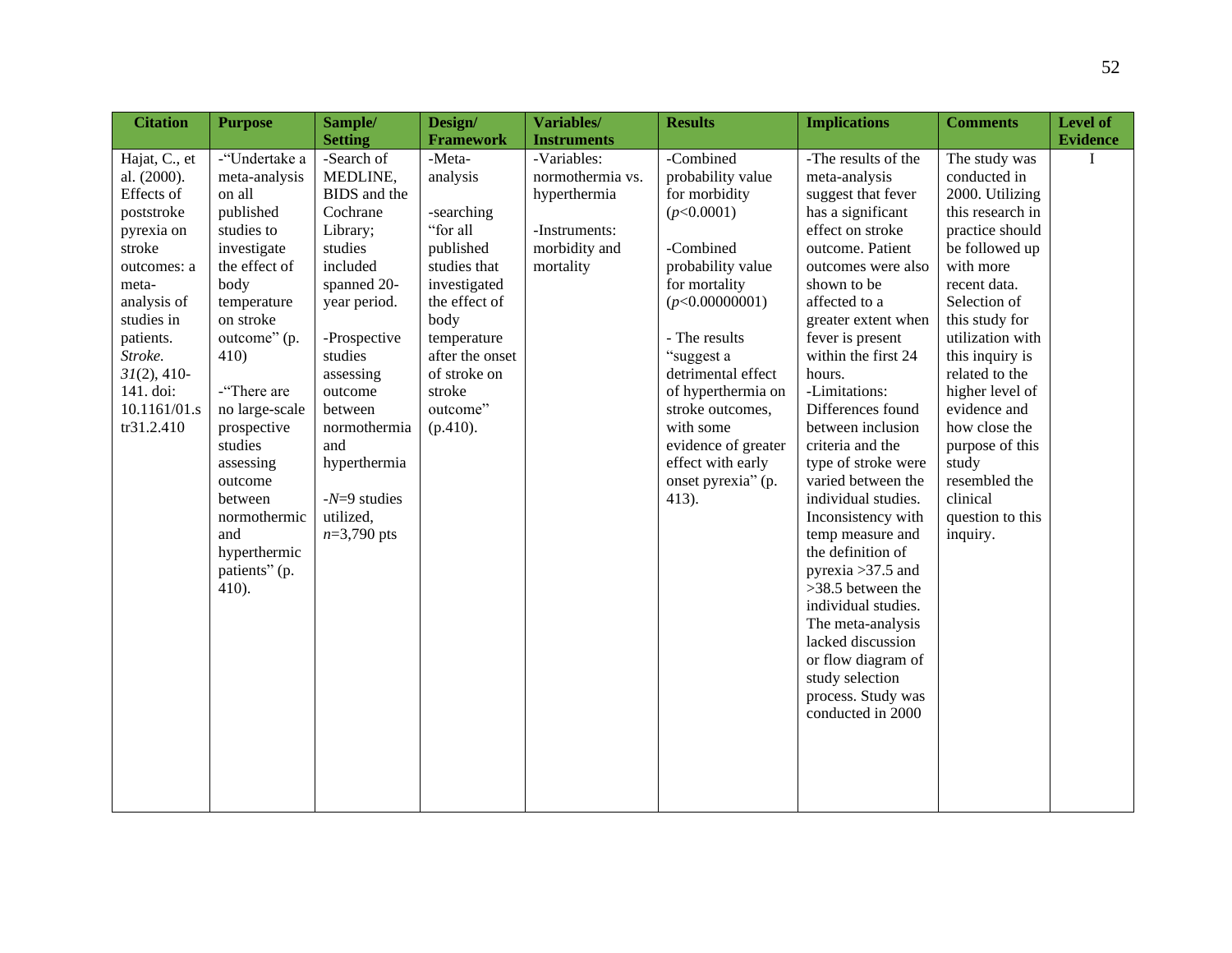| Citation | Purpose | Sample/ Setting | Design/ Framework | Variables/ Instruments | Results | Implications | Comments | Level of Evidence |
|---|---|---|---|---|---|---|---|---|
| Hajat, C., et al. (2000). Effects of poststroke pyrexia on stroke outcomes: a meta-analysis of studies in patients. *Stroke. 31*(2), 410-141. doi: 10.1161/01.str31.2.410 | -"Undertake a meta-analysis on all published studies to investigate the effect of body temperature on stroke outcome" (p. 410)<br><br>-"There are no large-scale prospective studies assessing outcome between normothermic and hyperthermic patients" (p. 410). | -Search of MEDLINE, BIDS and the Cochrane Library; studies included spanned 20-year period.<br><br>-Prospective studies assessing outcome between normothermia and hyperthermia<br><br>-*N*=9 studies utilized, *n*=3,790 pts | -Meta-analysis<br><br>-searching "for all published studies that investigated the effect of body temperature after the onset of stroke on stroke outcome" (p.410). | -Variables: normothermia vs. hyperthermia<br><br>-Instruments: morbidity and mortality | -Combined probability value for morbidity ($p<0.0001$)<br><br>-Combined probability value for mortality ($p<0.00000001$)<br><br>- The results "suggest a detrimental effect of hyperthermia on stroke outcomes, with some evidence of greater effect with early onset pyrexia" (p. 413). | -The results of the meta-analysis suggest that fever has a significant effect on stroke outcome. Patient outcomes were also shown to be affected to a greater extent when fever is present within the first 24 hours.<br>-Limitations: Differences found between inclusion criteria and the type of stroke were varied between the individual studies. Inconsistency with temp measure and the definition of pyrexia >37.5 and >38.5 between the individual studies. The meta-analysis lacked discussion or flow diagram of study selection process. Study was conducted in 2000 | The study was conducted in 2000. Utilizing this research in practice should be followed up with more recent data. Selection of this study for utilization with this inquiry is related to the higher level of evidence and how close the purpose of this study resembled the clinical question to this inquiry. | I |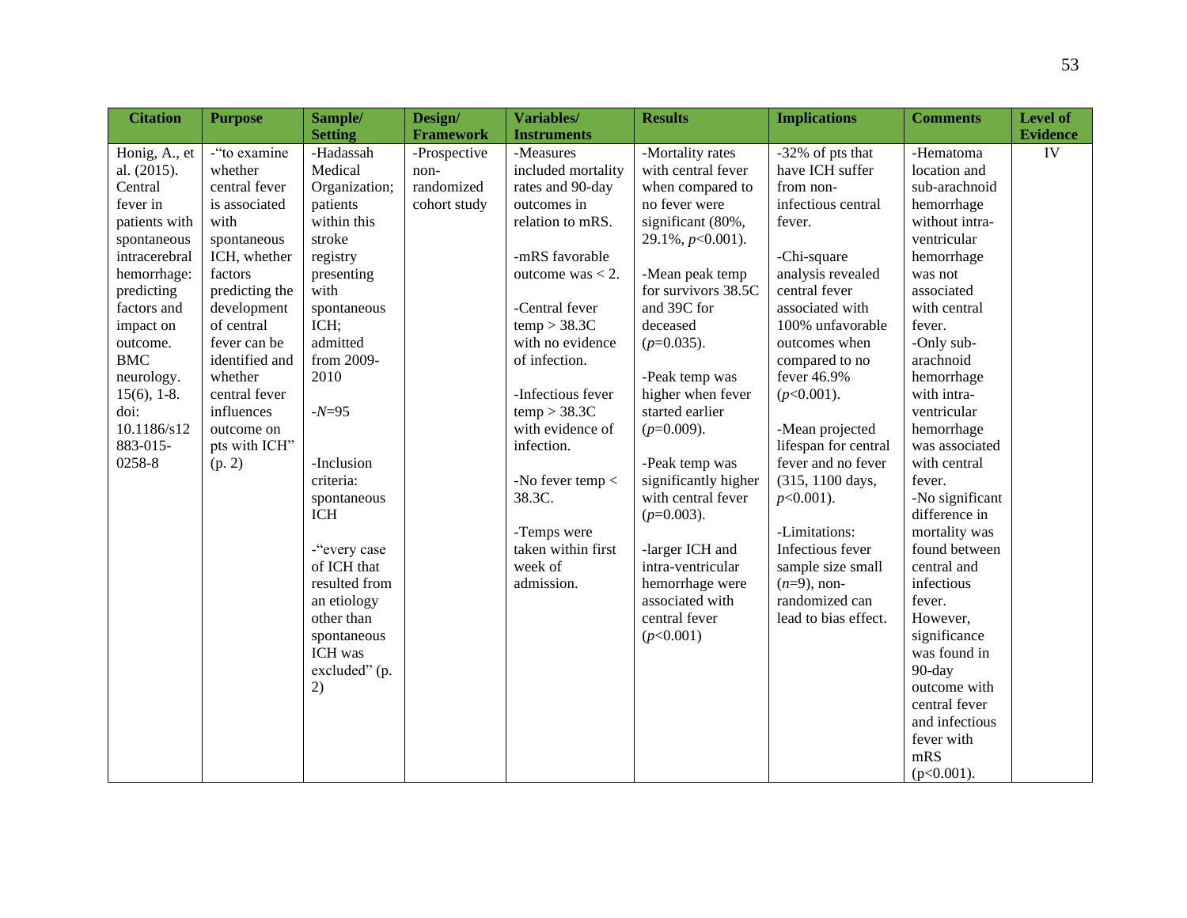| Citation | Purpose | Sample/ Setting | Design/ Framework | Variables/ Instruments | Results | Implications | Comments | Level of Evidence |
|---|---|---|---|---|---|---|---|---|
| Honig, A., et al. (2015). Central fever in patients with spontaneous intracerebral hemorrhage: predicting factors and impact on outcome. BMC neurology. 15(6), 1-8. doi: 10.1186/s12883-015-0258-8 | -"to examine whether central fever is associated with spontaneous ICH, whether factors predicting the development of central fever can be identified and whether central fever influences outcome on pts with ICH" (p. 2) | -Hadassah Medical Organization; patients within this stroke registry presenting with spontaneous ICH; admitted from 2009-2010<br><br>-*N*=95<br><br>-Inclusion criteria: spontaneous ICH<br><br>-"every case of ICH that resulted from an etiology other than spontaneous ICH was excluded" (p. 2) | -Prospective non-randomized cohort study | -Measures included mortality rates and 90-day outcomes in relation to mRS.<br><br>-mRS favorable outcome was < 2.<br><br>-Central fever temp > 38.3C with no evidence of infection.<br><br>-Infectious fever temp > 38.3C with evidence of infection.<br><br>-No fever temp < 38.3C.<br><br>-Temps were taken within first week of admission. | -Mortality rates with central fever when compared to no fever were significant (80%, 29.1%, $p$<0.001).<br><br>-Mean peak temp for survivors 38.5C and 39C for deceased ($p$=0.035).<br><br>-Peak temp was higher when fever started earlier ($p$=0.009).<br><br>-Peak temp was significantly higher with central fever ($p$=0.003).<br><br>-larger ICH and intra-ventricular hemorrhage were associated with central fever ($p$<0.001) | -32% of pts that have ICH suffer from non-infectious central fever.<br><br>-Chi-square analysis revealed central fever associated with 100% unfavorable outcomes when compared to no fever 46.9% ($p$<0.001).<br><br>-Mean projected lifespan for central fever and no fever (315, 1100 days, $p$<0.001).<br><br>-Limitations: Infectious fever sample size small ($n$=9), non-randomized can lead to bias effect. | -Hematoma location and sub-arachnoid hemorrhage without intra-ventricular hemorrhage was not associated with central fever.<br>-Only sub-arachnoid hemorrhage with intra-ventricular hemorrhage was associated with central fever.<br>-No significant difference in mortality was found between central and infectious fever. However, significance was found in 90-day outcome with central fever and infectious fever with mRS (p<0.001). | IV |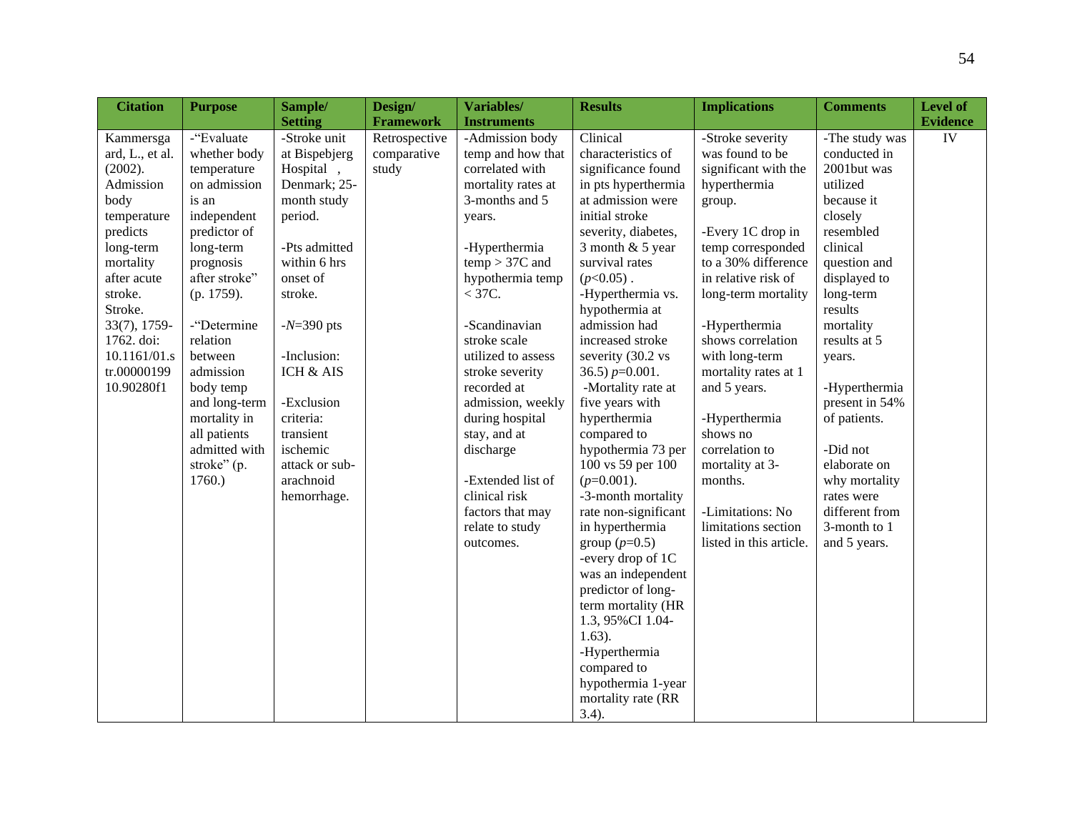| Citation | Purpose | Sample/ Setting | Design/ Framework | Variables/ Instruments | Results | Implications | Comments | Level of Evidence |
|---|---|---|---|---|---|---|---|---|
| Kammersgaard, L., et al. (2002). Admission body temperature predicts long-term mortality after acute stroke. Stroke. 33(7), 1759-1762. doi: 10.1161/01.str.0000019910.90280f1 | -"Evaluate whether body temperature on admission is an independent predictor of long-term prognosis after stroke" (p. 1759).<br><br>-"Determine relation between admission body temp and long-term mortality in all patients admitted with stroke" (p. 1760.) | -Stroke unit at Bispebjerg Hospital , Denmark; 25-month study period.<br><br>-Pts admitted within 6 hrs onset of stroke.<br><br>-*N*=390 pts<br><br>-Inclusion: ICH & AIS<br><br>-Exclusion criteria: transient ischemic attack or sub-arachnoid hemorrhage. | Retrospective comparative study | -Admission body temp and how that correlated with mortality rates at 3-months and 5 years.<br><br>-Hyperthermia temp > 37C and hypothermia temp < 37C.<br><br>-Scandinavian stroke scale utilized to assess stroke severity recorded at admission, weekly during hospital stay, and at discharge<br><br>-Extended list of clinical risk factors that may relate to study outcomes. | Clinical characteristics of significance found in pts hyperthermia at admission were initial stroke severity, diabetes, 3 month & 5 year survival rates ($p<0.05$) .<br>-Hyperthermia vs. hypothermia at admission had increased stroke severity (30.2 vs 36.5) $p=0.001$.<br>-Mortality rate at five years with hyperthermia compared to hypothermia 73 per 100 vs 59 per 100 ($p=0.001$).<br>-3-month mortality rate non-significant in hyperthermia group ($p=0.5$)<br>-every drop of 1C was an independent predictor of long-term mortality (HR 1.3, 95%CI 1.04-1.63).<br>-Hyperthermia compared to hypothermia 1-year mortality rate (RR 3.4). | -Stroke severity was found to be significant with the hyperthermia group.<br><br>-Every 1C drop in temp corresponded to a 30% difference in relative risk of long-term mortality<br><br>-Hyperthermia shows correlation with long-term mortality rates at 1 and 5 years.<br><br>-Hyperthermia shows no correlation to mortality at 3-months.<br><br>-Limitations: No limitations section listed in this article. | -The study was conducted in 2001but was utilized because it closely resembled clinical question and displayed to long-term results mortality results at 5 years.<br><br>-Hyperthermia present in 54% of patients.<br><br>-Did not elaborate on why mortality rates were different from 3-month to 1 and 5 years. | IV |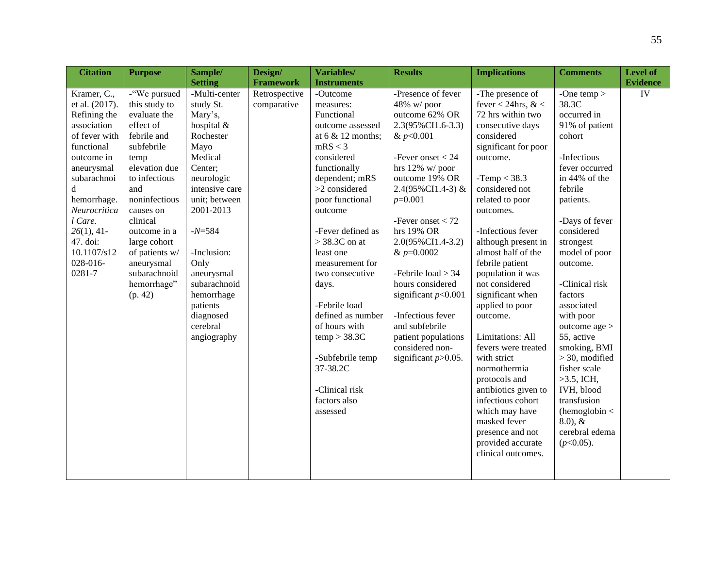| Citation | Purpose | Sample/ Setting | Design/ Framework | Variables/ Instruments | Results | Implications | Comments | Level of Evidence |
|---|---|---|---|---|---|---|---|---|
| Kramer, C., et al. (2017). Refining the association of fever with functional outcome in aneurysmal subarachnoid hemorrhage. *Neurocritical Care. 26*(1), 41-47. doi: 10.1107/s12028-016-0281-7 | -"We pursued this study to evaluate the effect of febrile and subfebrile temp elevation due to infectious and noninfectious causes on clinical outcome in a large cohort of patients w/ aneurysmal subarachnoid hemorrhage" (p. 42) | -Multi-center study St. Mary's, hospital & Rochester Mayo Medical Center; neurologic intensive care unit; between 2001-2013<br><br>-*N*=584<br><br>-Inclusion: Only aneurysmal subarachnoid hemorrhage patients diagnosed cerebral angiography | Retrospective comparative | -Outcome measures: Functional outcome assessed at 6 & 12 months; mRS < 3 considered functionally dependent; mRS >2 considered poor functional outcome<br><br>-Fever defined as > 38.3C on at least one measurement for two consecutive days.<br><br>-Febrile load defined as number of hours with temp > 38.3C<br><br>-Subfebrile temp 37-38.2C<br><br>-Clinical risk factors also assessed | -Presence of fever 48% w/ poor outcome 62% OR 2.3(95%CI1.6-3.3) & $p$<0.001<br><br>-Fever onset < 24 hrs 12% w/ poor outcome 19% OR 2.4(95%CI1.4-3) & $p$=0.001<br><br>-Fever onset < 72 hrs 19% OR 2.0(95%CI1.4-3.2) & $p$=0.0002<br><br>-Febrile load > 34 hours considered significant $p$<0.001<br><br>-Infectious fever and subfebrile patient populations considered non-significant $p$>0.05. | -The presence of fever < 24hrs, & < 72 hrs within two consecutive days considered significant for poor outcome.<br><br>-Temp < 38.3 considered not related to poor outcomes.<br><br>-Infectious fever although present in almost half of the febrile patient population it was not considered significant when applied to poor outcome.<br><br>Limitations: All fevers were treated with strict normothermia protocols and antibiotics given to infectious cohort which may have masked fever presence and not provided accurate clinical outcomes. | -One temp > 38.3C occurred in 91% of patient cohort<br><br>-Infectious fever occurred in 44% of the febrile patients.<br><br>-Days of fever considered strongest model of poor outcome.<br><br>-Clinical risk factors associated with poor outcome age > 55, active smoking, BMI > 30, modified fisher scale >3.5, ICH, IVH, blood transfusion (hemoglobin < 8.0), & cerebral edema ($p$<0.05). | IV |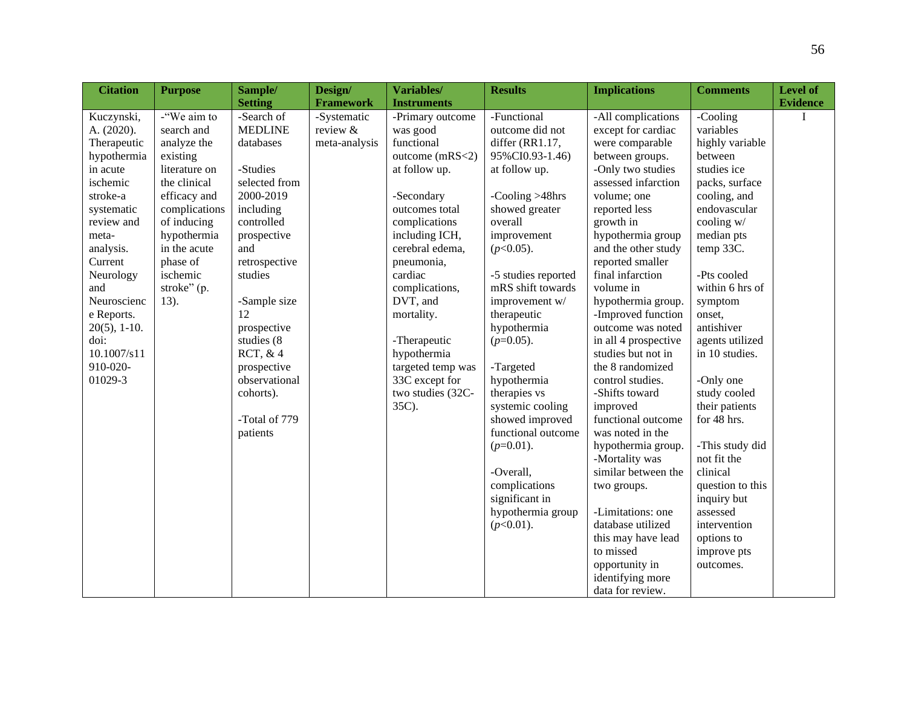| Citation | Purpose | Sample/ Setting | Design/ Framework | Variables/ Instruments | Results | Implications | Comments | Level of Evidence |
|---|---|---|---|---|---|---|---|---|
| Kuczynski, A. (2020). Therapeutic hypothermia in acute ischemic stroke-a systematic review and meta-analysis. Current Neurology and Neuroscience Reports. 20(5), 1-10. doi: 10.1007/s11910-020-01029-3 | -"We aim to search and analyze the existing literature on the clinical efficacy and complications of inducing hypothermia in the acute phase of ischemic stroke" (p. 13). | -Search of MEDLINE databases<br><br>-Studies selected from 2000-2019 including controlled prospective and retrospective studies<br><br>-Sample size 12 prospective studies (8 RCT, & 4 prospective observational cohorts).<br><br>-Total of 779 patients | -Systematic review & meta-analysis | -Primary outcome was good functional outcome (mRS<2) at follow up.<br><br>-Secondary outcomes total complications including ICH, cerebral edema, pneumonia, cardiac complications, DVT, and mortality.<br><br>-Therapeutic hypothermia targeted temp was 33C except for two studies (32C-35C). | -Functional outcome did not differ (RR1.17, 95%CI0.93-1.46) at follow up.<br><br>-Cooling >48hrs showed greater overall improvement ($p$<0.05).<br><br>-5 studies reported mRS shift towards improvement w/ therapeutic hypothermia ($p$=0.05).<br><br>-Targeted hypothermia therapies vs systemic cooling showed improved functional outcome ($p$=0.01).<br><br>-Overall, complications significant in hypothermia group ($p$<0.01). | -All complications except for cardiac were comparable between groups.<br>-Only two studies assessed infarction volume; one reported less growth in hypothermia group and the other study reported smaller final infarction volume in hypothermia group.<br>-Improved function outcome was noted in all 4 prospective studies but not in the 8 randomized control studies.<br>-Shifts toward improved functional outcome was noted in the hypothermia group.<br>-Mortality was similar between the two groups.<br><br>-Limitations: one database utilized this may have lead to missed opportunity in identifying more data for review. | -Cooling variables highly variable between studies ice packs, surface cooling, and endovascular cooling w/ median pts temp 33C.<br><br>-Pts cooled within 6 hrs of symptom onset, antishiver agents utilized in 10 studies.<br><br>-Only one study cooled their patients for 48 hrs.<br><br>-This study did not fit the clinical question to this inquiry but assessed intervention options to improve pts outcomes. | I |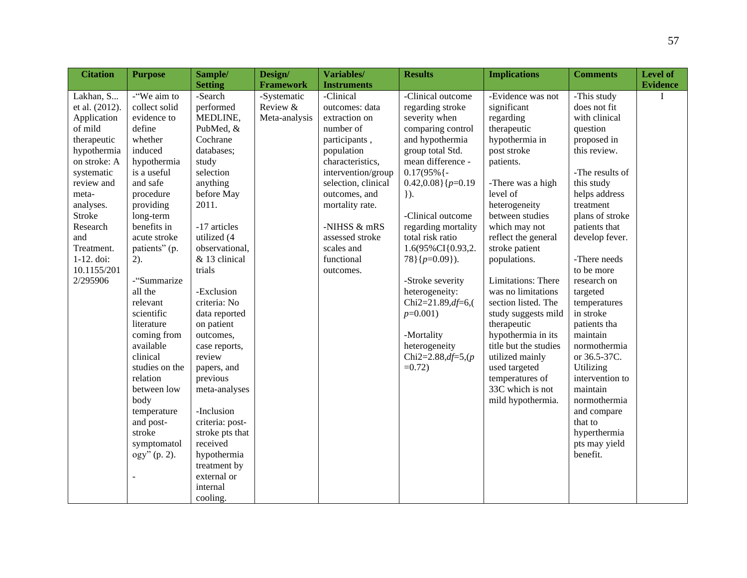| Citation | Purpose | Sample/ Setting | Design/ Framework | Variables/ Instruments | Results | Implications | Comments | Level of Evidence |
|---|---|---|---|---|---|---|---|---|
| Lakhan, S... et al. (2012). Application of mild therapeutic hypothermia on stroke: A systematic review and meta-analyses. Stroke Research and Treatment. 1-12. doi: 10.1155/2012/295906 | -"We aim to collect solid evidence to define whether induced hypothermia is a useful and safe procedure providing long-term benefits in acute stroke patients" (p. 2).<br><br>-"Summarize all the relevant scientific literature coming from available clinical studies on the relation between low body temperature and post-stroke symptomatology" (p. 2).<br><br>- | -Search performed MEDLINE, PubMed, & Cochrane databases; study selection anything before May 2011.<br><br>-17 articles utilized (4 observational, & 13 clinical trials<br><br>-Exclusion criteria: No data reported on patient outcomes, case reports, review papers, and previous meta-analyses<br><br>-Inclusion criteria: post-stroke pts that received hypothermia treatment by external or internal cooling. | -Systematic Review & Meta-analysis | -Clinical outcomes: data extraction on number of participants , population characteristics, intervention/group selection, clinical outcomes, and mortality rate.<br><br>-NIHSS & mRS assessed stroke scales and functional outcomes. | -Clinical outcome regarding stroke severity when comparing control and hypothermia group total Std. mean difference -0.17(95%{-0.42,0.08}{*p*=0.19 }).<br><br>-Clinical outcome regarding mortality total risk ratio 1.6(95%CI{0.93,2.78}{*p*=0.09}).<br><br>-Stroke severity heterogeneity: Chi2=21.89,*df*=6,( *p*=0.001)<br><br>-Mortality heterogeneity Chi2=2.88,*df*=5,(*p* =0.72) | -Evidence was not significant regarding therapeutic hypothermia in post stroke patients.<br><br>-There was a high level of heterogeneity between studies which may not reflect the general stroke patient populations.<br><br>Limitations: There was no limitations section listed. The study suggests mild therapeutic hypothermia in its title but the studies utilized mainly used targeted temperatures of 33C which is not mild hypothermia. | -This study does not fit with clinical question proposed in this review.<br><br>-The results of this study helps address treatment plans of stroke patients that develop fever.<br><br>-There needs to be more research on targeted temperatures in stroke patients tha maintain normothermia or 36.5-37C. Utilizing intervention to maintain normothermia and compare that to hyperthermia pts may yield benefit. | I |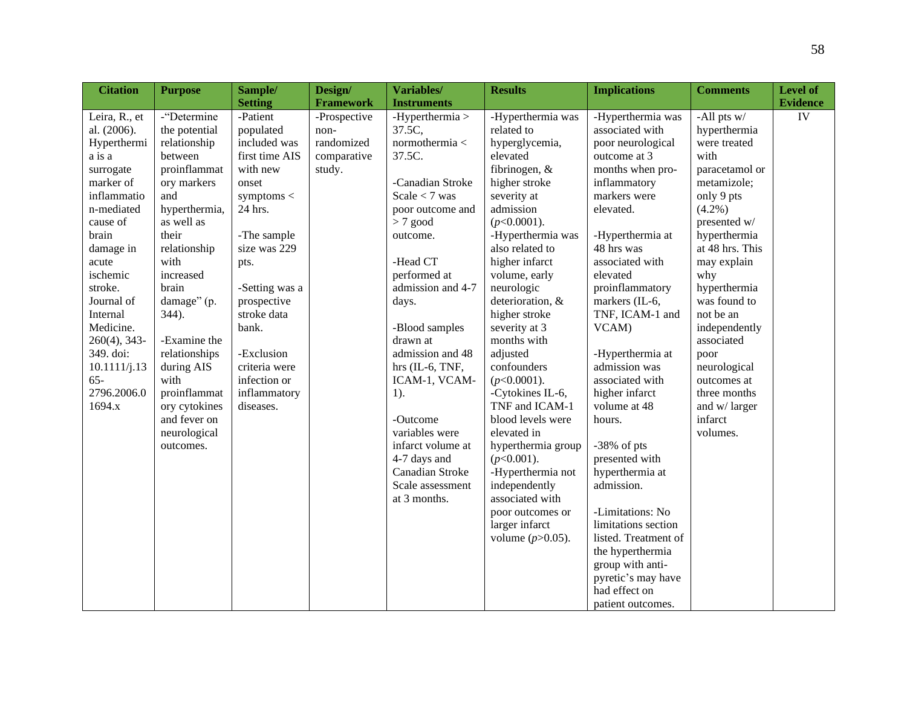| Citation | Purpose | Sample/ Setting | Design/ Framework | Variables/ Instruments | Results | Implications | Comments | Level of Evidence |
|---|---|---|---|---|---|---|---|---|
| Leira, R., et al. (2006). Hyperthermia is a surrogate marker of inflammation-mediated cause of brain damage in acute ischemic stroke. Journal of Internal Medicine. 260(4), 343-349. doi: 10.1111/j.1365-2796.2006.01694.x | -"Determine the potential relationship between proinflammatory markers and hyperthermia, as well as their relationship with increased brain damage" (p. 344).<br><br>-Examine the relationships during AIS with proinflammatory cytokines and fever on neurological outcomes. | -Patient populated included was first time AIS with new onset symptoms < 24 hrs.<br><br>-The sample size was 229 pts.<br><br>-Setting was a prospective stroke data bank.<br><br>-Exclusion criteria were infection or inflammatory diseases. | -Prospective non-randomized comparative study. | -Hyperthermia > 37.5C, normothermia < 37.5C.<br><br>-Canadian Stroke Scale < 7 was poor outcome and > 7 good outcome.<br><br>-Head CT performed at admission and 4-7 days.<br><br>-Blood samples drawn at admission and 48 hrs (IL-6, TNF, ICAM-1, VCAM-1).<br><br>-Outcome variables were infarct volume at 4-7 days and Canadian Stroke Scale assessment at 3 months. | -Hyperthermia was related to hyperglycemia, elevated fibrinogen, & higher stroke severity at admission ($p$<0.0001).<br>-Hyperthermia was also related to higher infarct volume, early neurologic deterioration, & higher stroke severity at 3 months with adjusted confounders ($p$<0.0001).<br>-Cytokines IL-6, TNF and ICAM-1 blood levels were elevated in hyperthermia group ($p$<0.001).<br>-Hyperthermia not independently associated with poor outcomes or larger infarct volume ($p$>0.05). | -Hyperthermia was associated with poor neurological outcome at 3 months when pro-inflammatory markers were elevated.<br><br>-Hyperthermia at 48 hrs was associated with elevated proinflammatory markers (IL-6, TNF, ICAM-1 and VCAM)<br><br>-Hyperthermia at admission was associated with higher infarct volume at 48 hours.<br><br>-38% of pts presented with hyperthermia at admission.<br><br>-Limitations: No limitations section listed. Treatment of the hyperthermia group with anti-pyretic's may have had effect on patient outcomes. | -All pts w/ hyperthermia were treated with paracetamol or metamizole; only 9 pts (4.2%) presented w/ hyperthermia at 48 hrs. This may explain why hyperthermia was found to not be an independently associated poor neurological outcomes at three months and w/ larger infarct volumes. | IV |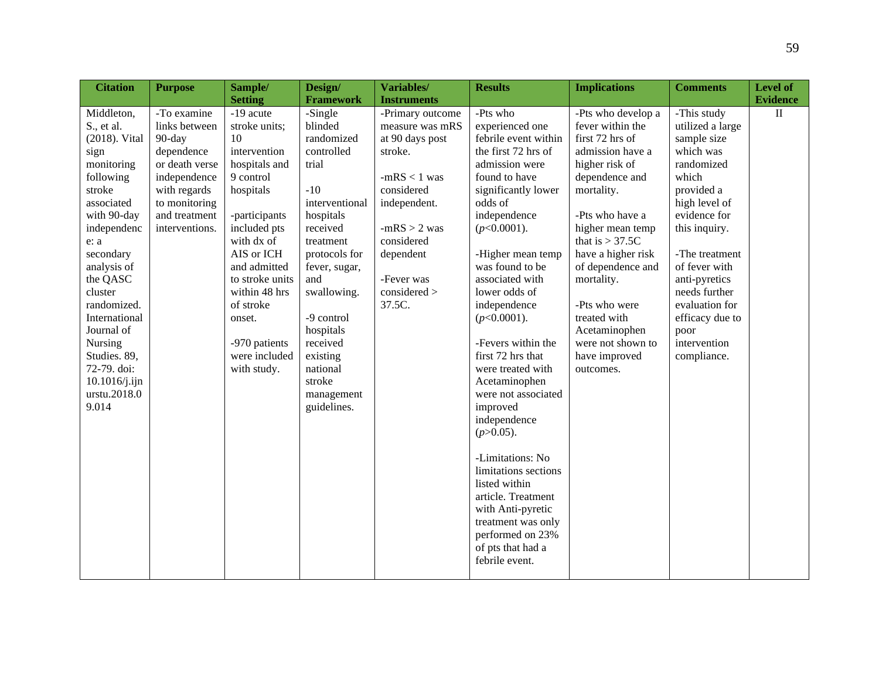| Citation | Purpose | Sample/ Setting | Design/ Framework | Variables/ Instruments | Results | Implications | Comments | Level of Evidence |
|---|---|---|---|---|---|---|---|---|
| Middleton, S., et al. (2018). Vital sign monitoring following stroke associated with 90-day independence: a secondary analysis of the QASC cluster randomized. International Journal of Nursing Studies. 89, 72-79. doi: 10.1016/j.ijnurstu.2018.09.014 | -To examine links between 90-day dependence or death verse independence with regards to monitoring and treatment interventions. | -19 acute stroke units; 10 intervention hospitals and 9 control hospitals<br><br>-participants included pts with dx of AIS or ICH and admitted to stroke units within 48 hrs of stroke onset.<br><br>-970 patients were included with study. | -Single blinded randomized controlled trial<br><br>-10 interventional hospitals received treatment protocols for fever, sugar, and swallowing.<br><br>-9 control hospitals received existing national stroke management guidelines. | -Primary outcome measure was mRS at 90 days post stroke.<br><br>-mRS < 1 was considered independent.<br><br>-mRS > 2 was considered dependent<br><br>-Fever was considered > 37.5C. | -Pts who experienced one febrile event within the first 72 hrs of admission were found to have significantly lower odds of independence (*p*<0.0001).<br><br>-Higher mean temp was found to be associated with lower odds of independence (*p*<0.0001).<br><br>-Fevers within the first 72 hrs that were treated with Acetaminophen were not associated improved independence (*p*>0.05).<br><br>-Limitations: No limitations sections listed within article. Treatment with Anti-pyretic treatment was only performed on 23% of pts that had a febrile event. | -Pts who develop a fever within the first 72 hrs of admission have a higher risk of dependence and mortality.<br><br>-Pts who have a higher mean temp that is > 37.5C have a higher risk of dependence and mortality.<br><br>-Pts who were treated with Acetaminophen were not shown to have improved outcomes. | -This study utilized a large sample size which was randomized which provided a high level of evidence for this inquiry.<br><br>-The treatment of fever with anti-pyretics needs further evaluation for efficacy due to poor intervention compliance. | II |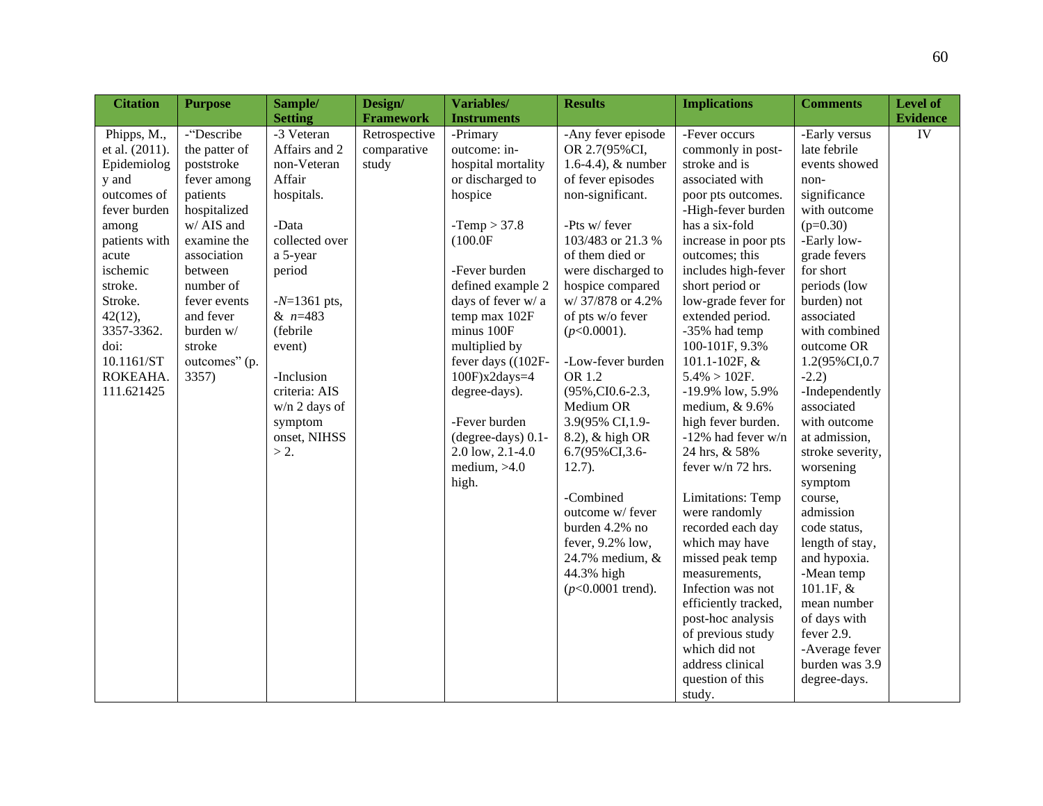| Citation | Purpose | Sample/ Setting | Design/ Framework | Variables/ Instruments | Results | Implications | Comments | Level of Evidence |
|---|---|---|---|---|---|---|---|---|
| Phipps, M., et al. (2011). Epidemiology and outcomes of fever burden among patients with acute ischemic stroke. Stroke. 42(12), 3357-3362. doi: 10.1161/STROKEAHA.111.621425 | -"Describe the patter of poststroke fever among patients hospitalized w/ AIS and examine the association between number of fever events and fever burden w/ stroke outcomes" (p. 3357) | -3 Veteran Affairs and 2 non-Veteran Affair hospitals.<br><br>-Data collected over a 5-year period<br><br>-*N*=1361 pts, & *n*=483 (febrile event)<br><br>-Inclusion criteria: AIS w/n 2 days of symptom onset, NIHSS > 2. | Retrospective comparative study | -Primary outcome: in-hospital mortality or discharged to hospice<br><br>-Temp > 37.8 (100.0F<br><br>-Fever burden defined example 2 days of fever w/ a temp max 102F minus 100F multiplied by fever days ((102F-100F)x2days=4 degree-days).<br><br>-Fever burden (degree-days) 0.1-2.0 low, 2.1-4.0 medium, >4.0 high. | -Any fever episode OR 2.7(95%CI, 1.6-4.4), & number of fever episodes non-significant.<br><br>-Pts w/ fever 103/483 or 21.3 % of them died or were discharged to hospice compared w/ 37/878 or 4.2% of pts w/o fever (*p*<0.0001).<br><br>-Low-fever burden OR 1.2 (95%,CI0.6-2.3, Medium OR 3.9(95% CI,1.9-8.2), & high OR 6.7(95%CI,3.6-12.7).<br><br>-Combined outcome w/ fever burden 4.2% no fever, 9.2% low, 24.7% medium, & 44.3% high (*p*<0.0001 trend). | -Fever occurs commonly in post-stroke and is associated with poor pts outcomes.<br>-High-fever burden has a six-fold increase in poor pts outcomes; this includes high-fever short period or low-grade fever for extended period.<br>-35% had temp 100-101F, 9.3% 101.1-102F, & 5.4% > 102F.<br>-19.9% low, 5.9% medium, & 9.6% high fever burden.<br>-12% had fever w/n 24 hrs, & 58% fever w/n 72 hrs.<br><br>Limitations: Temp were randomly recorded each day which may have missed peak temp measurements, Infection was not efficiently tracked, post-hoc analysis of previous study which did not address clinical question of this study. | -Early versus late febrile events showed non-significance with outcome (p=0.30)<br>-Early low-grade fevers for short periods (low burden) not associated with combined outcome OR 1.2(95%CI,0.7-2.2)<br>-Independently associated with outcome at admission, stroke severity, worsening symptom course, admission code status, length of stay, and hypoxia.<br>-Mean temp 101.1F, & mean number of days with fever 2.9.<br>-Average fever burden was 3.9 degree-days. | IV |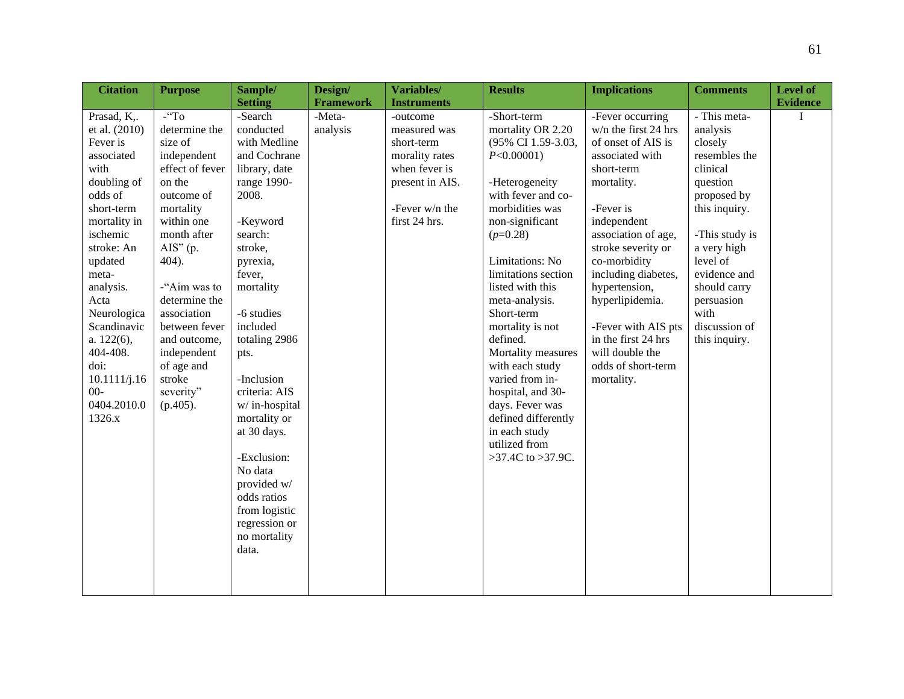| Citation | Purpose | Sample/ Setting | Design/ Framework | Variables/ Instruments | Results | Implications | Comments | Level of Evidence |
|---|---|---|---|---|---|---|---|---|
| Prasad, K,. et al. (2010) Fever is associated with doubling of odds of short-term mortality in ischemic stroke: An updated meta-analysis. Acta Neurologica Scandinavica. 122(6), 404-408. doi: 10.1111/j.1600-0404.2010.01326.x | -"To determine the size of independent effect of fever on the outcome of mortality within one month after AIS" (p. 404).<br><br>-"Aim was to determine the association between fever and outcome, independent of age and stroke severity" (p.405). | -Search conducted with Medline and Cochrane library, date range 1990-2008.<br><br>-Keyword search: stroke, pyrexia, fever, mortality<br><br>-6 studies included totaling 2986 pts.<br><br>-Inclusion criteria: AIS w/ in-hospital mortality or at 30 days.<br><br>-Exclusion: No data provided w/ odds ratios from logistic regression or no mortality data. | -Meta-analysis | -outcome measured was short-term morality rates when fever is present in AIS.<br><br>-Fever w/n the first 24 hrs. | -Short-term mortality OR 2.20 (95% CI 1.59-3.03, *P*<0.00001)<br><br>-Heterogeneity with fever and co-morbidities was non-significant (*p*=0.28)<br><br>Limitations: No limitations section listed with this meta-analysis. Short-term mortality is not defined. Mortality measures with each study varied from in-hospital, and 30-days. Fever was defined differently in each study utilized from >37.4C to >37.9C. | -Fever occurring w/n the first 24 hrs of onset of AIS is associated with short-term mortality.<br><br>-Fever is independent association of age, stroke severity or co-morbidity including diabetes, hypertension, hyperlipidemia.<br><br>-Fever with AIS pts in the first 24 hrs will double the odds of short-term mortality. | - This meta-analysis closely resembles the clinical question proposed by this inquiry.<br><br>-This study is a very high level of evidence and should carry persuasion with discussion of this inquiry. | I |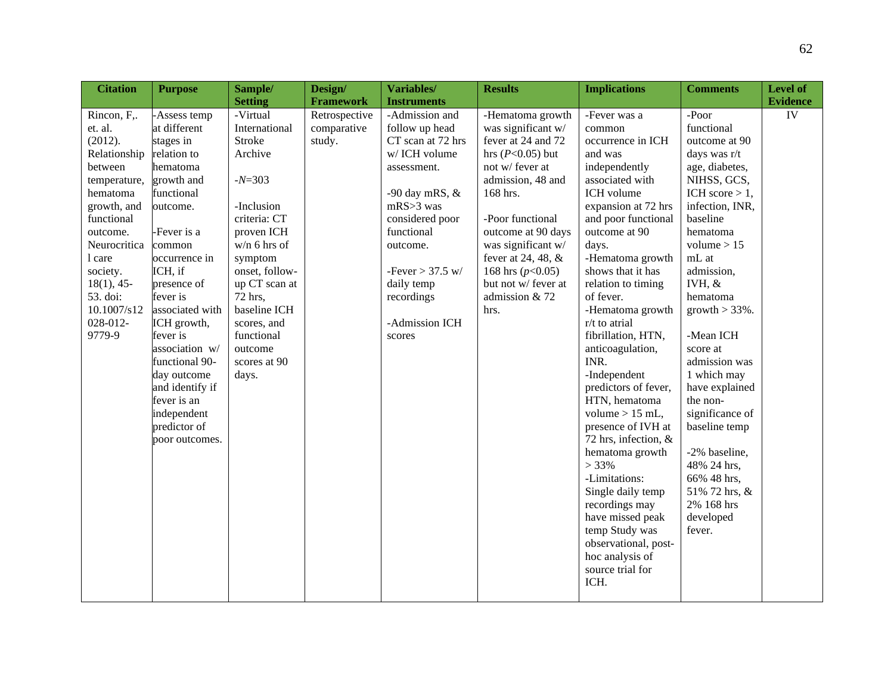| Citation | Purpose | Sample/ Setting | Design/ Framework | Variables/ Instruments | Results | Implications | Comments | Level of Evidence |
|---|---|---|---|---|---|---|---|---|
| Rincon, F,. et. al. (2012). Relationship between temperature, hematoma growth, and functional outcome. Neurocritical care society. 18(1), 45-53. doi: 10.1007/s12028-012-9779-9 | -Assess temp at different stages in relation to hematoma growth and functional outcome.<br><br>-Fever is a common occurrence in ICH, if presence of fever is associated with ICH growth, fever is association w/ functional 90-day outcome and identify if fever is an independent predictor of poor outcomes. | -Virtual International Stroke Archive<br><br>-$N$=303<br><br>-Inclusion criteria: CT proven ICH w/n 6 hrs of symptom onset, follow-up CT scan at 72 hrs, baseline ICH scores, and functional outcome scores at 90 days. | Retrospective comparative study. | -Admission and follow up head CT scan at 72 hrs w/ ICH volume assessment.<br><br>-90 day mRS, & mRS>3 was considered poor functional outcome.<br><br>-Fever > 37.5 w/ daily temp recordings<br><br>-Admission ICH scores | -Hematoma growth was significant w/ fever at 24 and 72 hrs ($P$<0.05) but not w/ fever at admission, 48 and 168 hrs.<br><br>-Poor functional outcome at 90 days was significant w/ fever at 24, 48, & 168 hrs ($p$<0.05) but not w/ fever at admission & 72 hrs. | -Fever was a common occurrence in ICH and was independently associated with ICH volume expansion at 72 hrs and poor functional outcome at 90 days.<br>-Hematoma growth shows that it has relation to timing of fever.<br>-Hematoma growth r/t to atrial fibrillation, HTN, anticoagulation, INR.<br>-Independent predictors of fever, HTN, hematoma volume > 15 mL, presence of IVH at 72 hrs, infection, & hematoma growth > 33%<br>-Limitations: Single daily temp recordings may have missed peak temp Study was observational, post-hoc analysis of source trial for ICH. | -Poor functional outcome at 90 days was r/t age, diabetes, NIHSS, GCS, ICH score > 1, infection, INR, baseline hematoma volume > 15 mL at admission, IVH, & hematoma growth > 33%.<br><br>-Mean ICH score at admission was 1 which may have explained the non-significance of baseline temp<br><br>-2% baseline, 48% 24 hrs, 66% 48 hrs, 51% 72 hrs, & 2% 168 hrs developed fever. | IV |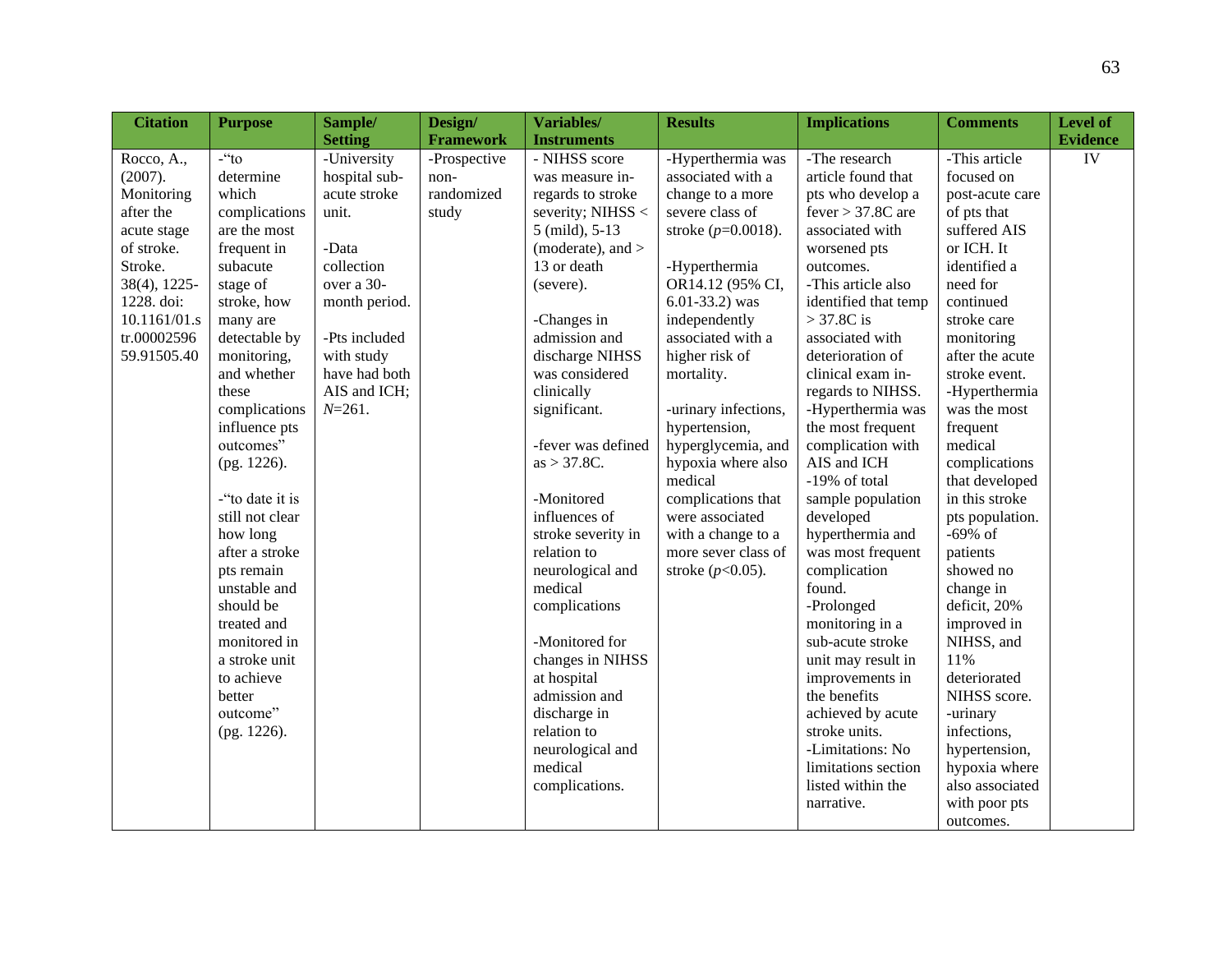| Citation | Purpose | Sample/ Setting | Design/ Framework | Variables/ Instruments | Results | Implications | Comments | Level of Evidence |
|---|---|---|---|---|---|---|---|---|
| Rocco, A., (2007). Monitoring after the acute stage of stroke. Stroke. 38(4), 1225-1228. doi: 10.1161/01.str.0000259659.91505.40 | -"to determine which complications are the most frequent in subacute stage of stroke, how many are detectable by monitoring, and whether these complications influence pts outcomes" (pg. 1226).<br><br>-"to date it is still not clear how long after a stroke pts remain unstable and should be treated and monitored in a stroke unit to achieve better outcome" (pg. 1226). | -University hospital sub-acute stroke unit.<br><br>-Data collection over a 30-month period.<br><br>-Pts included with study have had both AIS and ICH; *N*=261. | -Prospective non-randomized study | - NIHSS score was measure in-regards to stroke severity; NIHSS < 5 (mild), 5-13 (moderate), and > 13 or death (severe).<br><br>-Changes in admission and discharge NIHSS was considered clinically significant.<br><br>-fever was defined as > 37.8C.<br><br>-Monitored influences of stroke severity in relation to neurological and medical complications<br><br>-Monitored for changes in NIHSS at hospital admission and discharge in relation to neurological and medical complications. | -Hyperthermia was associated with a change to a more severe class of stroke ($p$=0.0018).<br><br>-Hyperthermia OR14.12 (95% CI, 6.01-33.2) was independently associated with a higher risk of mortality.<br><br>-urinary infections, hypertension, hyperglycemia, and hypoxia where also medical complications that were associated with a change to a more sever class of stroke ($p$<0.05). | -The research article found that pts who develop a fever > 37.8C are associated with worsened pts outcomes.<br>-This article also identified that temp > 37.8C is associated with deterioration of clinical exam in-regards to NIHSS.<br>-Hyperthermia was the most frequent complication with AIS and ICH<br>-19% of total sample population developed hyperthermia and was most frequent complication found.<br>-Prolonged monitoring in a sub-acute stroke unit may result in improvements in the benefits achieved by acute stroke units.<br>-Limitations: No limitations section listed within the narrative. | -This article focused on post-acute care of pts that suffered AIS or ICH. It identified a need for continued stroke care monitoring after the acute stroke event.<br>-Hyperthermia was the most frequent medical complications that developed in this stroke pts population.<br>-69% of patients showed no change in deficit, 20% improved in NIHSS, and 11% deteriorated NIHSS score.<br>-urinary infections, hypertension, hypoxia where also associated with poor pts outcomes. | IV |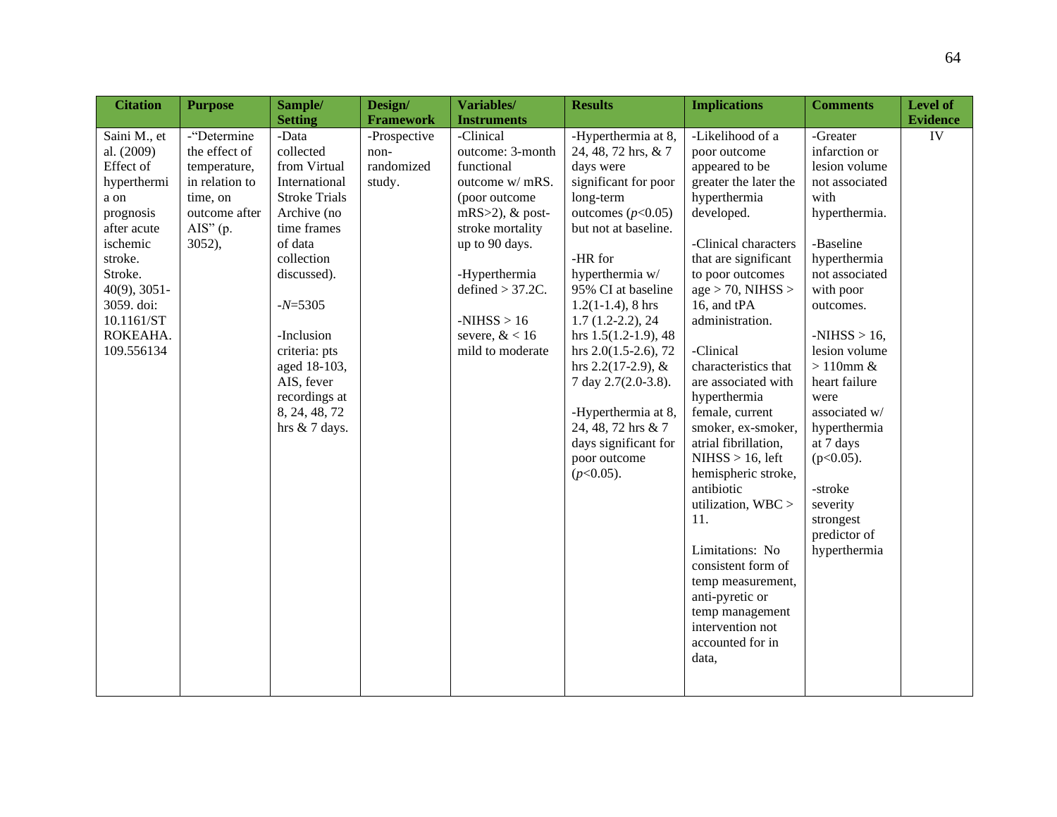| Citation | Purpose | Sample/ Setting | Design/ Framework | Variables/ Instruments | Results | Implications | Comments | Level of Evidence |
|---|---|---|---|---|---|---|---|---|
| Saini M., et al. (2009) Effect of hyperthermia on prognosis after acute ischemic stroke. Stroke. 40(9), 3051-3059. doi: 10.1161/STROKEAHA.109.556134 | -"Determine the effect of temperature, in relation to time, on outcome after AIS" (p. 3052), | -Data collected from Virtual International Stroke Trials Archive (no time frames of data collection discussed).<br><br>-*N*=5305<br><br>-Inclusion criteria: pts aged 18-103, AIS, fever recordings at 8, 24, 48, 72 hrs & 7 days. | -Prospective non-randomized study. | -Clinical outcome: 3-month functional outcome w/ mRS. (poor outcome mRS>2), & post-stroke mortality up to 90 days.<br><br>-Hyperthermia defined > 37.2C.<br><br>-NIHSS > 16 severe, & < 16 mild to moderate | -Hyperthermia at 8, 24, 48, 72 hrs, & 7 days were significant for poor long-term outcomes ($p<0.05$) but not at baseline.<br><br>-HR for hyperthermia w/ 95% CI at baseline 1.2(1-1.4), 8 hrs 1.7 (1.2-2.2), 24 hrs 1.5(1.2-1.9), 48 hrs 2.0(1.5-2.6), 72 hrs 2.2(17-2.9), & 7 day 2.7(2.0-3.8).<br><br>-Hyperthermia at 8, 24, 48, 72 hrs & 7 days significant for poor outcome ($p<0.05$). | -Likelihood of a poor outcome appeared to be greater the later the hyperthermia developed.<br><br>-Clinical characters that are significant to poor outcomes age > 70, NIHSS > 16, and tPA administration.<br><br>-Clinical characteristics that are associated with hyperthermia female, current smoker, ex-smoker, atrial fibrillation, NIHSS > 16, left hemispheric stroke, antibiotic utilization, WBC > 11.<br><br>Limitations: No consistent form of temp measurement, anti-pyretic or temp management intervention not accounted for in data, | -Greater infarction or lesion volume not associated with hyperthermia.<br><br>-Baseline hyperthermia not associated with poor outcomes.<br><br>-NIHSS > 16, lesion volume > 110mm & heart failure were associated w/ hyperthermia at 7 days ($p<0.05$).<br><br>-stroke severity strongest predictor of hyperthermia | IV |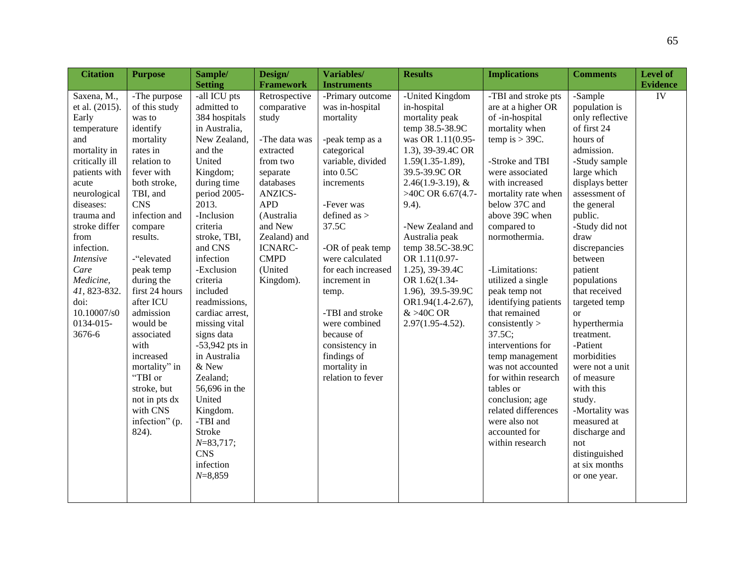| Citation | Purpose | Sample/ Setting | Design/ Framework | Variables/ Instruments | Results | Implications | Comments | Level of Evidence |
|---|---|---|---|---|---|---|---|---|
| Saxena, M., et al. (2015). Early temperature and mortality in critically ill patients with acute neurological diseases: trauma and stroke differ from infection. *Intensive Care Medicine, 41*, 823-832. doi: 10.10007/s00134-015-3676-6 | -The purpose of this study was to identify mortality rates in relation to fever with both stroke, TBI, and CNS infection and compare results.<br><br>-"elevated peak temp during the first 24 hours after ICU admission would be associated with increased mortality" in "TBI or stroke, but not in pts dx with CNS infection" (p. 824). | -all ICU pts admitted to 384 hospitals in Australia, New Zealand, and the United Kingdom; during time period 2005-2013.<br>-Inclusion criteria stroke, TBI, and CNS infection<br>-Exclusion criteria included readmissions, cardiac arrest, missing vital signs data<br>-53,942 pts in in Australia & New Zealand; 56,696 in the United Kingdom.<br>-TBI and Stroke *N*=83,717; CNS infection *N*=8,859 | Retrospective comparative study<br><br>-The data was extracted from two separate databases ANZICS-APD (Australia and New Zealand) and ICNARC-CMPD (United Kingdom). | -Primary outcome was in-hospital mortality<br><br>-peak temp as a categorical variable, divided into 0.5C increments<br><br>-Fever was defined as > 37.5C<br><br>-OR of peak temp were calculated for each increased increment in temp.<br><br>-TBI and stroke were combined because of consistency in findings of mortality in relation to fever | -United Kingdom in-hospital mortality peak temp 38.5-38.9C was OR 1.11(0.95-1.3), 39-39.4C OR 1.59(1.35-1.89), 39.5-39.9C OR 2.46(1.9-3.19), & >40C OR 6.67(4.7-9.4).<br><br>-New Zealand and Australia peak temp 38.5C-38.9C OR 1.11(0.97-1.25), 39-39.4C OR 1.62(1.34-1.96), 39.5-39.9C OR1.94(1.4-2.67), & >40C OR 2.97(1.95-4.52). | -TBI and stroke pts are at a higher OR of -in-hospital mortality when temp is > 39C.<br><br>-Stroke and TBI were associated with increased mortality rate when below 37C and above 39C when compared to normothermia.<br><br>-Limitations: utilized a single peak temp not identifying patients that remained consistently > 37.5C; interventions for temp management was not accounted for within research tables or conclusion; age related differences were also not accounted for within research | -Sample population is only reflective of first 24 hours of admission.<br>-Study sample large which displays better assessment of the general public.<br>-Study did not draw discrepancies between patient populations that received targeted temp or hyperthermia treatment.<br>-Patient morbidities were not a unit of measure with this study.<br>-Mortality was measured at discharge and not distinguished at six months or one year. | IV |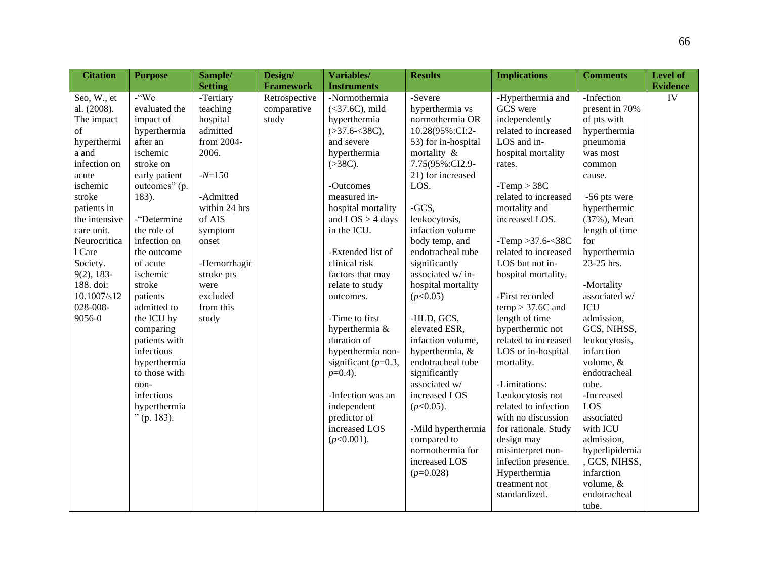| Citation | Purpose | Sample/ Setting | Design/ Framework | Variables/ Instruments | Results | Implications | Comments | Level of Evidence |
|---|---|---|---|---|---|---|---|---|
| Seo, W., et al. (2008). The impact of hyperthermia and infection on acute ischemic stroke patients in the intensive care unit. Neurocritical Care Society. 9(2), 183-188. doi: 10.1007/s12028-008-9056-0 | -"We evaluated the impact of hyperthermia after an ischemic stroke on early patient outcomes" (p. 183).<br><br>-"Determine the role of infection on the outcome of acute ischemic stroke patients admitted to the ICU by comparing patients with infectious hyperthermia to those with non-infectious hyperthermia" (p. 183). | -Tertiary teaching hospital admitted from 2004-2006.<br><br>-*N*=150<br><br>-Admitted within 24 hrs of AIS symptom onset<br><br>-Hemorrhagic stroke pts were excluded from this study | Retrospective comparative study | -Normothermia (<37.6C), mild hyperthermia (>37.6-<38C), and severe hyperthermia (>38C).<br><br>-Outcomes measured in-hospital mortality and LOS > 4 days in the ICU.<br><br>-Extended list of clinical risk factors that may relate to study outcomes.<br><br>-Time to first hyperthermia & duration of hyperthermia non-significant (*p*=0.3, *p*=0.4).<br><br>-Infection was an independent predictor of increased LOS (*p*<0.001). | -Severe hyperthermia vs normothermia OR 10.28(95%:CI:2-53) for in-hospital mortality & 7.75(95%:CI2.9-21) for increased LOS.<br><br>-GCS, leukocytosis, infaction volume body temp, and endotracheal tube significantly associated w/ in-hospital mortality (*p*<0.05)<br><br>-HLD, GCS, elevated ESR, infaction volume, hyperthermia, & endotracheal tube significantly associated w/ increased LOS (*p*<0.05).<br><br>-Mild hyperthermia compared to normothermia for increased LOS (*p*=0.028) | -Hyperthermia and GCS were independently related to increased LOS and in-hospital mortality rates.<br><br>-Temp > 38C related to increased mortality and increased LOS.<br><br>-Temp >37.6-<38C related to increased LOS but not in-hospital mortality.<br><br>-First recorded temp > 37.6C and length of time hyperthermic not related to increased LOS or in-hospital mortality.<br><br>-Limitations: Leukocytosis not related to infection with no discussion for rationale. Study design may misinterpret non-infection presence. Hyperthermia treatment not standardized. | -Infection present in 70% of pts with hyperthermia pneumonia was most common cause.<br><br>-56 pts were hyperthermic (37%), Mean length of time for hyperthermia 23-25 hrs.<br><br>-Mortality associated w/ ICU admission, GCS, NIHSS, leukocytosis, infarction volume, & endotracheal tube.<br>-Increased LOS associated with ICU admission, hyperlipidemia, GCS, NIHSS, infarction volume, & endotracheal tube. | IV |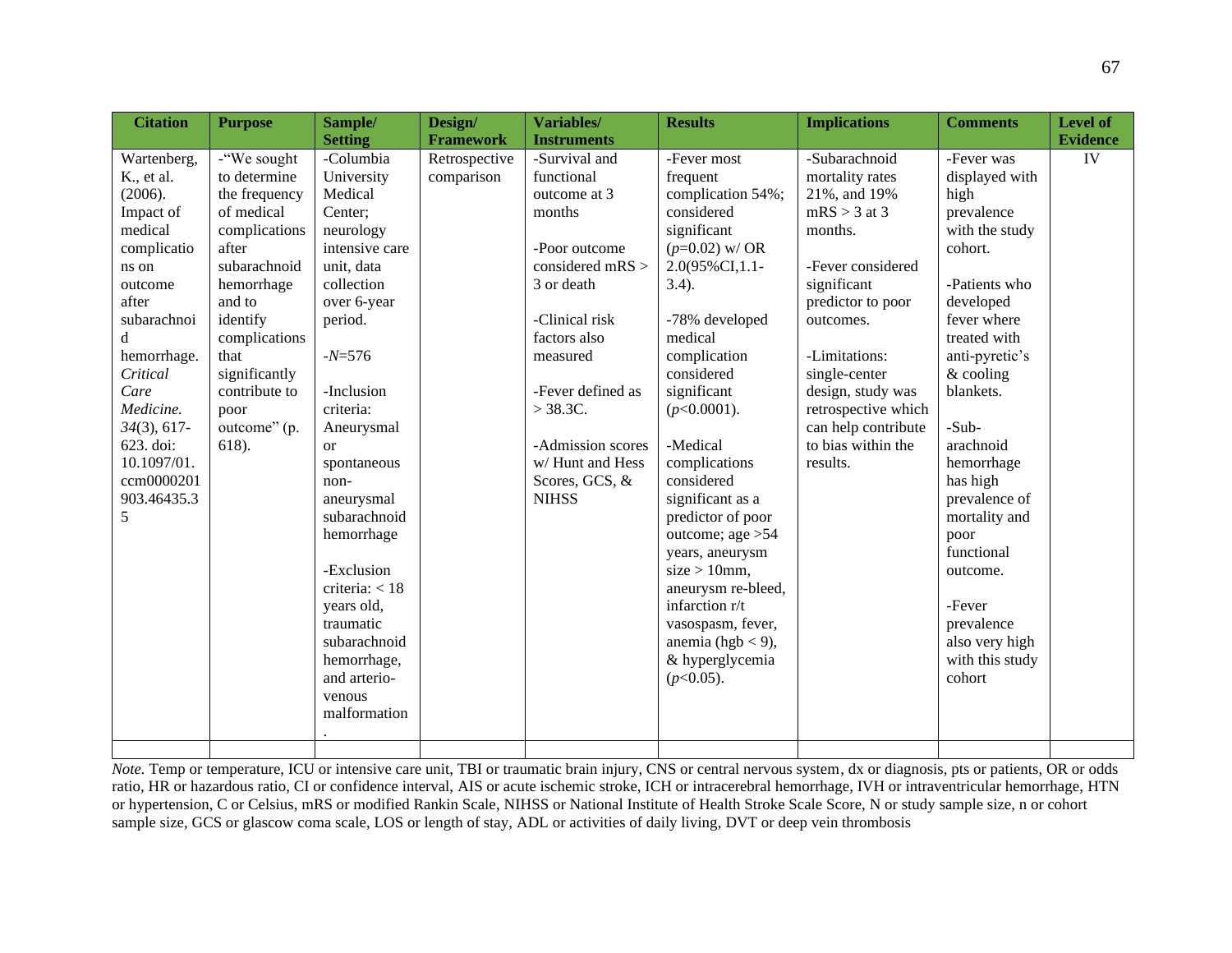| Citation | Purpose | Sample/ Setting | Design/ Framework | Variables/ Instruments | Results | Implications | Comments | Level of Evidence |
|---|---|---|---|---|---|---|---|---|
| Wartenberg, K., et al. (2006). Impact of medical complications on outcome after subarachnoid hemorrhage. *Critical Care Medicine. 34*(3), 617-623. doi: 10.1097/01.ccm0000201903.46435.35 | -"We sought to determine the frequency of medical complications after subarachnoid hemorrhage and to identify complications that significantly contribute to poor outcome" (p. 618). | -Columbia University Medical Center; neurology intensive care unit, data collection over 6-year period.<br><br>-*N*=576<br><br>-Inclusion criteria: Aneurysmal or spontaneous non-aneurysmal subarachnoid hemorrhage<br><br>-Exclusion criteria: < 18 years old, traumatic subarachnoid hemorrhage, and arterio-venous malformation. | Retrospective comparison | -Survival and functional outcome at 3 months<br><br>-Poor outcome considered mRS > 3 or death<br><br>-Clinical risk factors also measured<br><br>-Fever defined as > 38.3C.<br><br>-Admission scores w/ Hunt and Hess Scores, GCS, & NIHSS | -Fever most frequent complication 54%; considered significant ($p$=0.02) w/ OR 2.0(95%CI,1.1-3.4).<br><br>-78% developed medical complication considered significant ($p$<0.0001).<br><br>-Medical complications considered significant as a predictor of poor outcome; age >54 years, aneurysm size > 10mm, aneurysm re-bleed, infarction r/t vasospasm, fever, anemia (hgb < 9), & hyperglycemia ($p$<0.05). | -Subarachnoid mortality rates 21%, and 19% mRS > 3 at 3 months.<br><br>-Fever considered significant predictor to poor outcomes.<br><br>-Limitations: single-center design, study was retrospective which can help contribute to bias within the results. | -Fever was displayed with high prevalence with the study cohort.<br><br>-Patients who developed fever where treated with anti-pyretic's & cooling blankets.<br><br>-Sub-arachnoid hemorrhage has high prevalence of mortality and poor functional outcome.<br><br>-Fever prevalence also very high with this study cohort | IV |
| | | | | | | | | |

*Note.* Temp or temperature, ICU or intensive care unit, TBI or traumatic brain injury, CNS or central nervous system, dx or diagnosis, pts or patients, OR or odds ratio, HR or hazardous ratio, CI or confidence interval, AIS or acute ischemic stroke, ICH or intracerebral hemorrhage, IVH or intraventricular hemorrhage, HTN or hypertension, C or Celsius, mRS or modified Rankin Scale, NIHSS or National Institute of Health Stroke Scale Score, N or study sample size, n or cohort sample size, GCS or glascow coma scale, LOS or length of stay, ADL or activities of daily living, DVT or deep vein thrombosis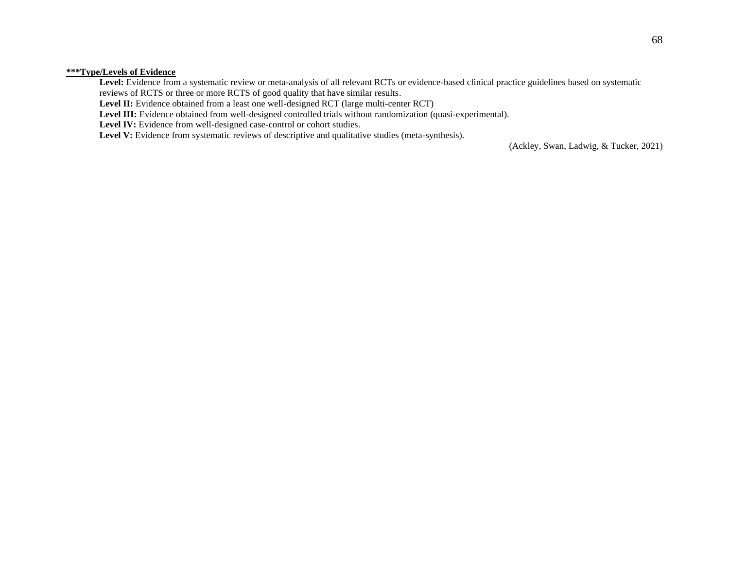**<u>***Type/Levels of Evidence</u>**

**Level:** Evidence from a systematic review or meta-analysis of all relevant RCTs or evidence-based clinical practice guidelines based on systematic reviews of RCTS or three or more RCTS of good quality that have similar results.

**Level II:** Evidence obtained from a least one well-designed RCT (large multi-center RCT)

**Level III:** Evidence obtained from well-designed controlled trials without randomization (quasi-experimental).

**Level IV:** Evidence from well-designed case-control or cohort studies.

**Level V:** Evidence from systematic reviews of descriptive and qualitative studies (meta-synthesis).

(Ackley, Swan, Ladwig, & Tucker, 2021)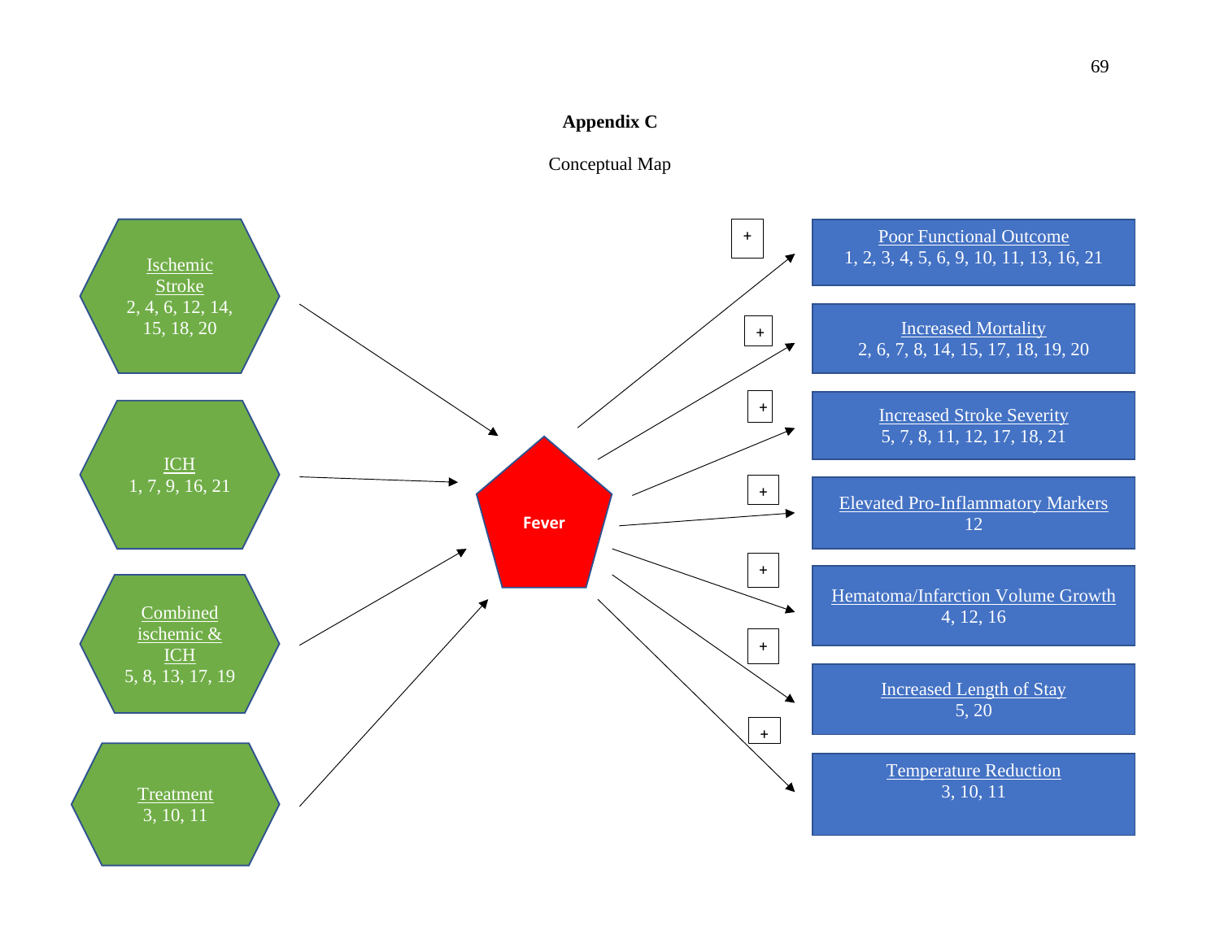# Appendix C

Conceptual Map

Ischemic Stroke
2, 4, 6, 12, 14, 15, 18, 20

ICH
1, 7, 9, 16, 21

Combined ischemic & ICH
5, 8, 13, 17, 19

Treatment
3, 10, 11

Fever

+ Poor Functional Outcome
1, 2, 3, 4, 5, 6, 9, 10, 11, 13, 16, 21

+ Increased Mortality
2, 6, 7, 8, 14, 15, 17, 18, 19, 20

+ Increased Stroke Severity
5, 7, 8, 11, 12, 17, 18, 21

+ Elevated Pro-Inflammatory Markers
12

+ Hematoma/Infarction Volume Growth
4, 12, 16

+ Increased Length of Stay
5, 20

+ Temperature Reduction
3, 10, 11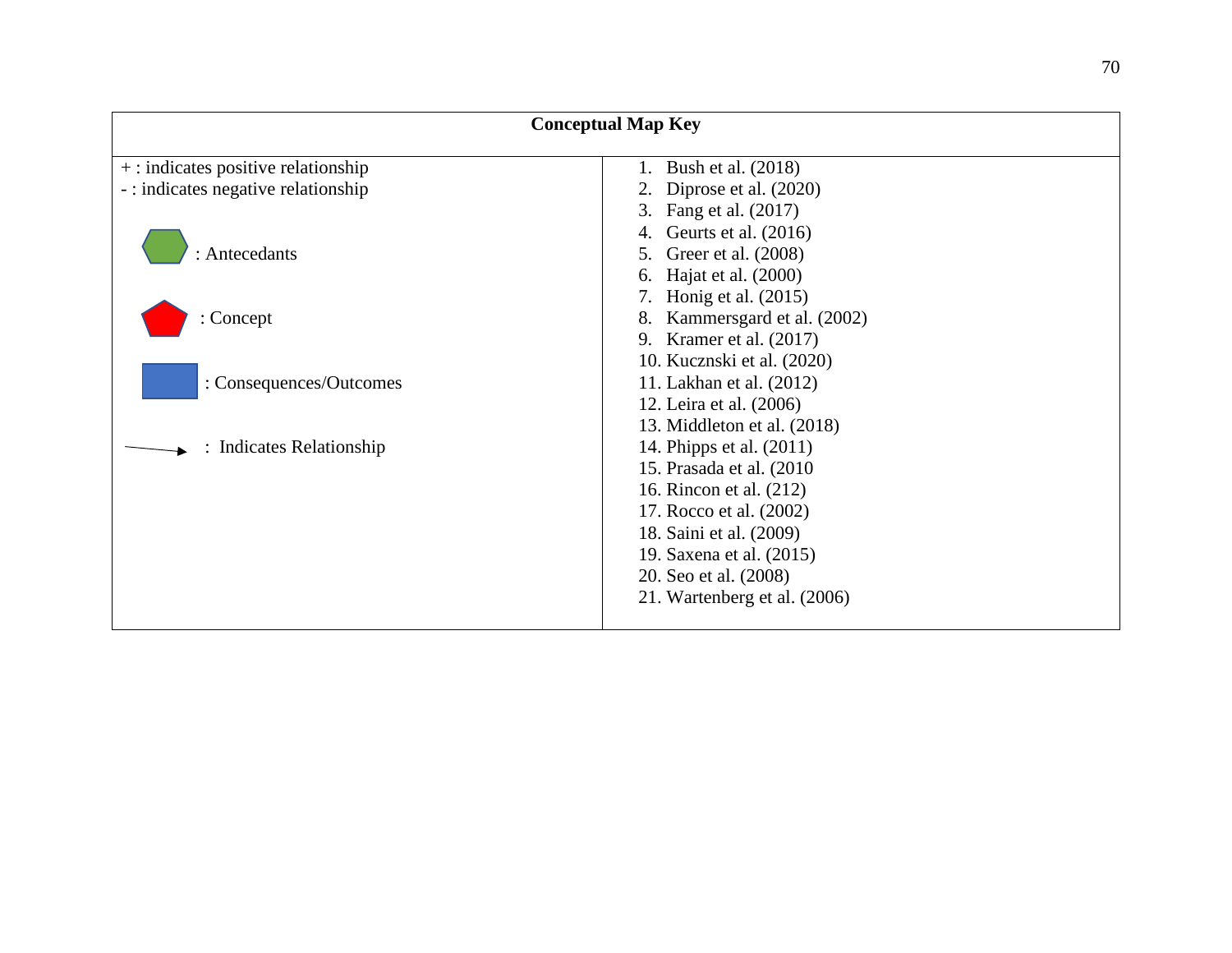| Conceptual Map Key | |
|---|---|
| + : indicates positive relationship<br>- : indicates negative relationship<br><br>(green hexagon) : Antecedants<br><br>(red pentagon) : Concept<br><br>(blue rectangle) : Consequences/Outcomes<br><br>(arrow) : Indicates Relationship | 1. Bush et al. (2018)<br>2. Diprose et al. (2020)<br>3. Fang et al. (2017)<br>4. Geurts et al. (2016)<br>5. Greer et al. (2008)<br>6. Hajat et al. (2000)<br>7. Honig et al. (2015)<br>8. Kammersgard et al. (2002)<br>9. Kramer et al. (2017)<br>10. Kucznski et al. (2020)<br>11. Lakhan et al. (2012)<br>12. Leira et al. (2006)<br>13. Middleton et al. (2018)<br>14. Phipps et al. (2011)<br>15. Prasada et al. (2010<br>16. Rincon et al. (212)<br>17. Rocco et al. (2002)<br>18. Saini et al. (2009)<br>19. Saxena et al. (2015)<br>20. Seo et al. (2008)<br>21. Wartenberg et al. (2006) |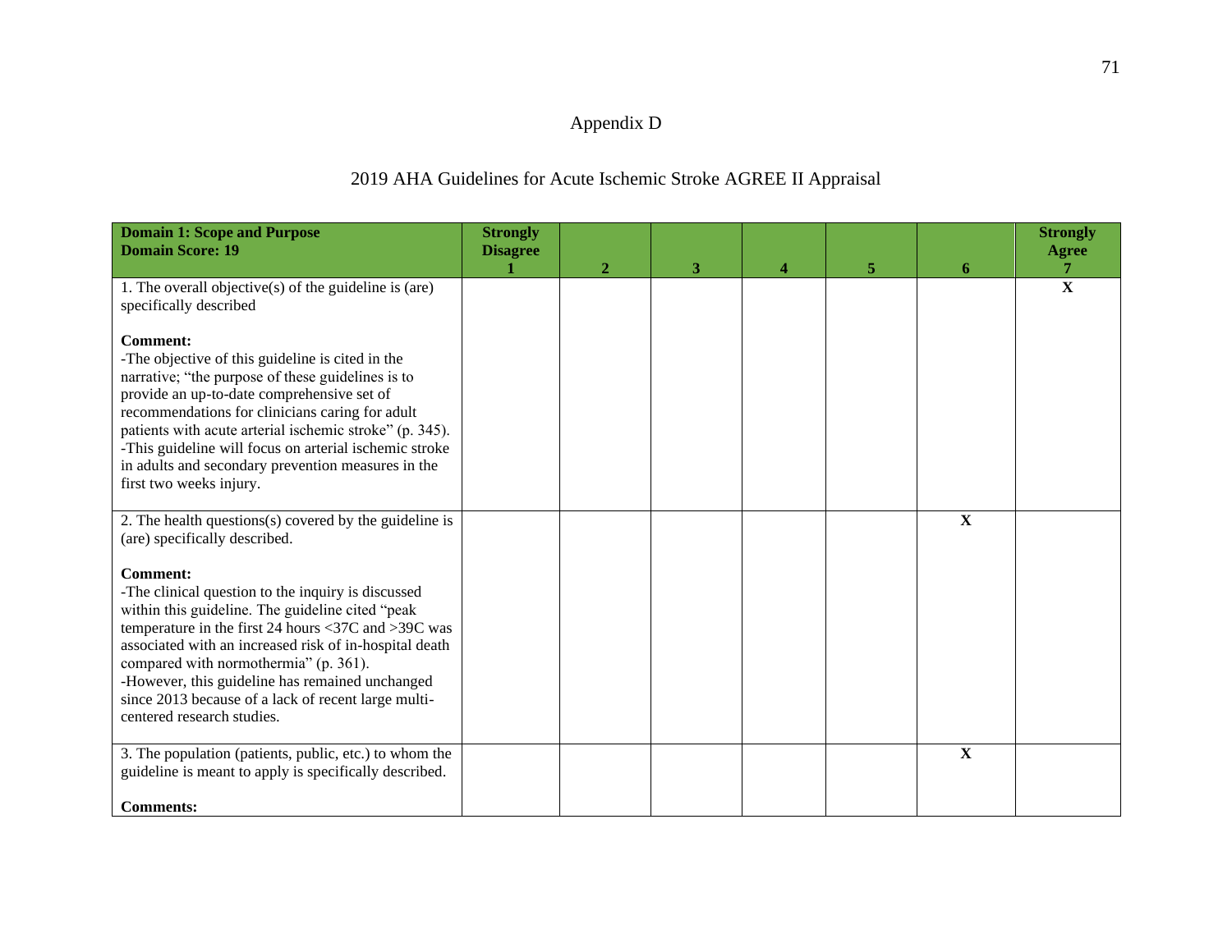# Appendix D

## 2019 AHA Guidelines for Acute Ischemic Stroke AGREE II Appraisal

| **Domain 1: Scope and Purpose**<br>**Domain Score: 19** | **Strongly Disagree**<br>**1** | **2** | **3** | **4** | **5** | **6** | **Strongly Agree**<br>**7** |
|---|---|---|---|---|---|---|---|
| 1. The overall objective(s) of the guideline is (are) specifically described<br><br>**Comment:**<br>-The objective of this guideline is cited in the narrative; "the purpose of these guidelines is to provide an up-to-date comprehensive set of recommendations for clinicians caring for adult patients with acute arterial ischemic stroke" (p. 345).<br>-This guideline will focus on arterial ischemic stroke in adults and secondary prevention measures in the first two weeks injury. | | | | | | | **X** |
| 2. The health questions(s) covered by the guideline is (are) specifically described.<br><br>**Comment:**<br>-The clinical question to the inquiry is discussed within this guideline. The guideline cited "peak temperature in the first 24 hours <37C and >39C was associated with an increased risk of in-hospital death compared with normothermia" (p. 361).<br>-However, this guideline has remained unchanged since 2013 because of a lack of recent large multi-centered research studies. | | | | | | **X** | |
| 3. The population (patients, public, etc.) to whom the guideline is meant to apply is specifically described.<br><br>**Comments:** | | | | | | **X** | |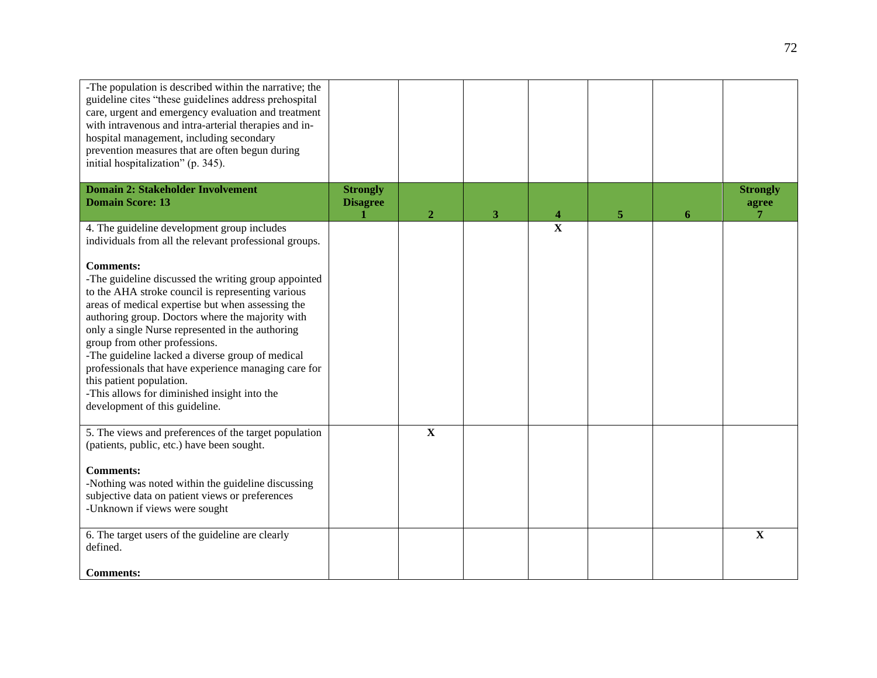| | | | | | | | |
|---|---|---|---|---|---|---|---|
| -The population is described within the narrative; the guideline cites “these guidelines address prehospital care, urgent and emergency evaluation and treatment with intravenous and intra-arterial therapies and in-hospital management, including secondary prevention measures that are often begun during initial hospitalization” (p. 345). | | | | | | | |
| **Domain 2: Stakeholder Involvement**<br>**Domain Score: 13** | **Strongly Disagree**<br>**1** | **2** | **3** | **4** | **5** | **6** | **Strongly agree**<br>**7** |
| 4. The guideline development group includes individuals from all the relevant professional groups.<br><br>**Comments:**<br>-The guideline discussed the writing group appointed to the AHA stroke council is representing various areas of medical expertise but when assessing the authoring group. Doctors where the majority with only a single Nurse represented in the authoring group from other professions.<br>-The guideline lacked a diverse group of medical professionals that have experience managing care for this patient population.<br>-This allows for diminished insight into the development of this guideline. | | | | **X** | | | |
| 5. The views and preferences of the target population (patients, public, etc.) have been sought.<br><br>**Comments:**<br>-Nothing was noted within the guideline discussing subjective data on patient views or preferences<br>-Unknown if views were sought | | **X** | | | | | |
| 6. The target users of the guideline are clearly defined.<br><br>**Comments:** | | | | | | | **X** |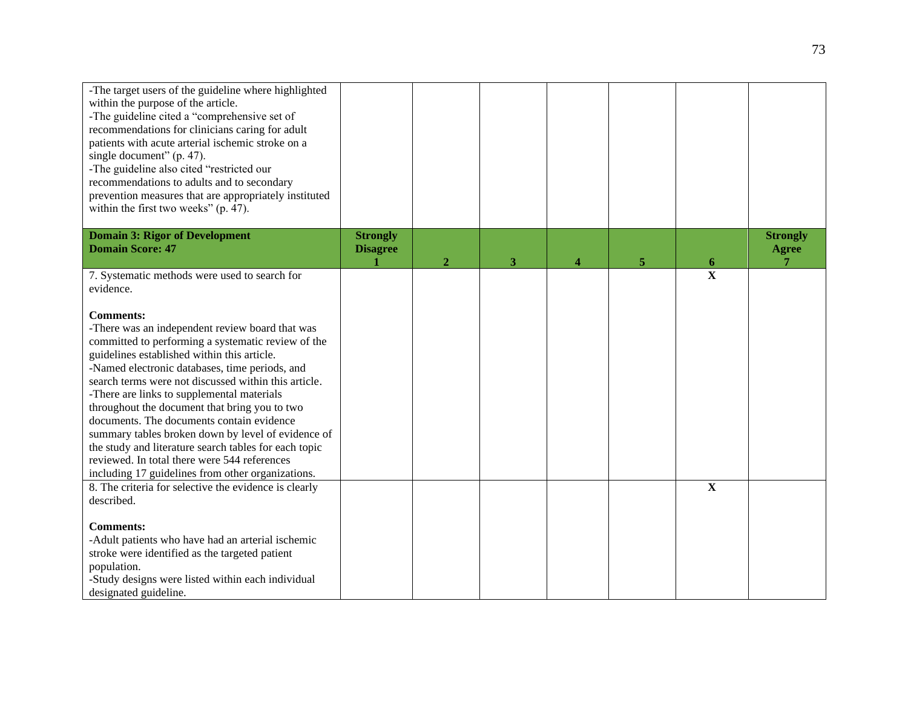| | | | | | | | |
|---|---|---|---|---|---|---|---|
| -The target users of the guideline where highlighted within the purpose of the article.<br>-The guideline cited a "comprehensive set of recommendations for clinicians caring for adult patients with acute arterial ischemic stroke on a single document" (p. 47).<br>-The guideline also cited "restricted our recommendations to adults and to secondary prevention measures that are appropriately instituted within the first two weeks" (p. 47). | | | | | | | |
| **Domain 3: Rigor of Development**<br>**Domain Score: 47** | **Strongly Disagree**<br>**1** | **2** | **3** | **4** | **5** | **6** | **Strongly Agree**<br>**7** |
| 7. Systematic methods were used to search for evidence.<br><br>**Comments:**<br>-There was an independent review board that was committed to performing a systematic review of the guidelines established within this article.<br>-Named electronic databases, time periods, and search terms were not discussed within this article.<br>-There are links to supplemental materials throughout the document that bring you to two documents. The documents contain evidence summary tables broken down by level of evidence of the study and literature search tables for each topic reviewed. In total there were 544 references including 17 guidelines from other organizations. | | | | | | **X** | |
| 8. The criteria for selective the evidence is clearly described.<br><br>**Comments:**<br>-Adult patients who have had an arterial ischemic stroke were identified as the targeted patient population.<br>-Study designs were listed within each individual designated guideline. | | | | | | **X** | |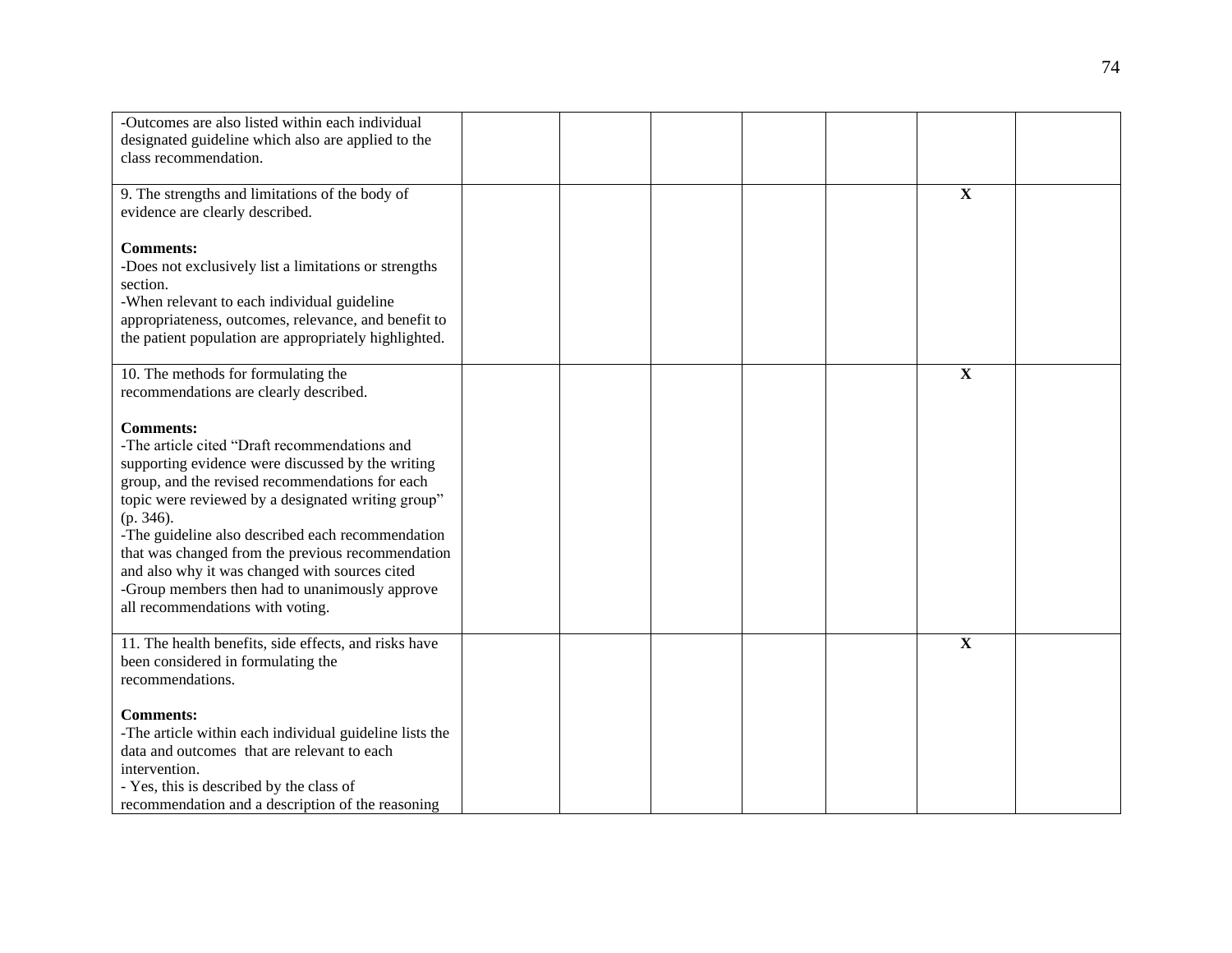| | | | | | | | |
|---|---|---|---|---|---|---|---|
| -Outcomes are also listed within each individual designated guideline which also are applied to the class recommendation. | | | | | | | |
| 9. The strengths and limitations of the body of evidence are clearly described.<br><br>**Comments:**<br>-Does not exclusively list a limitations or strengths section.<br>-When relevant to each individual guideline appropriateness, outcomes, relevance, and benefit to the patient population are appropriately highlighted. | | | | | | **X** | |
| 10. The methods for formulating the recommendations are clearly described.<br><br>**Comments:**<br>-The article cited "Draft recommendations and supporting evidence were discussed by the writing group, and the revised recommendations for each topic were reviewed by a designated writing group" (p. 346).<br>-The guideline also described each recommendation that was changed from the previous recommendation and also why it was changed with sources cited<br>-Group members then had to unanimously approve all recommendations with voting. | | | | | | **X** | |
| 11. The health benefits, side effects, and risks have been considered in formulating the recommendations.<br><br>**Comments:**<br>-The article within each individual guideline lists the data and outcomes that are relevant to each intervention.<br>- Yes, this is described by the class of recommendation and a description of the reasoning | | | | | | **X** | |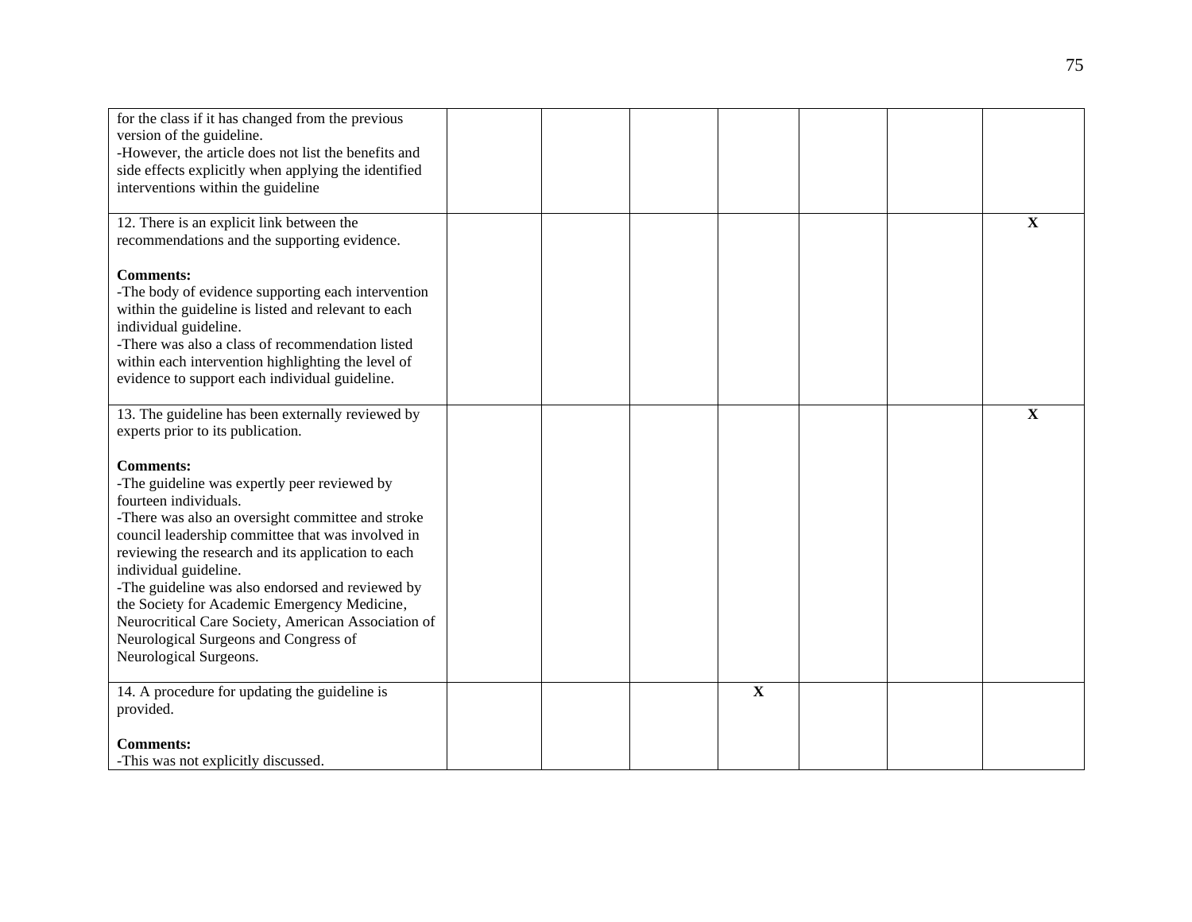| | | | | | | | |
|---|---|---|---|---|---|---|---|
| for the class if it has changed from the previous version of the guideline.<br>-However, the article does not list the benefits and side effects explicitly when applying the identified interventions within the guideline | | | | | | | |
| 12. There is an explicit link between the recommendations and the supporting evidence.<br><br>**Comments:**<br>-The body of evidence supporting each intervention within the guideline is listed and relevant to each individual guideline.<br>-There was also a class of recommendation listed within each intervention highlighting the level of evidence to support each individual guideline. | | | | | | | **X** |
| 13. The guideline has been externally reviewed by experts prior to its publication.<br><br>**Comments:**<br>-The guideline was expertly peer reviewed by fourteen individuals.<br>-There was also an oversight committee and stroke council leadership committee that was involved in reviewing the research and its application to each individual guideline.<br>-The guideline was also endorsed and reviewed by the Society for Academic Emergency Medicine, Neurocritical Care Society, American Association of Neurological Surgeons and Congress of Neurological Surgeons. | | | | | | | **X** |
| 14. A procedure for updating the guideline is provided.<br><br>**Comments:**<br>-This was not explicitly discussed. | | | | **X** | | | |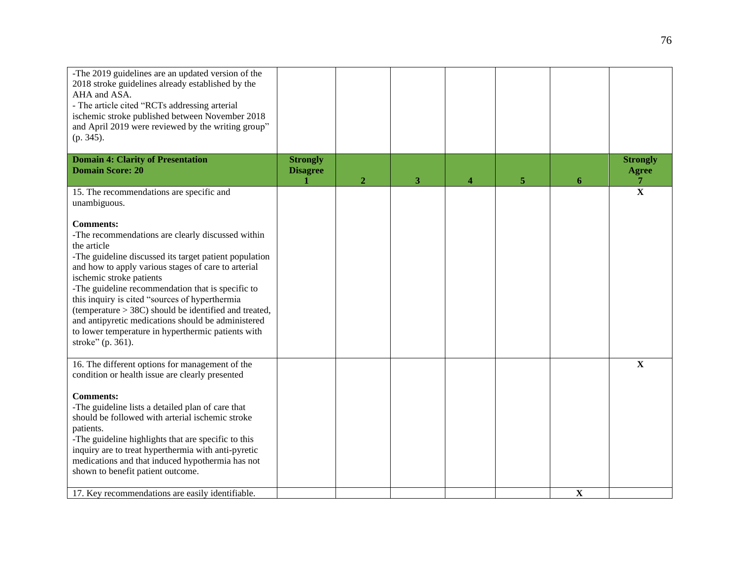| | | | | | | | |
|---|---|---|---|---|---|---|---|
| -The 2019 guidelines are an updated version of the 2018 stroke guidelines already established by the AHA and ASA.<br>- The article cited "RCTs addressing arterial ischemic stroke published between November 2018 and April 2019 were reviewed by the writing group" (p. 345). | | | | | | | |
| **Domain 4: Clarity of Presentation**<br>**Domain Score: 20** | **Strongly Disagree**<br>**1** | **2** | **3** | **4** | **5** | **6** | **Strongly Agree**<br>**7** |
| 15. The recommendations are specific and unambiguous.<br><br>**Comments:**<br>-The recommendations are clearly discussed within the article<br>-The guideline discussed its target patient population and how to apply various stages of care to arterial ischemic stroke patients<br>-The guideline recommendation that is specific to this inquiry is cited "sources of hyperthermia (temperature > 38C) should be identified and treated, and antipyretic medications should be administered to lower temperature in hyperthermic patients with stroke" (p. 361). | | | | | | | **X** |
| 16. The different options for management of the condition or health issue are clearly presented<br><br>**Comments:**<br>-The guideline lists a detailed plan of care that should be followed with arterial ischemic stroke patients.<br>-The guideline highlights that are specific to this inquiry are to treat hyperthermia with anti-pyretic medications and that induced hypothermia has not shown to benefit patient outcome. | | | | | | | **X** |
| 17. Key recommendations are easily identifiable. | | | | | | **X** | |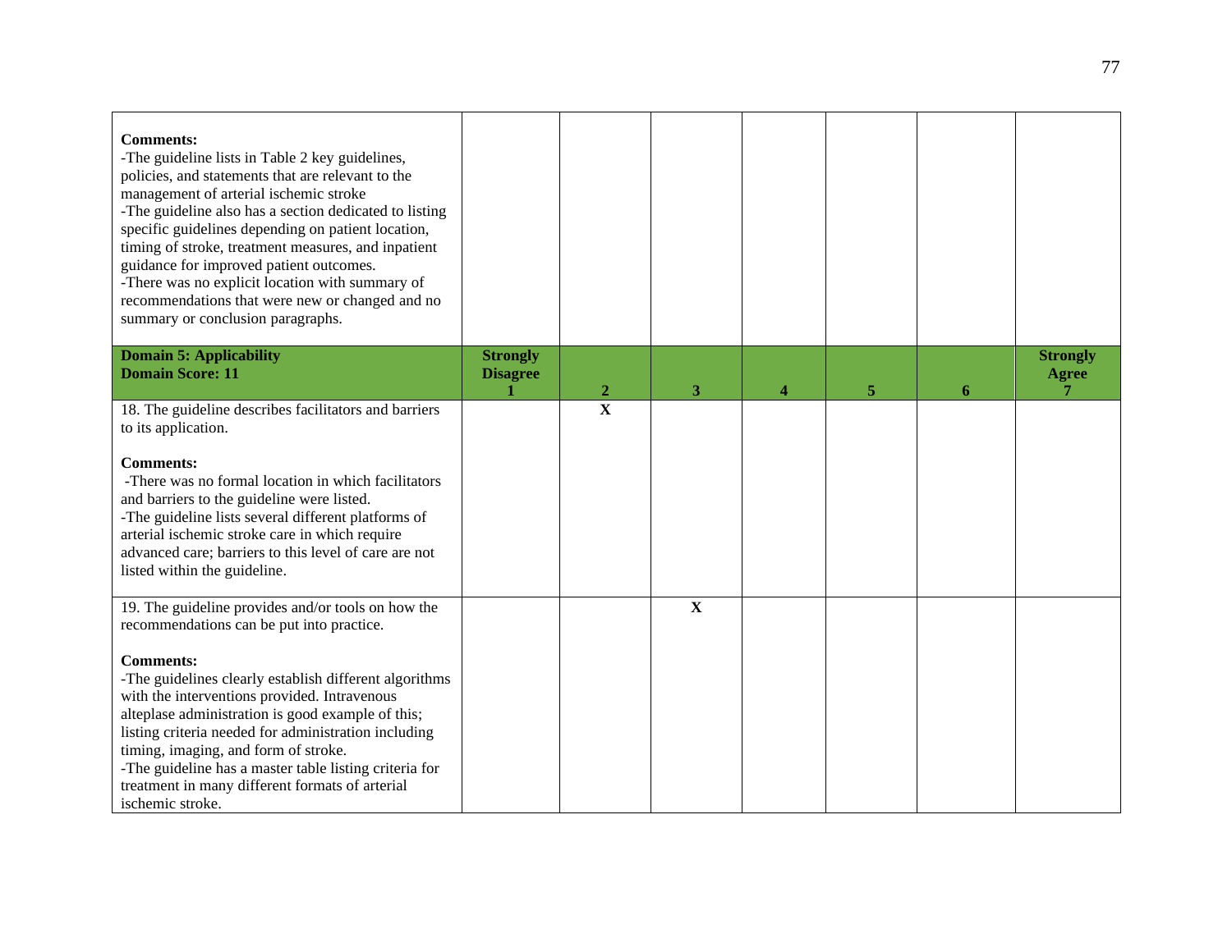| | | | | | | | |
|---|---|---|---|---|---|---|---|
| **Comments:**<br>-The guideline lists in Table 2 key guidelines, policies, and statements that are relevant to the management of arterial ischemic stroke<br>-The guideline also has a section dedicated to listing specific guidelines depending on patient location, timing of stroke, treatment measures, and inpatient guidance for improved patient outcomes.<br>-There was no explicit location with summary of recommendations that were new or changed and no summary or conclusion paragraphs. | | | | | | | |
| **Domain 5: Applicability**<br>**Domain Score: 11** | **Strongly Disagree**<br>**1** | **2** | **3** | **4** | **5** | **6** | **Strongly Agree**<br>**7** |
| 18. The guideline describes facilitators and barriers to its application.<br><br>**Comments:**<br>-There was no formal location in which facilitators and barriers to the guideline were listed.<br>-The guideline lists several different platforms of arterial ischemic stroke care in which require advanced care; barriers to this level of care are not listed within the guideline. | | **X** | | | | | |
| 19. The guideline provides and/or tools on how the recommendations can be put into practice.<br><br>**Comments:**<br>-The guidelines clearly establish different algorithms with the interventions provided. Intravenous alteplase administration is good example of this; listing criteria needed for administration including timing, imaging, and form of stroke.<br>-The guideline has a master table listing criteria for treatment in many different formats of arterial ischemic stroke. | | | **X** | | | | |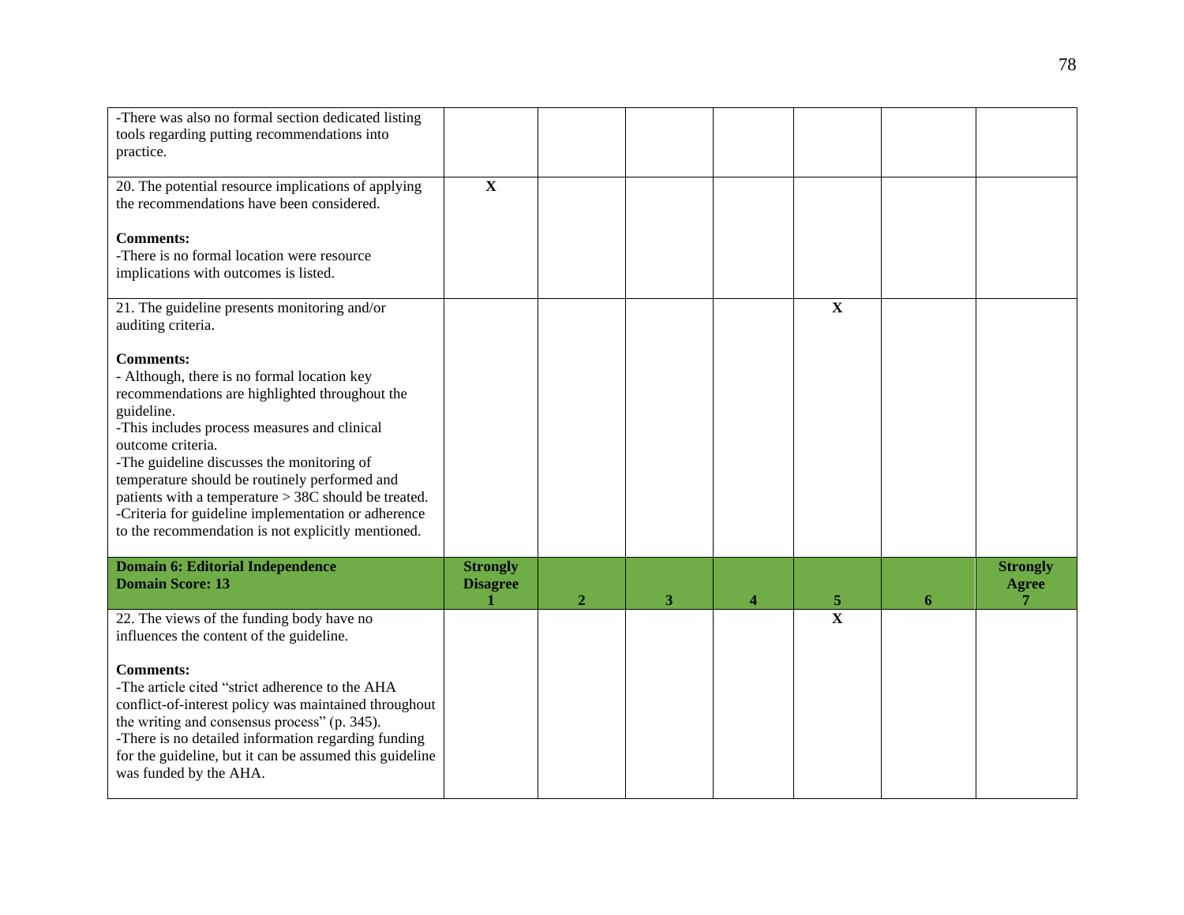| | | | | | | | |
|---|---|---|---|---|---|---|---|
| -There was also no formal section dedicated listing tools regarding putting recommendations into practice. | | | | | | | |
| 20. The potential resource implications of applying the recommendations have been considered.<br><br>**Comments:**<br>-There is no formal location were resource implications with outcomes is listed. | **X** | | | | | | |
| 21. The guideline presents monitoring and/or auditing criteria.<br><br>**Comments:**<br>- Although, there is no formal location key recommendations are highlighted throughout the guideline.<br>-This includes process measures and clinical outcome criteria.<br>-The guideline discusses the monitoring of temperature should be routinely performed and patients with a temperature > 38C should be treated.<br>-Criteria for guideline implementation or adherence to the recommendation is not explicitly mentioned. | | | | | **X** | | |
| **Domain 6: Editorial Independence**<br>**Domain Score: 13** | **Strongly Disagree**<br>**1** | **2** | **3** | **4** | **5** | **6** | **Strongly Agree**<br>**7** |
| 22. The views of the funding body have no influences the content of the guideline.<br><br>**Comments:**<br>-The article cited "strict adherence to the AHA conflict-of-interest policy was maintained throughout the writing and consensus process" (p. 345).<br>-There is no detailed information regarding funding for the guideline, but it can be assumed this guideline was funded by the AHA. | | | | | **X** | | |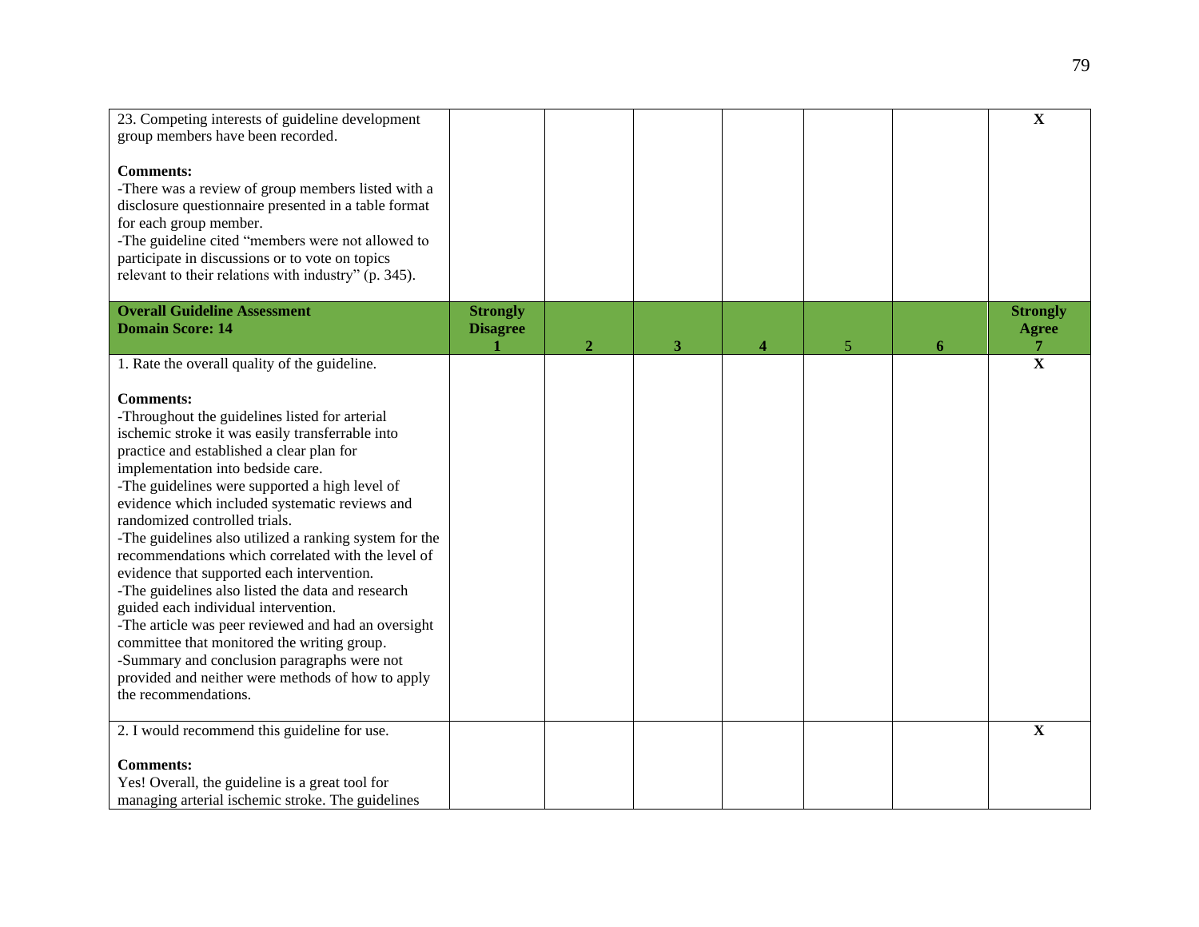| | | | | | | | |
|---|---|---|---|---|---|---|---|
| 23. Competing interests of guideline development group members have been recorded.<br><br>**Comments:**<br>-There was a review of group members listed with a disclosure questionnaire presented in a table format for each group member.<br>-The guideline cited "members were not allowed to participate in discussions or to vote on topics relevant to their relations with industry" (p. 345). | | | | | | | **X** |
| **Overall Guideline Assessment**<br>**Domain Score: 14** | **Strongly Disagree**<br>**1** | **2** | **3** | **4** | 5 | **6** | **Strongly Agree**<br>**7** |
| 1. Rate the overall quality of the guideline.<br><br>**Comments:**<br>-Throughout the guidelines listed for arterial ischemic stroke it was easily transferrable into practice and established a clear plan for implementation into bedside care.<br>-The guidelines were supported a high level of evidence which included systematic reviews and randomized controlled trials.<br>-The guidelines also utilized a ranking system for the recommendations which correlated with the level of evidence that supported each intervention.<br>-The guidelines also listed the data and research guided each individual intervention.<br>-The article was peer reviewed and had an oversight committee that monitored the writing group.<br>-Summary and conclusion paragraphs were not provided and neither were methods of how to apply the recommendations. | | | | | | | **X** |
| 2. I would recommend this guideline for use.<br><br>**Comments:**<br>Yes! Overall, the guideline is a great tool for managing arterial ischemic stroke. The guidelines | | | | | | | **X** |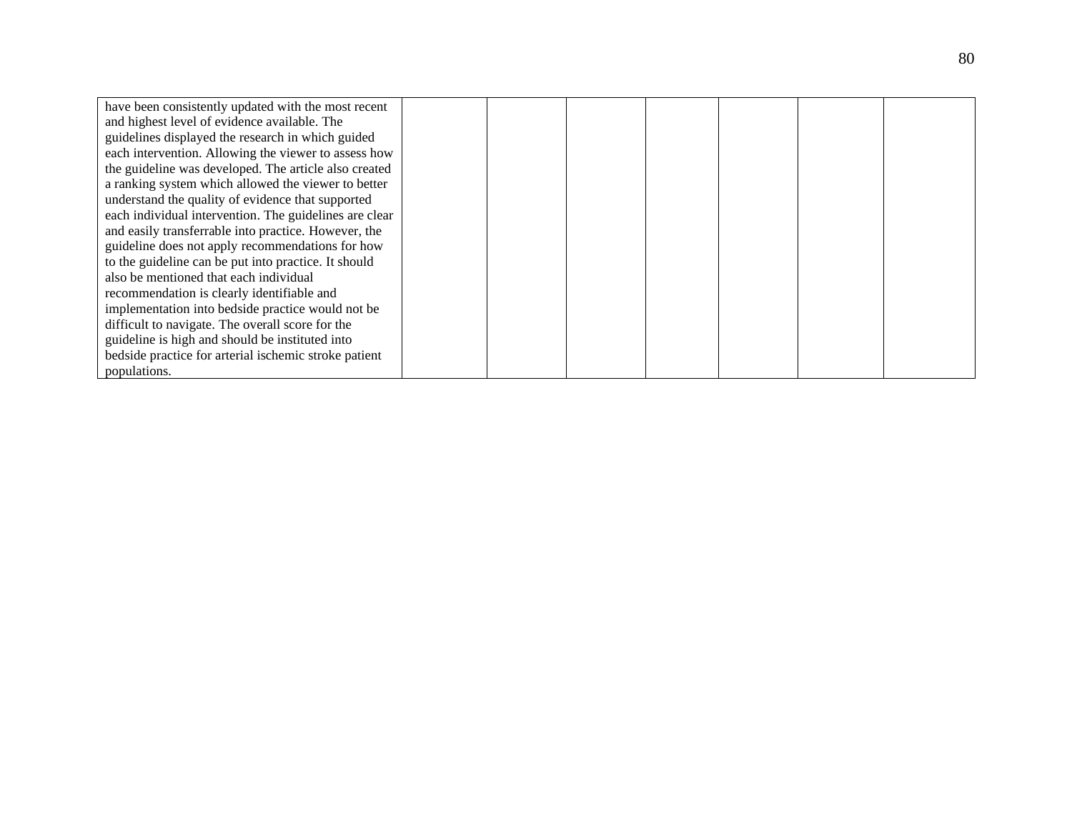| | | | | | | | |
|---|---|---|---|---|---|---|---|
| have been consistently updated with the most recent and highest level of evidence available. The guidelines displayed the research in which guided each intervention. Allowing the viewer to assess how the guideline was developed. The article also created a ranking system which allowed the viewer to better understand the quality of evidence that supported each individual intervention. The guidelines are clear and easily transferrable into practice. However, the guideline does not apply recommendations for how to the guideline can be put into practice. It should also be mentioned that each individual recommendation is clearly identifiable and implementation into bedside practice would not be difficult to navigate. The overall score for the guideline is high and should be instituted into bedside practice for arterial ischemic stroke patient populations. | | | | | | | |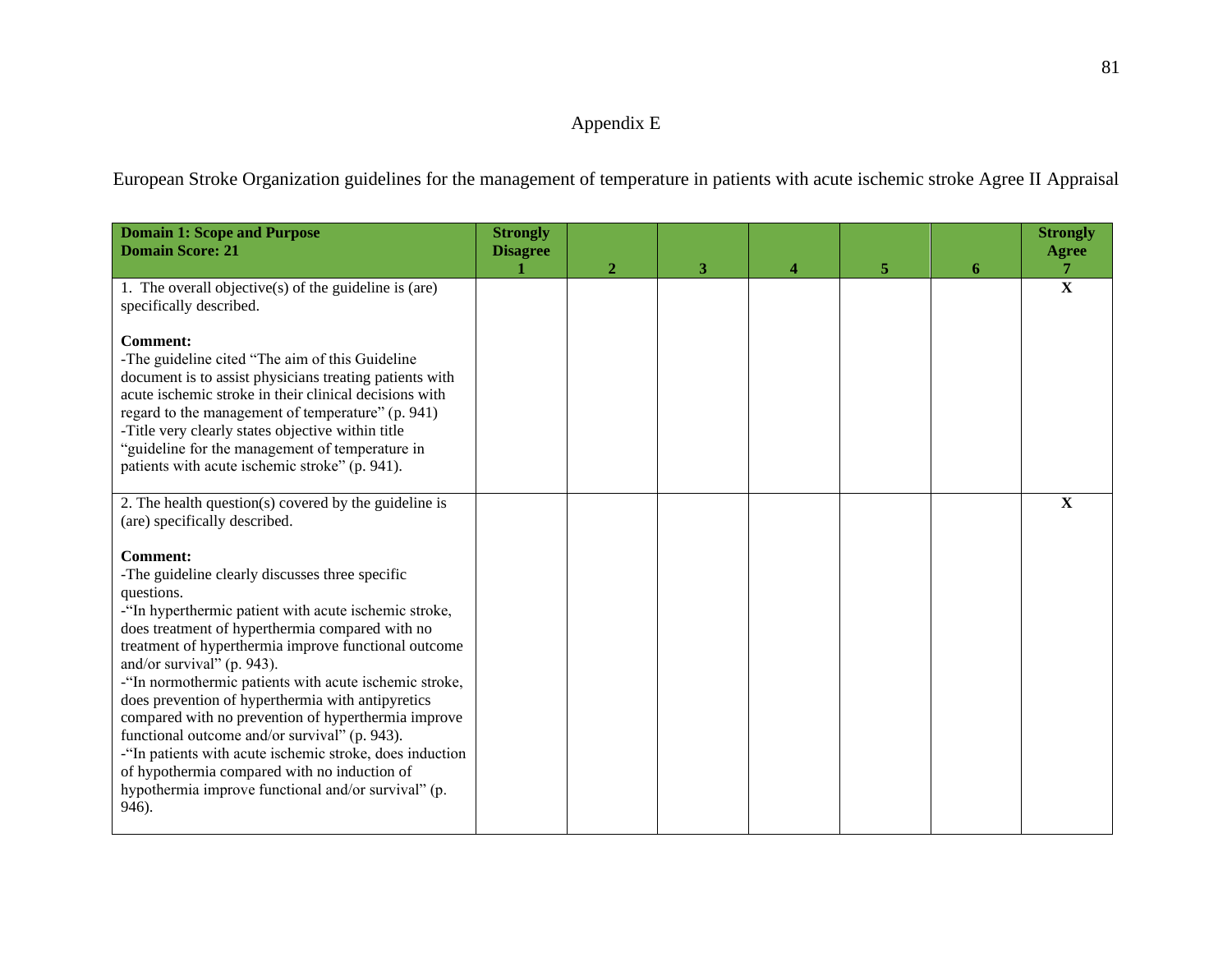# Appendix E

European Stroke Organization guidelines for the management of temperature in patients with acute ischemic stroke Agree II Appraisal

| **Domain 1: Scope and Purpose**<br>**Domain Score: 21** | **Strongly Disagree**<br>**1** | **2** | **3** | **4** | **5** | **6** | **Strongly Agree**<br>**7** |
|---|---|---|---|---|---|---|---|
| 1. The overall objective(s) of the guideline is (are) specifically described.<br><br>**Comment:**<br>-The guideline cited "The aim of this Guideline document is to assist physicians treating patients with acute ischemic stroke in their clinical decisions with regard to the management of temperature" (p. 941)<br>-Title very clearly states objective within title "guideline for the management of temperature in patients with acute ischemic stroke" (p. 941). | | | | | | | **X** |
| 2. The health question(s) covered by the guideline is (are) specifically described.<br><br>**Comment:**<br>-The guideline clearly discusses three specific questions.<br>-"In hyperthermic patient with acute ischemic stroke, does treatment of hyperthermia compared with no treatment of hyperthermia improve functional outcome and/or survival" (p. 943).<br>-"In normothermic patients with acute ischemic stroke, does prevention of hyperthermia with antipyretics compared with no prevention of hyperthermia improve functional outcome and/or survival" (p. 943).<br>-"In patients with acute ischemic stroke, does induction of hypothermia compared with no induction of hypothermia improve functional and/or survival" (p. 946). | | | | | | | **X** |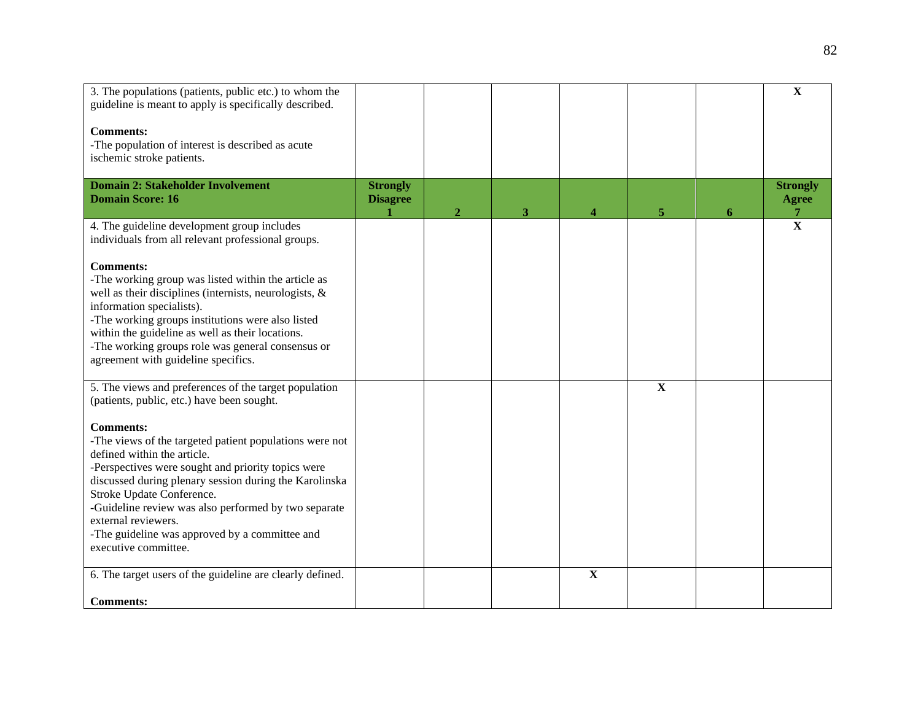| 3. The populations (patients, public etc.) to whom the guideline is meant to apply is specifically described.<br><br>**Comments:**<br>-The population of interest is described as acute ischemic stroke patients. | | | | | | | **X** |
|---|---|---|---|---|---|---|---|
| **Domain 2: Stakeholder Involvement**<br>**Domain Score: 16** | **Strongly Disagree**<br>**1** | **2** | **3** | **4** | **5** | **6** | **Strongly Agree**<br>**7** |
| 4. The guideline development group includes individuals from all relevant professional groups.<br><br>**Comments:**<br>-The working group was listed within the article as well as their disciplines (internists, neurologists, & information specialists).<br>-The working groups institutions were also listed within the guideline as well as their locations.<br>-The working groups role was general consensus or agreement with guideline specifics. | | | | | | | **X** |
| 5. The views and preferences of the target population (patients, public, etc.) have been sought.<br><br>**Comments:**<br>-The views of the targeted patient populations were not defined within the article.<br>-Perspectives were sought and priority topics were discussed during plenary session during the Karolinska Stroke Update Conference.<br>-Guideline review was also performed by two separate external reviewers.<br>-The guideline was approved by a committee and executive committee. | | | | | **X** | | |
| 6. The target users of the guideline are clearly defined.<br><br>**Comments:** | | | | **X** | | | |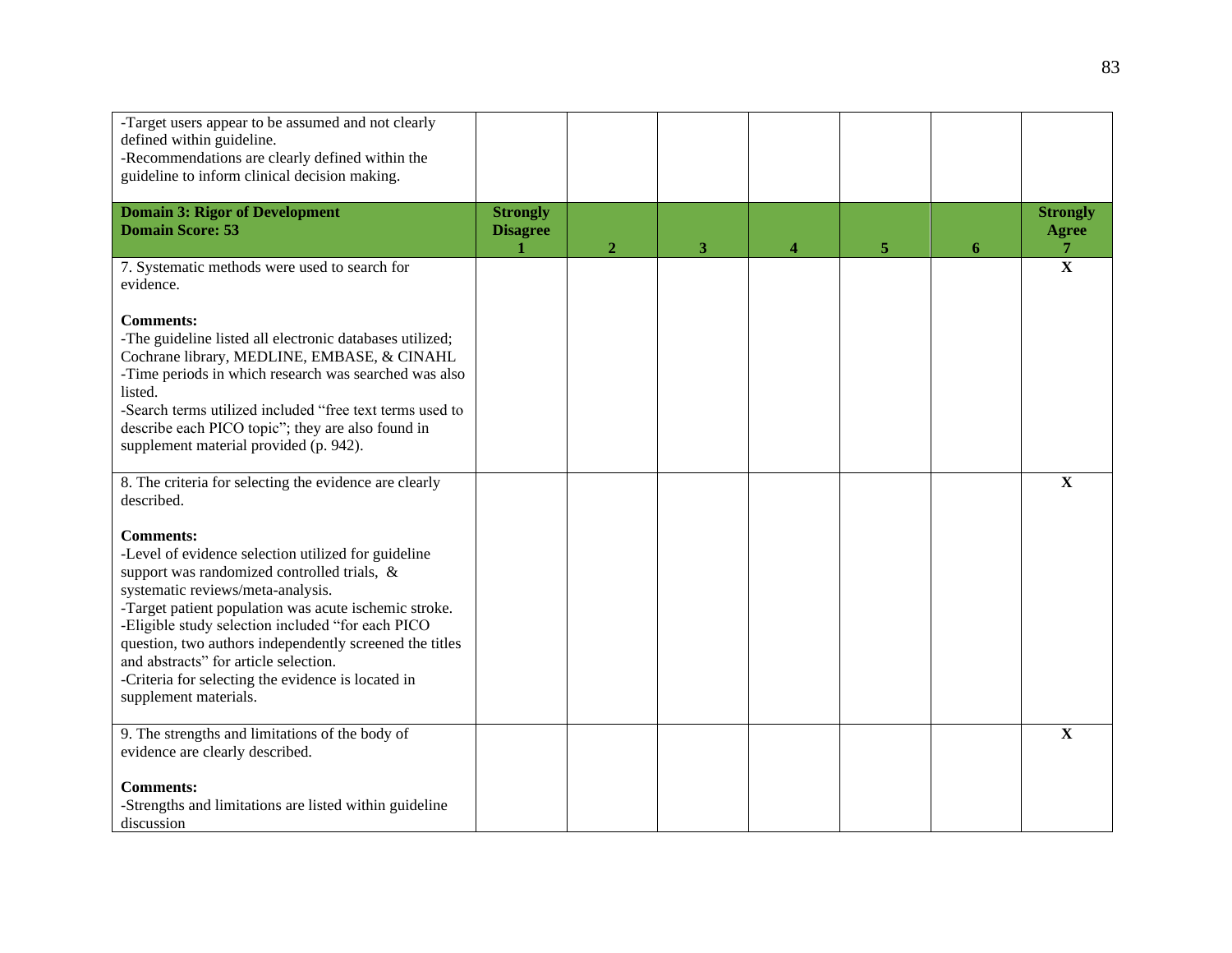| -Target users appear to be assumed and not clearly defined within guideline.<br>-Recommendations are clearly defined within the guideline to inform clinical decision making. | | | | | | | |
|---|---|---|---|---|---|---|---|
| **Domain 3: Rigor of Development**<br>**Domain Score: 53** | **Strongly Disagree 1** | **2** | **3** | **4** | **5** | **6** | **Strongly Agree 7** |
| 7. Systematic methods were used to search for evidence.<br><br>**Comments:**<br>-The guideline listed all electronic databases utilized; Cochrane library, MEDLINE, EMBASE, & CINAHL<br>-Time periods in which research was searched was also listed.<br>-Search terms utilized included "free text terms used to describe each PICO topic"; they are also found in supplement material provided (p. 942). | | | | | | | **X** |
| 8. The criteria for selecting the evidence are clearly described.<br><br>**Comments:**<br>-Level of evidence selection utilized for guideline support was randomized controlled trials, & systematic reviews/meta-analysis.<br>-Target patient population was acute ischemic stroke.<br>-Eligible study selection included "for each PICO question, two authors independently screened the titles and abstracts" for article selection.<br>-Criteria for selecting the evidence is located in supplement materials. | | | | | | | **X** |
| 9. The strengths and limitations of the body of evidence are clearly described.<br><br>**Comments:**<br>-Strengths and limitations are listed within guideline discussion | | | | | | | **X** |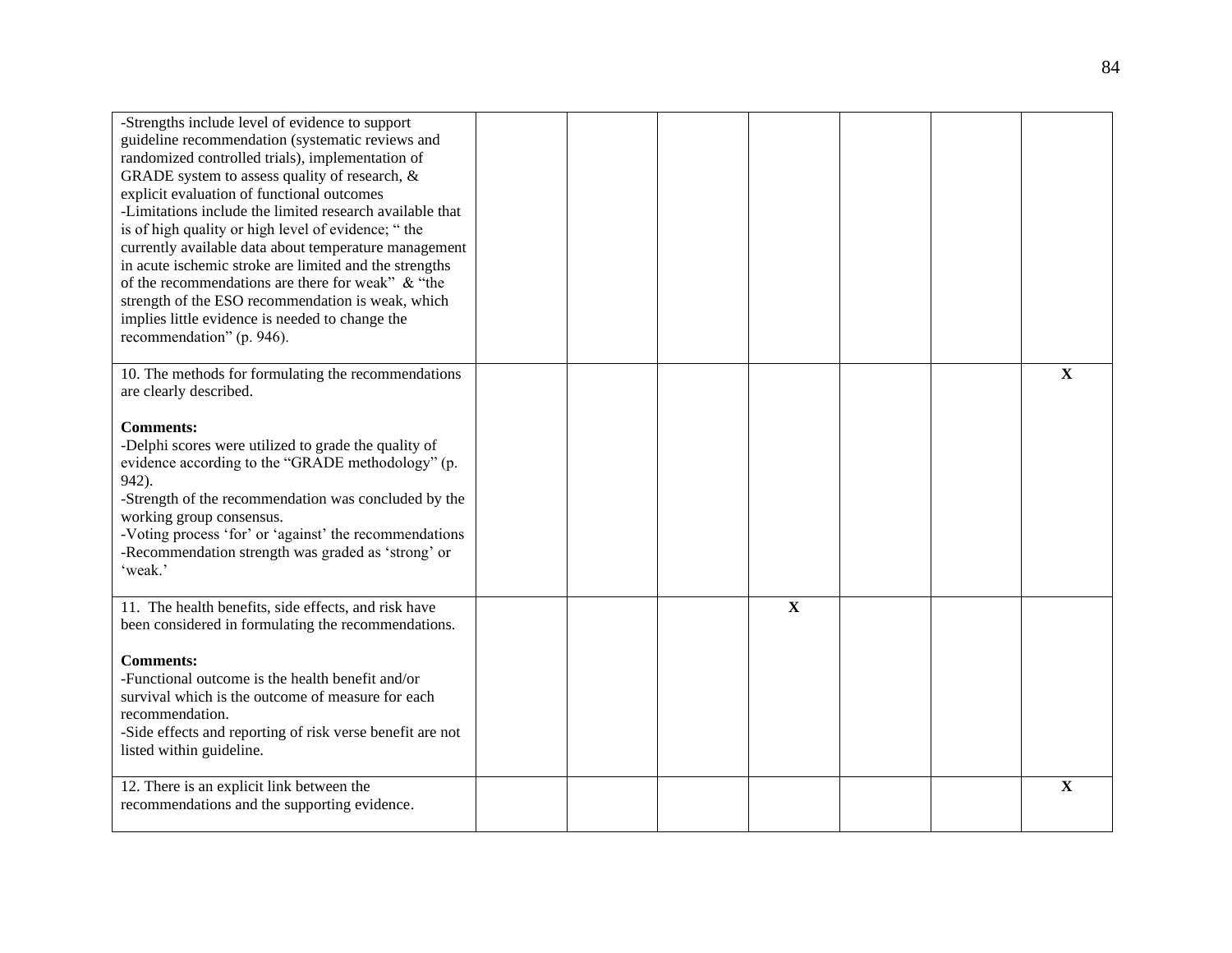| | | | | | | | |
|---|---|---|---|---|---|---|---|
| -Strengths include level of evidence to support guideline recommendation (systematic reviews and randomized controlled trials), implementation of GRADE system to assess quality of research, & explicit evaluation of functional outcomes<br>-Limitations include the limited research available that is of high quality or high level of evidence; " the currently available data about temperature management in acute ischemic stroke are limited and the strengths of the recommendations are there for weak" & "the strength of the ESO recommendation is weak, which implies little evidence is needed to change the recommendation" (p. 946). | | | | | | | |
| 10. The methods for formulating the recommendations are clearly described.<br><br>**Comments:**<br>-Delphi scores were utilized to grade the quality of evidence according to the "GRADE methodology" (p. 942).<br>-Strength of the recommendation was concluded by the working group consensus.<br>-Voting process 'for' or 'against' the recommendations<br>-Recommendation strength was graded as 'strong' or 'weak.' | | | | | | | **X** |
| 11. The health benefits, side effects, and risk have been considered in formulating the recommendations.<br><br>**Comments:**<br>-Functional outcome is the health benefit and/or survival which is the outcome of measure for each recommendation.<br>-Side effects and reporting of risk verse benefit are not listed within guideline. | | | | **X** | | | |
| 12. There is an explicit link between the recommendations and the supporting evidence. | | | | | | | **X** |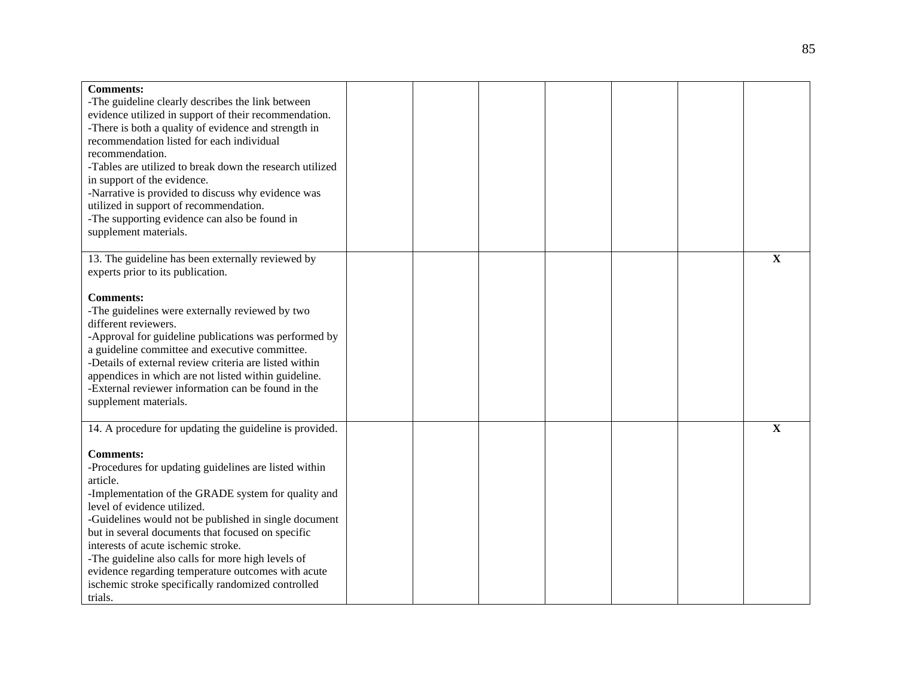| | | | | | | | |
|---|---|---|---|---|---|---|---|
| **Comments:**<br>-The guideline clearly describes the link between evidence utilized in support of their recommendation.<br>-There is both a quality of evidence and strength in recommendation listed for each individual recommendation.<br>-Tables are utilized to break down the research utilized in support of the evidence.<br>-Narrative is provided to discuss why evidence was utilized in support of recommendation.<br>-The supporting evidence can also be found in supplement materials. | | | | | | | |
| 13. The guideline has been externally reviewed by experts prior to its publication.<br><br>**Comments:**<br>-The guidelines were externally reviewed by two different reviewers.<br>-Approval for guideline publications was performed by a guideline committee and executive committee.<br>-Details of external review criteria are listed within appendices in which are not listed within guideline.<br>-External reviewer information can be found in the supplement materials. | | | | | | | **X** |
| 14. A procedure for updating the guideline is provided.<br><br>**Comments:**<br>-Procedures for updating guidelines are listed within article.<br>-Implementation of the GRADE system for quality and level of evidence utilized.<br>-Guidelines would not be published in single document but in several documents that focused on specific interests of acute ischemic stroke.<br>-The guideline also calls for more high levels of evidence regarding temperature outcomes with acute ischemic stroke specifically randomized controlled trials. | | | | | | | **X** |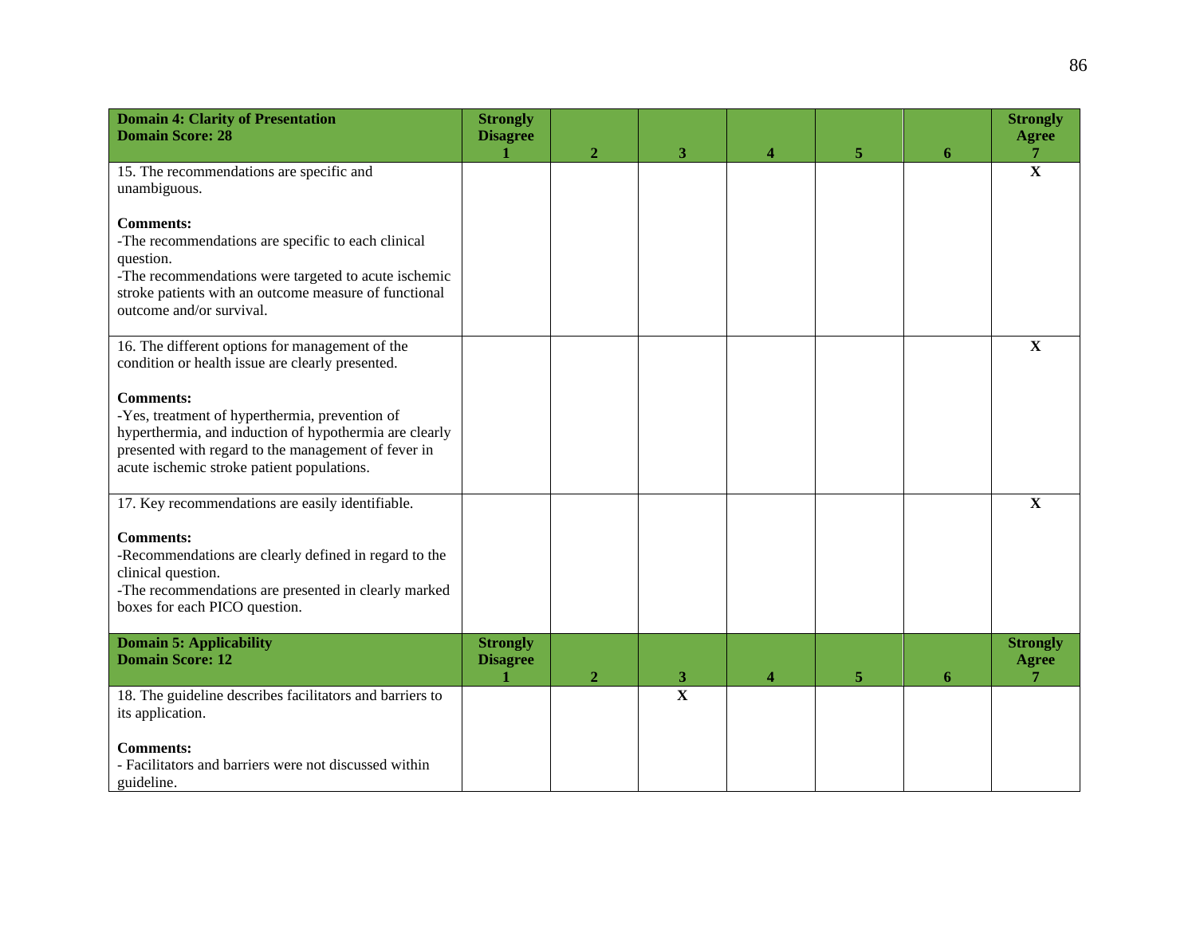| **Domain 4: Clarity of Presentation**<br>**Domain Score: 28** | **Strongly Disagree**<br>**1** | **2** | **3** | **4** | **5** | **6** | **Strongly Agree**<br>**7** |
|---|---|---|---|---|---|---|---|
| 15. The recommendations are specific and unambiguous.<br><br>**Comments:**<br>-The recommendations are specific to each clinical question.<br>-The recommendations were targeted to acute ischemic stroke patients with an outcome measure of functional outcome and/or survival. | | | | | | | **X** |
| 16. The different options for management of the condition or health issue are clearly presented.<br><br>**Comments:**<br>-Yes, treatment of hyperthermia, prevention of hyperthermia, and induction of hypothermia are clearly presented with regard to the management of fever in acute ischemic stroke patient populations. | | | | | | | **X** |
| 17. Key recommendations are easily identifiable.<br><br>**Comments:**<br>-Recommendations are clearly defined in regard to the clinical question.<br>-The recommendations are presented in clearly marked boxes for each PICO question. | | | | | | | **X** |
| **Domain 5: Applicability**<br>**Domain Score: 12** | **Strongly Disagree**<br>**1** | **2** | **3** | **4** | **5** | **6** | **Strongly Agree**<br>**7** |
| 18. The guideline describes facilitators and barriers to its application.<br><br>**Comments:**<br>- Facilitators and barriers were not discussed within guideline. | | | **X** | | | | |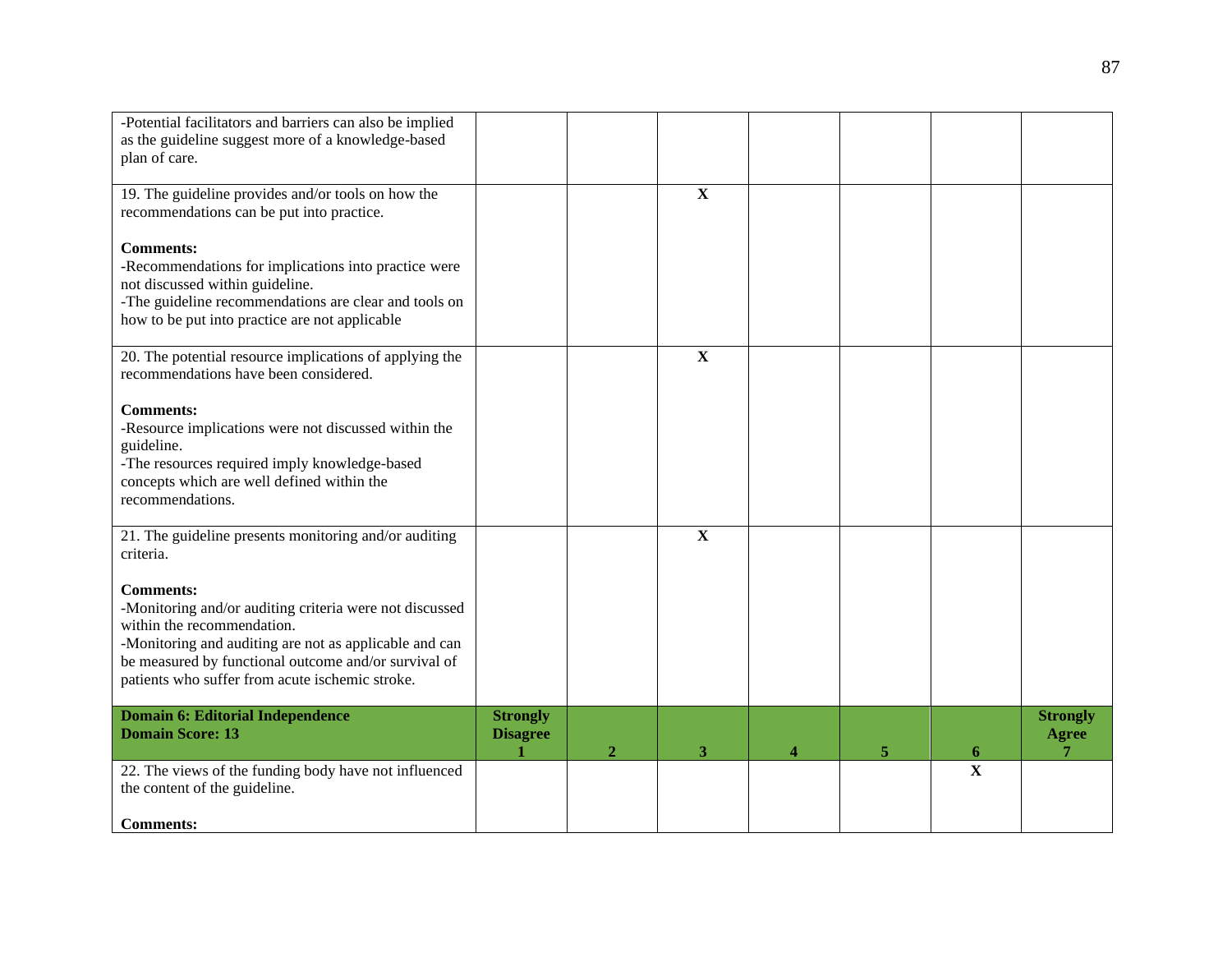| | | | | | | | |
|---|---|---|---|---|---|---|---|
| -Potential facilitators and barriers can also be implied as the guideline suggest more of a knowledge-based plan of care. | | | | | | | |
| 19. The guideline provides and/or tools on how the recommendations can be put into practice.<br><br>**Comments:**<br>-Recommendations for implications into practice were not discussed within guideline.<br>-The guideline recommendations are clear and tools on how to be put into practice are not applicable | | | **X** | | | | |
| 20. The potential resource implications of applying the recommendations have been considered.<br><br>**Comments:**<br>-Resource implications were not discussed within the guideline.<br>-The resources required imply knowledge-based concepts which are well defined within the recommendations. | | | **X** | | | | |
| 21. The guideline presents monitoring and/or auditing criteria.<br><br>**Comments:**<br>-Monitoring and/or auditing criteria were not discussed within the recommendation.<br>-Monitoring and auditing are not as applicable and can be measured by functional outcome and/or survival of patients who suffer from acute ischemic stroke. | | | **X** | | | | |
| **Domain 6: Editorial Independence**<br>**Domain Score: 13** | **Strongly Disagree 1** | **2** | **3** | **4** | **5** | **6** | **Strongly Agree 7** |
| 22. The views of the funding body have not influenced the content of the guideline.<br><br>**Comments:** | | | | | | **X** | |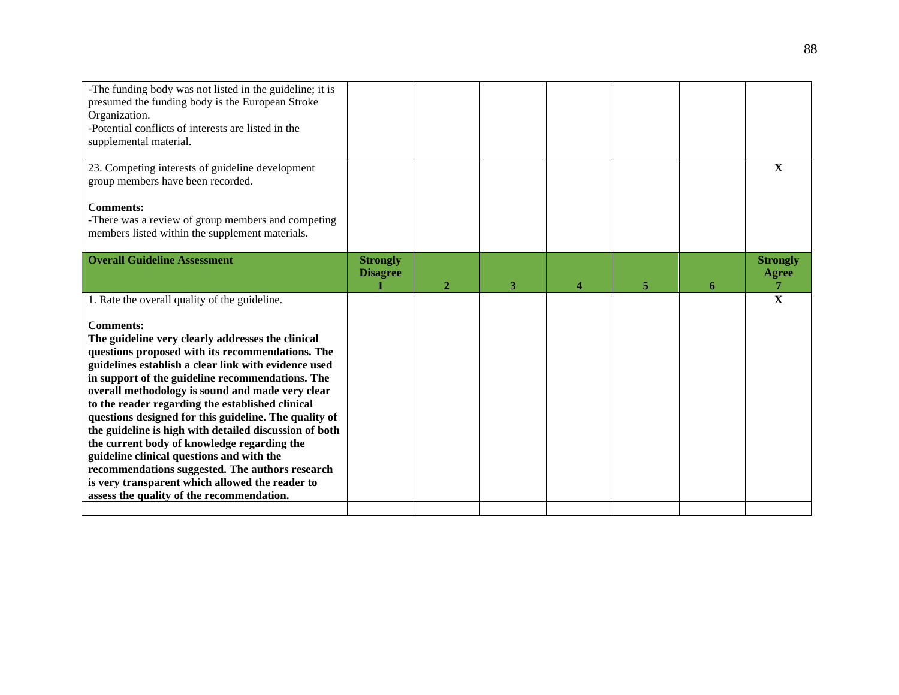| | | | | | | | |
|---|---|---|---|---|---|---|---|
| -The funding body was not listed in the guideline; it is presumed the funding body is the European Stroke Organization.<br>-Potential conflicts of interests are listed in the supplemental material. | | | | | | | |
| 23. Competing interests of guideline development group members have been recorded.<br><br>**Comments:**<br>-There was a review of group members and competing members listed within the supplement materials. | | | | | | | X |
| **Overall Guideline Assessment** | **Strongly Disagree 1** | **2** | **3** | **4** | **5** | **6** | **Strongly Agree 7** |
| 1. Rate the overall quality of the guideline.<br><br>**Comments:**<br>**The guideline very clearly addresses the clinical questions proposed with its recommendations. The guidelines establish a clear link with evidence used in support of the guideline recommendations. The overall methodology is sound and made very clear to the reader regarding the established clinical questions designed for this guideline. The quality of the guideline is high with detailed discussion of both the current body of knowledge regarding the guideline clinical questions and with the recommendations suggested. The authors research is very transparent which allowed the reader to assess the quality of the recommendation.** | | | | | | | X |
| | | | | | | | |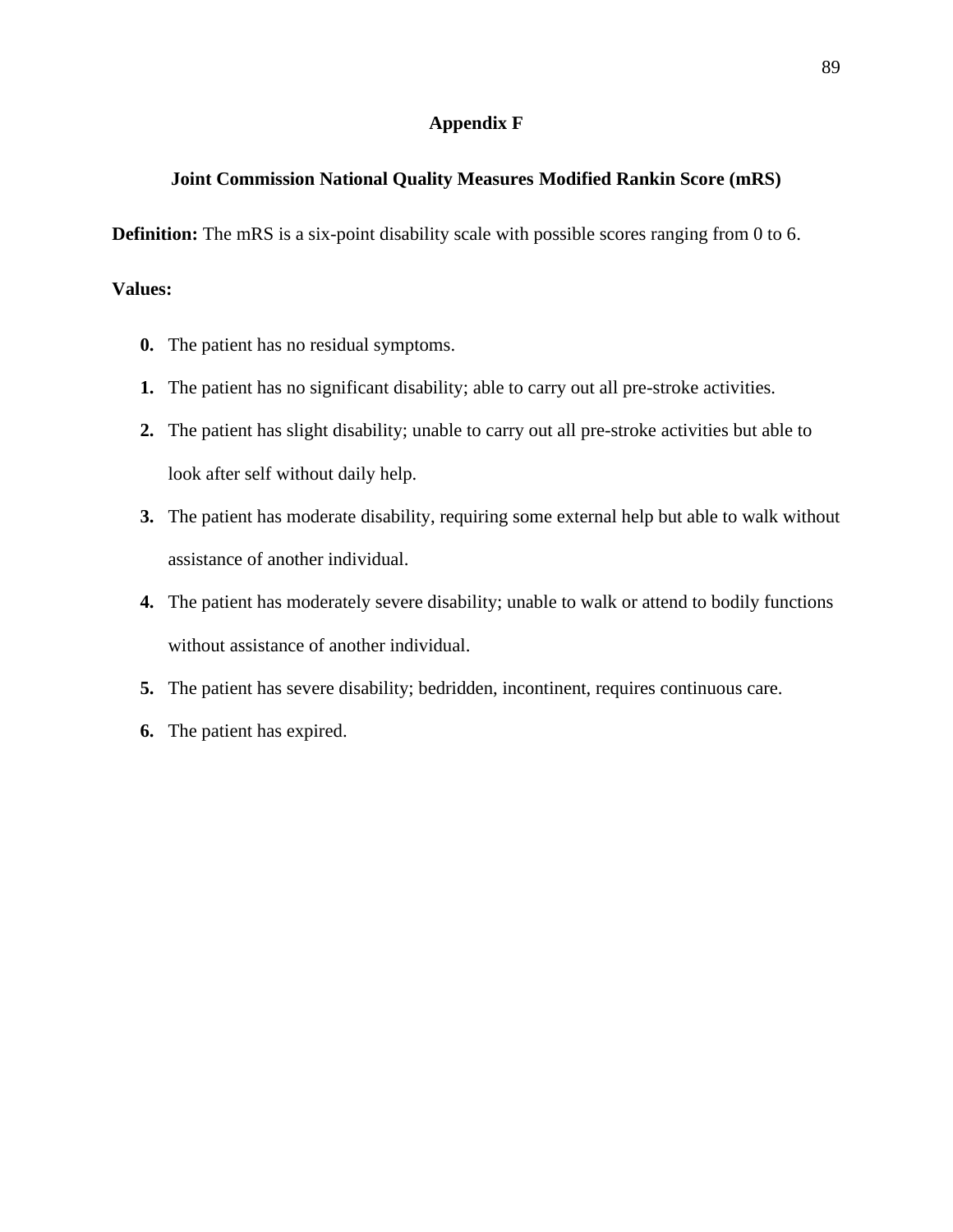# Appendix F

## Joint Commission National Quality Measures Modified Rankin Score (mRS)

**Definition:** The mRS is a six-point disability scale with possible scores ranging from 0 to 6.

**Values:**

**0.** The patient has no residual symptoms.

**1.** The patient has no significant disability; able to carry out all pre-stroke activities.

**2.** The patient has slight disability; unable to carry out all pre-stroke activities but able to look after self without daily help.

**3.** The patient has moderate disability, requiring some external help but able to walk without assistance of another individual.

**4.** The patient has moderately severe disability; unable to walk or attend to bodily functions without assistance of another individual.

**5.** The patient has severe disability; bedridden, incontinent, requires continuous care.

**6.** The patient has expired.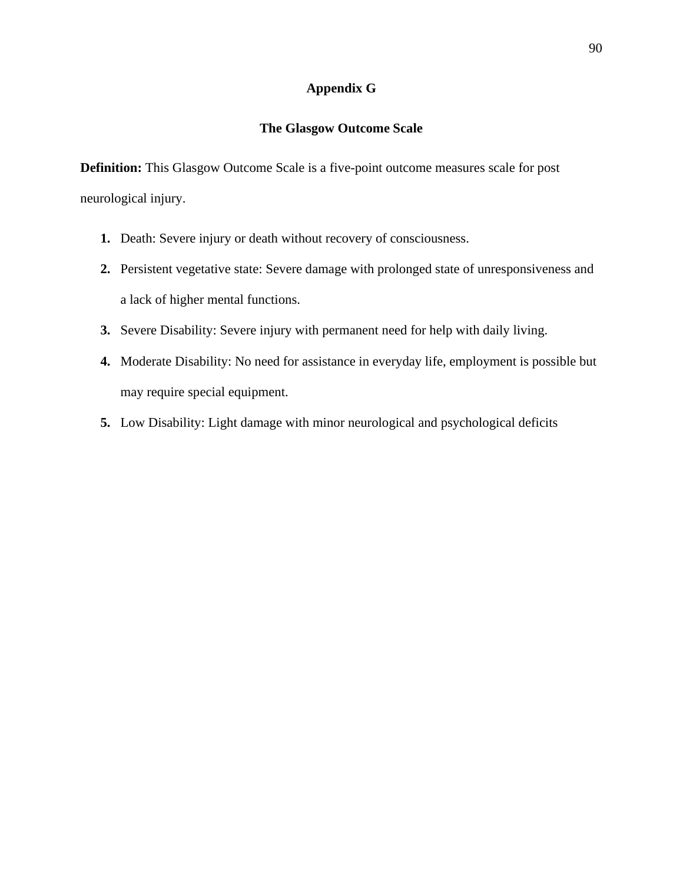# Appendix G

## The Glasgow Outcome Scale

**Definition:** This Glasgow Outcome Scale is a five-point outcome measures scale for post neurological injury.

1. Death: Severe injury or death without recovery of consciousness.
2. Persistent vegetative state: Severe damage with prolonged state of unresponsiveness and a lack of higher mental functions.
3. Severe Disability: Severe injury with permanent need for help with daily living.
4. Moderate Disability: No need for assistance in everyday life, employment is possible but may require special equipment.
5. Low Disability: Light damage with minor neurological and psychological deficits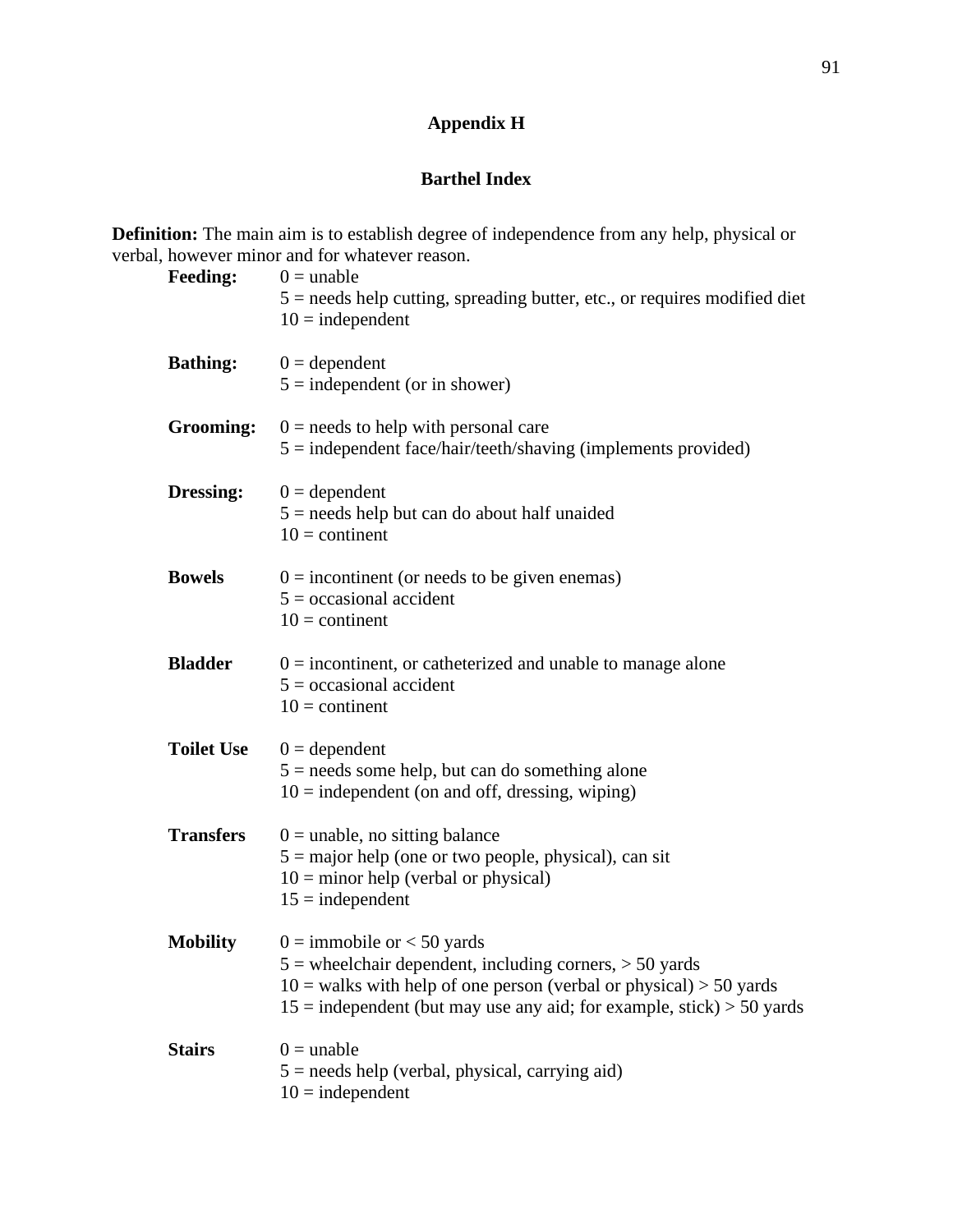# Appendix H

## Barthel Index

**Definition:** The main aim is to establish degree of independence from any help, physical or verbal, however minor and for whatever reason.

**Feeding:**
- 0 = unable
- 5 = needs help cutting, spreading butter, etc., or requires modified diet
- 10 = independent

**Bathing:**
- 0 = dependent
- 5 = independent (or in shower)

**Grooming:**
- 0 = needs to help with personal care
- 5 = independent face/hair/teeth/shaving (implements provided)

**Dressing:**
- 0 = dependent
- 5 = needs help but can do about half unaided
- 10 = continent

**Bowels**
- 0 = incontinent (or needs to be given enemas)
- 5 = occasional accident
- 10 = continent

**Bladder**
- 0 = incontinent, or catheterized and unable to manage alone
- 5 = occasional accident
- 10 = continent

**Toilet Use**
- 0 = dependent
- 5 = needs some help, but can do something alone
- 10 = independent (on and off, dressing, wiping)

**Transfers**
- 0 = unable, no sitting balance
- 5 = major help (one or two people, physical), can sit
- 10 = minor help (verbal or physical)
- 15 = independent

**Mobility**
- 0 = immobile or < 50 yards
- 5 = wheelchair dependent, including corners, > 50 yards
- 10 = walks with help of one person (verbal or physical) > 50 yards
- 15 = independent (but may use any aid; for example, stick) > 50 yards

**Stairs**
- 0 = unable
- 5 = needs help (verbal, physical, carrying aid)
- 10 = independent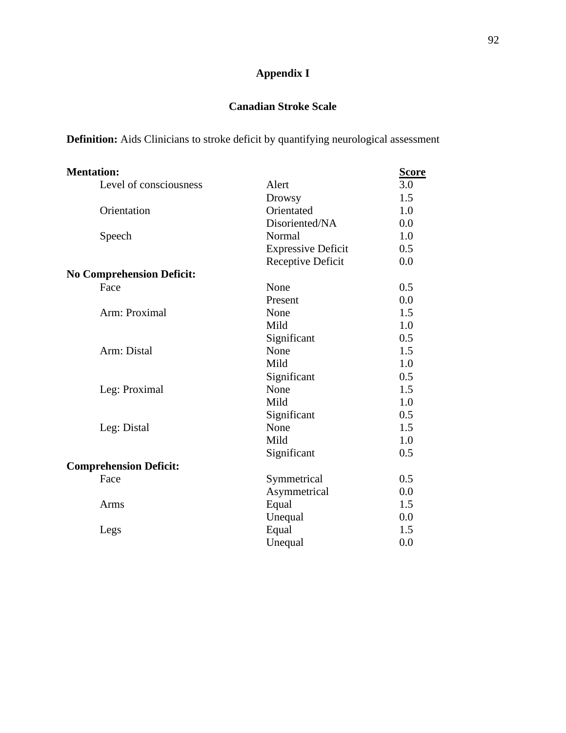# Appendix I

## Canadian Stroke Scale

**Definition:** Aids Clinicians to stroke deficit by quantifying neurological assessment

| | | | |
|---|---|---|---|
| **Mentation:** | | | **Score** |
| | Level of consciousness | Alert | 3.0 |
| | | Drowsy | 1.5 |
| | Orientation | Orientated | 1.0 |
| | | Disoriented/NA | 0.0 |
| | Speech | Normal | 1.0 |
| | | Expressive Deficit | 0.5 |
| | | Receptive Deficit | 0.0 |
| **No Comprehension Deficit:** | | | |
| | Face | None | 0.5 |
| | | Present | 0.0 |
| | Arm: Proximal | None | 1.5 |
| | | Mild | 1.0 |
| | | Significant | 0.5 |
| | Arm: Distal | None | 1.5 |
| | | Mild | 1.0 |
| | | Significant | 0.5 |
| | Leg: Proximal | None | 1.5 |
| | | Mild | 1.0 |
| | | Significant | 0.5 |
| | Leg: Distal | None | 1.5 |
| | | Mild | 1.0 |
| | | Significant | 0.5 |
| **Comprehension Deficit:** | | | |
| | Face | Symmetrical | 0.5 |
| | | Asymmetrical | 0.0 |
| | Arms | Equal | 1.5 |
| | | Unequal | 0.0 |
| | Legs | Equal | 1.5 |
| | | Unequal | 0.0 |